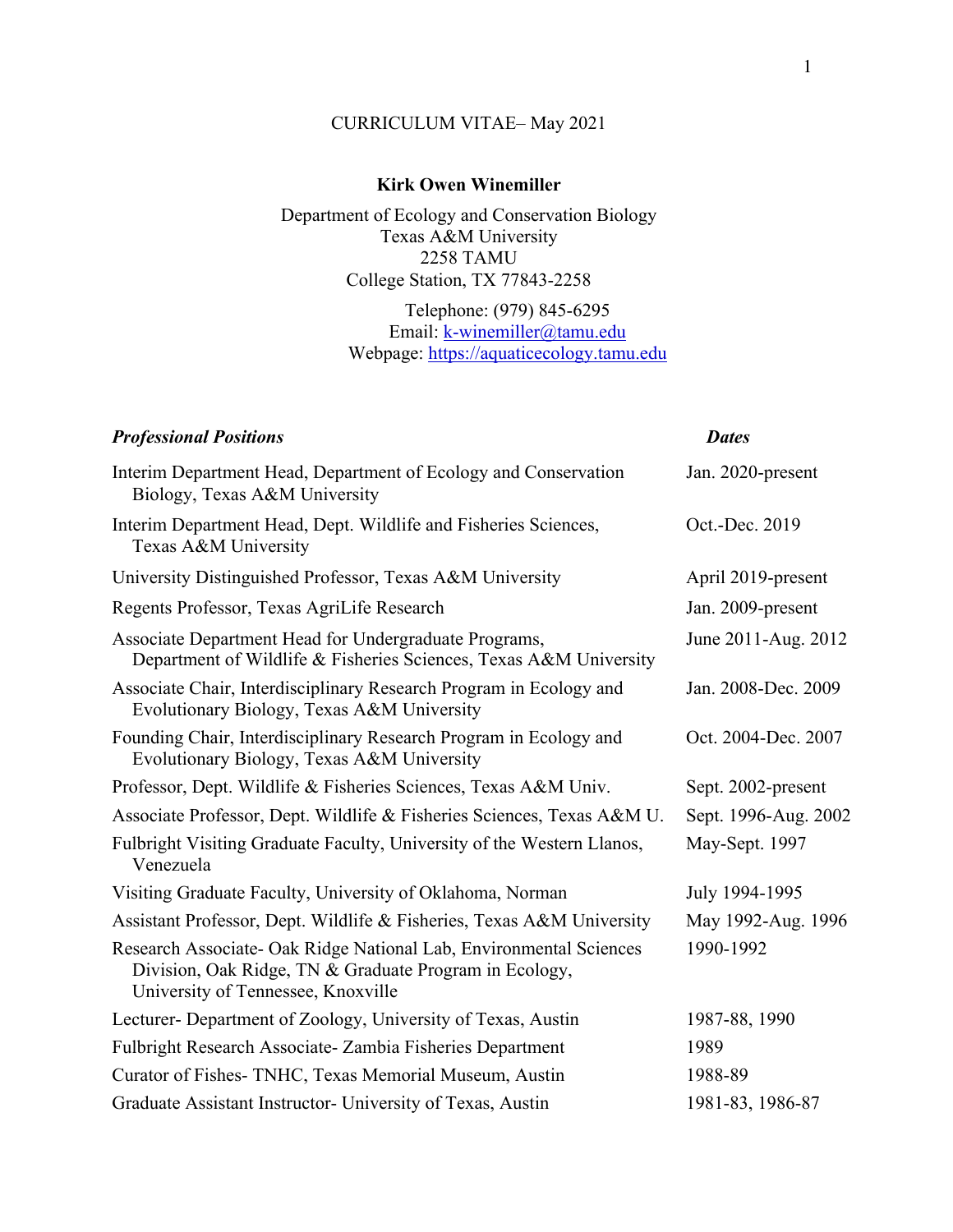CURRICULUM VITAE– May 2021

**Kirk Owen Winemiller**

Department of Ecology and Conservation Biology
Texas A&M University
2258 TAMU
College Station, TX 77843-2258

Telephone: (979) 845-6295
Email: k-winemiller@tamu.edu
Webpage: https://aquaticecology.tamu.edu

| ***Professional Positions*** | ***Dates*** |
|---|---|
| Interim Department Head, Department of Ecology and Conservation Biology, Texas A&M University | Jan. 2020-present |
| Interim Department Head, Dept. Wildlife and Fisheries Sciences, Texas A&M University | Oct.-Dec. 2019 |
| University Distinguished Professor, Texas A&M University | April 2019-present |
| Regents Professor, Texas AgriLife Research | Jan. 2009-present |
| Associate Department Head for Undergraduate Programs, Department of Wildlife & Fisheries Sciences, Texas A&M University | June 2011-Aug. 2012 |
| Associate Chair, Interdisciplinary Research Program in Ecology and Evolutionary Biology, Texas A&M University | Jan. 2008-Dec. 2009 |
| Founding Chair, Interdisciplinary Research Program in Ecology and Evolutionary Biology, Texas A&M University | Oct. 2004-Dec. 2007 |
| Professor, Dept. Wildlife & Fisheries Sciences, Texas A&M Univ. | Sept. 2002-present |
| Associate Professor, Dept. Wildlife & Fisheries Sciences, Texas A&M U. | Sept. 1996-Aug. 2002 |
| Fulbright Visiting Graduate Faculty, University of the Western Llanos, Venezuela | May-Sept. 1997 |
| Visiting Graduate Faculty, University of Oklahoma, Norman | July 1994-1995 |
| Assistant Professor, Dept. Wildlife & Fisheries, Texas A&M University | May 1992-Aug. 1996 |
| Research Associate- Oak Ridge National Lab, Environmental Sciences Division, Oak Ridge, TN & Graduate Program in Ecology, University of Tennessee, Knoxville | 1990-1992 |
| Lecturer- Department of Zoology, University of Texas, Austin | 1987-88, 1990 |
| Fulbright Research Associate- Zambia Fisheries Department | 1989 |
| Curator of Fishes- TNHC, Texas Memorial Museum, Austin | 1988-89 |
| Graduate Assistant Instructor- University of Texas, Austin | 1981-83, 1986-87 |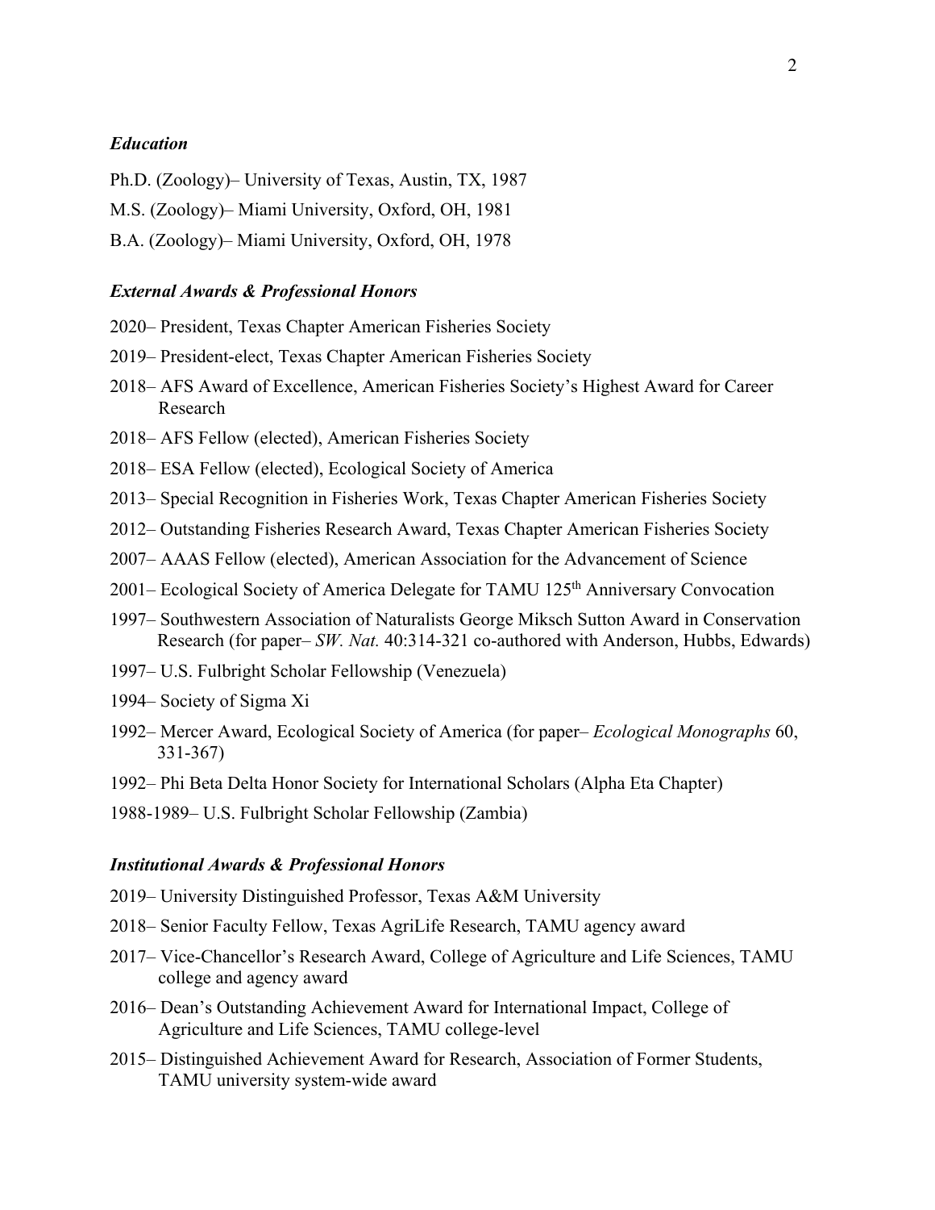### *Education*

Ph.D. (Zoology)– University of Texas, Austin, TX, 1987

M.S. (Zoology)– Miami University, Oxford, OH, 1981

B.A. (Zoology)– Miami University, Oxford, OH, 1978

### *External Awards & Professional Honors*

2020– President, Texas Chapter American Fisheries Society

2019– President-elect, Texas Chapter American Fisheries Society

2018– AFS Award of Excellence, American Fisheries Society's Highest Award for Career Research

2018– AFS Fellow (elected), American Fisheries Society

2018– ESA Fellow (elected), Ecological Society of America

2013– Special Recognition in Fisheries Work, Texas Chapter American Fisheries Society

2012– Outstanding Fisheries Research Award, Texas Chapter American Fisheries Society

2007– AAAS Fellow (elected), American Association for the Advancement of Science

2001– Ecological Society of America Delegate for TAMU 125th Anniversary Convocation

1997– Southwestern Association of Naturalists George Miksch Sutton Award in Conservation Research (for paper– *SW. Nat.* 40:314-321 co-authored with Anderson, Hubbs, Edwards)

1997– U.S. Fulbright Scholar Fellowship (Venezuela)

1994– Society of Sigma Xi

1992– Mercer Award, Ecological Society of America (for paper– *Ecological Monographs* 60, 331-367)

1992– Phi Beta Delta Honor Society for International Scholars (Alpha Eta Chapter)

1988-1989– U.S. Fulbright Scholar Fellowship (Zambia)

### *Institutional Awards & Professional Honors*

2019– University Distinguished Professor, Texas A&M University

2018– Senior Faculty Fellow, Texas AgriLife Research, TAMU agency award

2017– Vice-Chancellor's Research Award, College of Agriculture and Life Sciences, TAMU college and agency award

2016– Dean's Outstanding Achievement Award for International Impact, College of Agriculture and Life Sciences, TAMU college-level

2015– Distinguished Achievement Award for Research, Association of Former Students, TAMU university system-wide award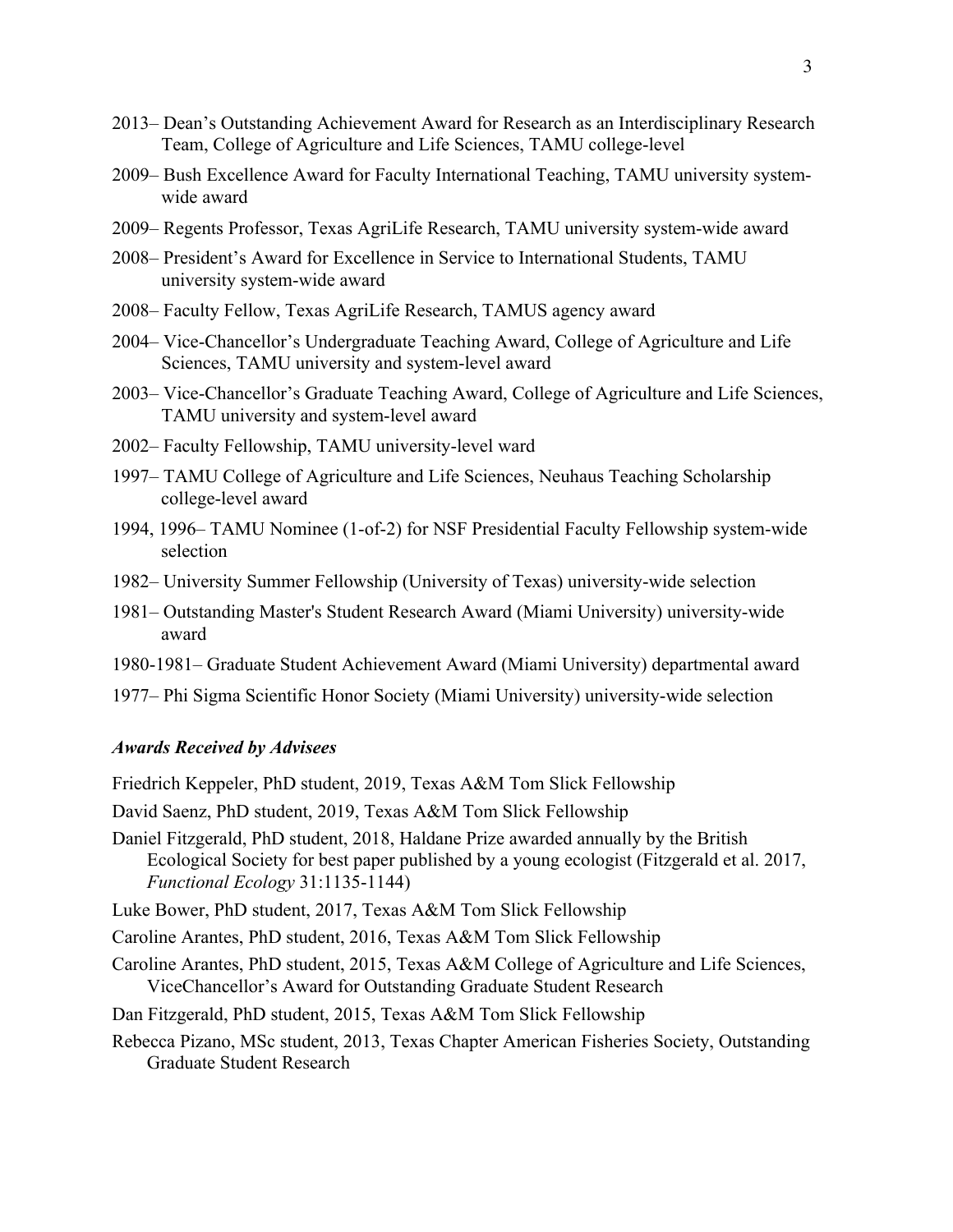2013– Dean's Outstanding Achievement Award for Research as an Interdisciplinary Research Team, College of Agriculture and Life Sciences, TAMU college-level

2009– Bush Excellence Award for Faculty International Teaching, TAMU university system-wide award

2009– Regents Professor, Texas AgriLife Research, TAMU university system-wide award

2008– President's Award for Excellence in Service to International Students, TAMU university system-wide award

2008– Faculty Fellow, Texas AgriLife Research, TAMUS agency award

2004– Vice-Chancellor's Undergraduate Teaching Award, College of Agriculture and Life Sciences, TAMU university and system-level award

2003– Vice-Chancellor's Graduate Teaching Award, College of Agriculture and Life Sciences, TAMU university and system-level award

2002– Faculty Fellowship, TAMU university-level ward

1997– TAMU College of Agriculture and Life Sciences, Neuhaus Teaching Scholarship college-level award

1994, 1996– TAMU Nominee (1-of-2) for NSF Presidential Faculty Fellowship system-wide selection

1982– University Summer Fellowship (University of Texas) university-wide selection

1981– Outstanding Master's Student Research Award (Miami University) university-wide award

1980-1981– Graduate Student Achievement Award (Miami University) departmental award

1977– Phi Sigma Scientific Honor Society (Miami University) university-wide selection

### *Awards Received by Advisees*

Friedrich Keppeler, PhD student, 2019, Texas A&M Tom Slick Fellowship

David Saenz, PhD student, 2019, Texas A&M Tom Slick Fellowship

Daniel Fitzgerald, PhD student, 2018, Haldane Prize awarded annually by the British Ecological Society for best paper published by a young ecologist (Fitzgerald et al. 2017, *Functional Ecology* 31:1135-1144)

Luke Bower, PhD student, 2017, Texas A&M Tom Slick Fellowship

Caroline Arantes, PhD student, 2016, Texas A&M Tom Slick Fellowship

Caroline Arantes, PhD student, 2015, Texas A&M College of Agriculture and Life Sciences, ViceChancellor's Award for Outstanding Graduate Student Research

Dan Fitzgerald, PhD student, 2015, Texas A&M Tom Slick Fellowship

Rebecca Pizano, MSc student, 2013, Texas Chapter American Fisheries Society, Outstanding Graduate Student Research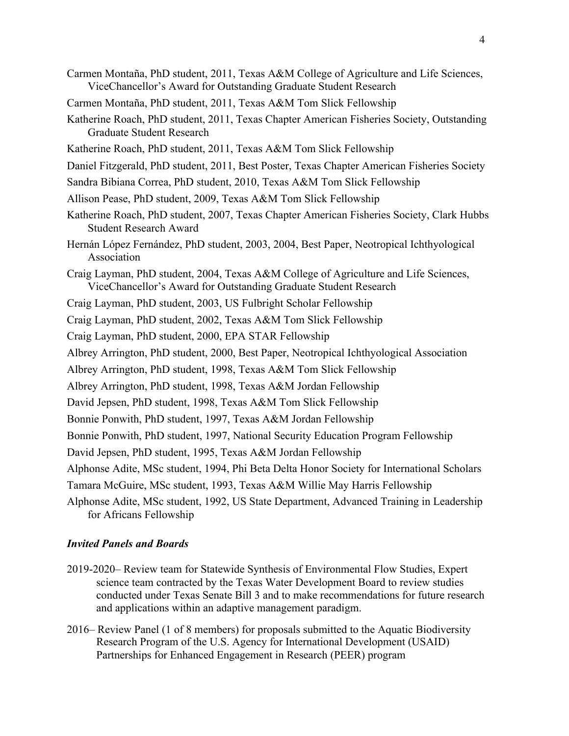Carmen Montaña, PhD student, 2011, Texas A&M College of Agriculture and Life Sciences, ViceChancellor's Award for Outstanding Graduate Student Research

Carmen Montaña, PhD student, 2011, Texas A&M Tom Slick Fellowship

Katherine Roach, PhD student, 2011, Texas Chapter American Fisheries Society, Outstanding Graduate Student Research

Katherine Roach, PhD student, 2011, Texas A&M Tom Slick Fellowship

Daniel Fitzgerald, PhD student, 2011, Best Poster, Texas Chapter American Fisheries Society

Sandra Bibiana Correa, PhD student, 2010, Texas A&M Tom Slick Fellowship

Allison Pease, PhD student, 2009, Texas A&M Tom Slick Fellowship

Katherine Roach, PhD student, 2007, Texas Chapter American Fisheries Society, Clark Hubbs Student Research Award

Hernán López Fernández, PhD student, 2003, 2004, Best Paper, Neotropical Ichthyological Association

Craig Layman, PhD student, 2004, Texas A&M College of Agriculture and Life Sciences, ViceChancellor's Award for Outstanding Graduate Student Research

Craig Layman, PhD student, 2003, US Fulbright Scholar Fellowship

Craig Layman, PhD student, 2002, Texas A&M Tom Slick Fellowship

Craig Layman, PhD student, 2000, EPA STAR Fellowship

Albrey Arrington, PhD student, 2000, Best Paper, Neotropical Ichthyological Association

Albrey Arrington, PhD student, 1998, Texas A&M Tom Slick Fellowship

Albrey Arrington, PhD student, 1998, Texas A&M Jordan Fellowship

David Jepsen, PhD student, 1998, Texas A&M Tom Slick Fellowship

Bonnie Ponwith, PhD student, 1997, Texas A&M Jordan Fellowship

Bonnie Ponwith, PhD student, 1997, National Security Education Program Fellowship

David Jepsen, PhD student, 1995, Texas A&M Jordan Fellowship

Alphonse Adite, MSc student, 1994, Phi Beta Delta Honor Society for International Scholars

Tamara McGuire, MSc student, 1993, Texas A&M Willie May Harris Fellowship

Alphonse Adite, MSc student, 1992, US State Department, Advanced Training in Leadership for Africans Fellowship

### *Invited Panels and Boards*

2019-2020– Review team for Statewide Synthesis of Environmental Flow Studies, Expert science team contracted by the Texas Water Development Board to review studies conducted under Texas Senate Bill 3 and to make recommendations for future research and applications within an adaptive management paradigm.

2016– Review Panel (1 of 8 members) for proposals submitted to the Aquatic Biodiversity Research Program of the U.S. Agency for International Development (USAID) Partnerships for Enhanced Engagement in Research (PEER) program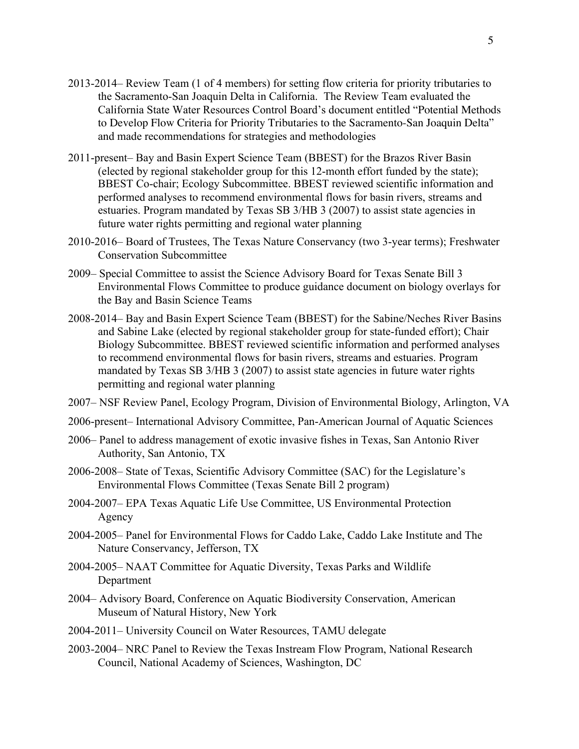2013-2014– Review Team (1 of 4 members) for setting flow criteria for priority tributaries to the Sacramento-San Joaquin Delta in California. The Review Team evaluated the California State Water Resources Control Board's document entitled "Potential Methods to Develop Flow Criteria for Priority Tributaries to the Sacramento-San Joaquin Delta" and made recommendations for strategies and methodologies

2011-present– Bay and Basin Expert Science Team (BBEST) for the Brazos River Basin (elected by regional stakeholder group for this 12-month effort funded by the state); BBEST Co-chair; Ecology Subcommittee. BBEST reviewed scientific information and performed analyses to recommend environmental flows for basin rivers, streams and estuaries. Program mandated by Texas SB 3/HB 3 (2007) to assist state agencies in future water rights permitting and regional water planning

2010-2016– Board of Trustees, The Texas Nature Conservancy (two 3-year terms); Freshwater Conservation Subcommittee

2009– Special Committee to assist the Science Advisory Board for Texas Senate Bill 3 Environmental Flows Committee to produce guidance document on biology overlays for the Bay and Basin Science Teams

2008-2014– Bay and Basin Expert Science Team (BBEST) for the Sabine/Neches River Basins and Sabine Lake (elected by regional stakeholder group for state-funded effort); Chair Biology Subcommittee. BBEST reviewed scientific information and performed analyses to recommend environmental flows for basin rivers, streams and estuaries. Program mandated by Texas SB 3/HB 3 (2007) to assist state agencies in future water rights permitting and regional water planning

2007– NSF Review Panel, Ecology Program, Division of Environmental Biology, Arlington, VA

2006-present– International Advisory Committee, Pan-American Journal of Aquatic Sciences

2006– Panel to address management of exotic invasive fishes in Texas, San Antonio River Authority, San Antonio, TX

2006-2008– State of Texas, Scientific Advisory Committee (SAC) for the Legislature's Environmental Flows Committee (Texas Senate Bill 2 program)

2004-2007– EPA Texas Aquatic Life Use Committee, US Environmental Protection Agency

2004-2005– Panel for Environmental Flows for Caddo Lake, Caddo Lake Institute and The Nature Conservancy, Jefferson, TX

2004-2005– NAAT Committee for Aquatic Diversity, Texas Parks and Wildlife Department

2004– Advisory Board, Conference on Aquatic Biodiversity Conservation, American Museum of Natural History, New York

2004-2011– University Council on Water Resources, TAMU delegate

2003-2004– NRC Panel to Review the Texas Instream Flow Program, National Research Council, National Academy of Sciences, Washington, DC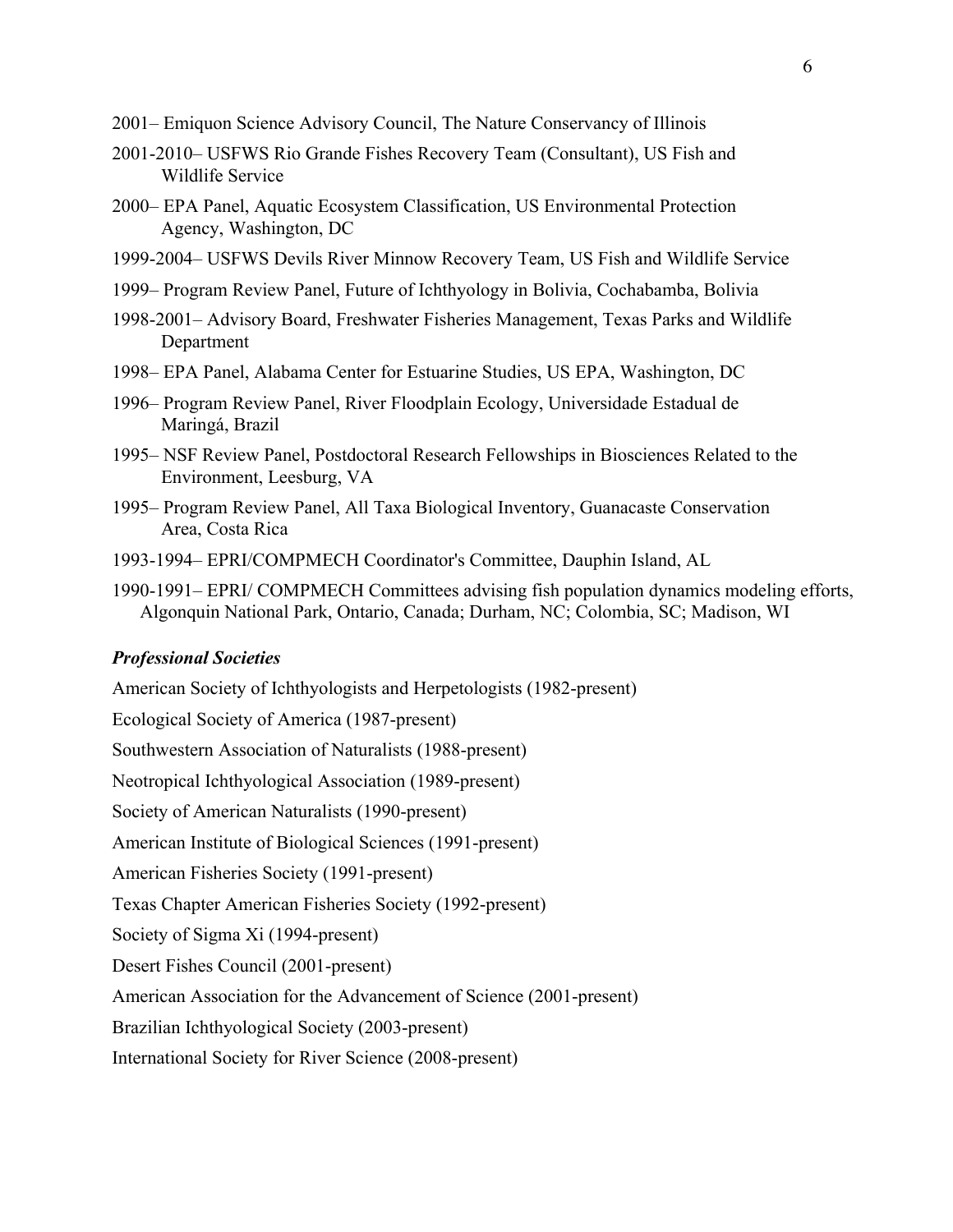2001– Emiquon Science Advisory Council, The Nature Conservancy of Illinois

2001-2010– USFWS Rio Grande Fishes Recovery Team (Consultant), US Fish and Wildlife Service

2000– EPA Panel, Aquatic Ecosystem Classification, US Environmental Protection Agency, Washington, DC

1999-2004– USFWS Devils River Minnow Recovery Team, US Fish and Wildlife Service

1999– Program Review Panel, Future of Ichthyology in Bolivia, Cochabamba, Bolivia

1998-2001– Advisory Board, Freshwater Fisheries Management, Texas Parks and Wildlife Department

1998– EPA Panel, Alabama Center for Estuarine Studies, US EPA, Washington, DC

1996– Program Review Panel, River Floodplain Ecology, Universidade Estadual de Maringá, Brazil

1995– NSF Review Panel, Postdoctoral Research Fellowships in Biosciences Related to the Environment, Leesburg, VA

1995– Program Review Panel, All Taxa Biological Inventory, Guanacaste Conservation Area, Costa Rica

1993-1994– EPRI/COMPMECH Coordinator's Committee, Dauphin Island, AL

1990-1991– EPRI/ COMPMECH Committees advising fish population dynamics modeling efforts, Algonquin National Park, Ontario, Canada; Durham, NC; Colombia, SC; Madison, WI

### *Professional Societies*

American Society of Ichthyologists and Herpetologists (1982-present)

Ecological Society of America (1987-present)

Southwestern Association of Naturalists (1988-present)

Neotropical Ichthyological Association (1989-present)

Society of American Naturalists (1990-present)

American Institute of Biological Sciences (1991-present)

American Fisheries Society (1991-present)

Texas Chapter American Fisheries Society (1992-present)

Society of Sigma Xi (1994-present)

Desert Fishes Council (2001-present)

American Association for the Advancement of Science (2001-present)

Brazilian Ichthyological Society (2003-present)

International Society for River Science (2008-present)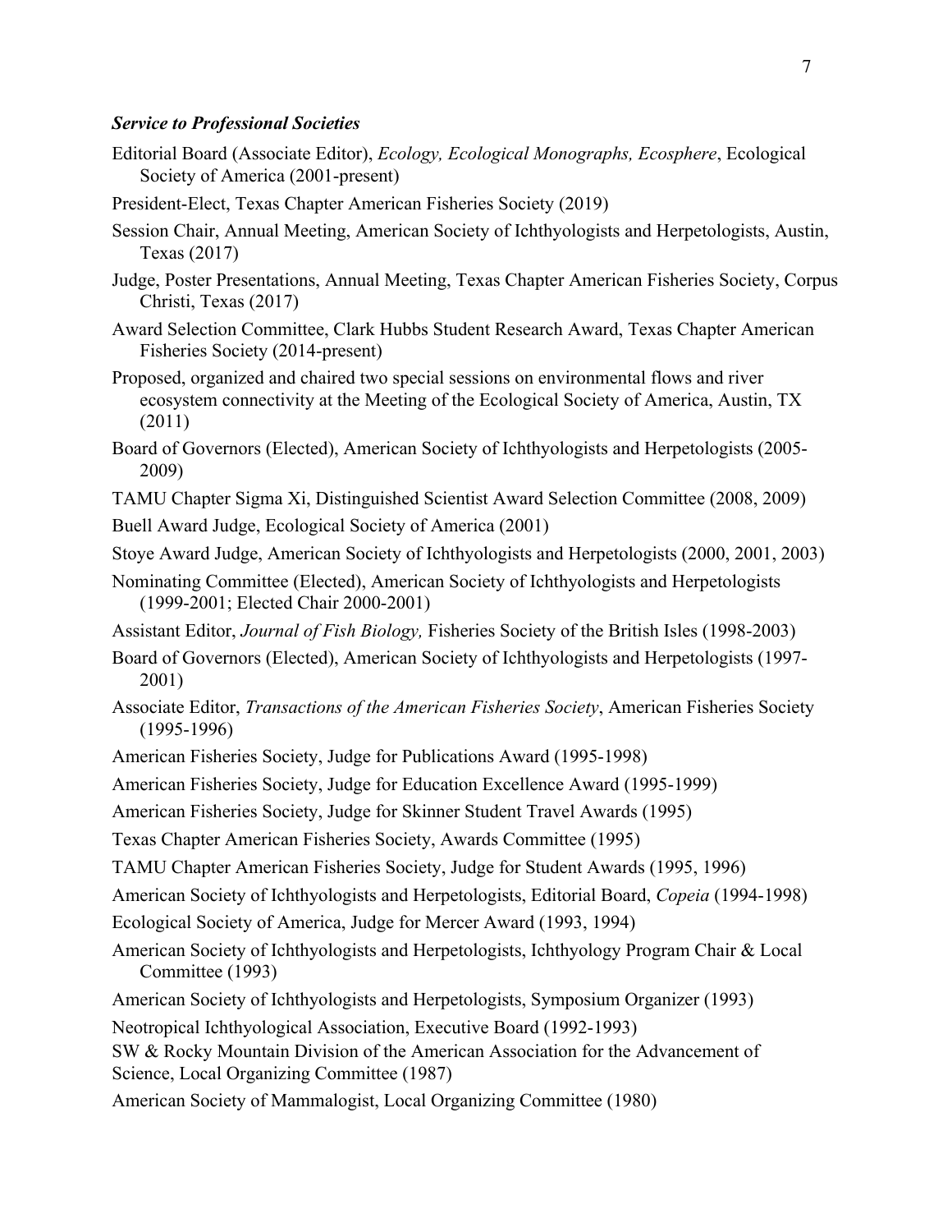### ***Service to Professional Societies***

Editorial Board (Associate Editor), *Ecology, Ecological Monographs, Ecosphere*, Ecological Society of America (2001-present)

President-Elect, Texas Chapter American Fisheries Society (2019)

Session Chair, Annual Meeting, American Society of Ichthyologists and Herpetologists, Austin, Texas (2017)

Judge, Poster Presentations, Annual Meeting, Texas Chapter American Fisheries Society, Corpus Christi, Texas (2017)

Award Selection Committee, Clark Hubbs Student Research Award, Texas Chapter American Fisheries Society (2014-present)

Proposed, organized and chaired two special sessions on environmental flows and river ecosystem connectivity at the Meeting of the Ecological Society of America, Austin, TX (2011)

Board of Governors (Elected), American Society of Ichthyologists and Herpetologists (2005-2009)

TAMU Chapter Sigma Xi, Distinguished Scientist Award Selection Committee (2008, 2009)

Buell Award Judge, Ecological Society of America (2001)

Stoye Award Judge, American Society of Ichthyologists and Herpetologists (2000, 2001, 2003)

Nominating Committee (Elected), American Society of Ichthyologists and Herpetologists (1999-2001; Elected Chair 2000-2001)

Assistant Editor, *Journal of Fish Biology,* Fisheries Society of the British Isles (1998-2003)

Board of Governors (Elected), American Society of Ichthyologists and Herpetologists (1997-2001)

Associate Editor, *Transactions of the American Fisheries Society*, American Fisheries Society (1995-1996)

American Fisheries Society, Judge for Publications Award (1995-1998)

American Fisheries Society, Judge for Education Excellence Award (1995-1999)

American Fisheries Society, Judge for Skinner Student Travel Awards (1995)

Texas Chapter American Fisheries Society, Awards Committee (1995)

TAMU Chapter American Fisheries Society, Judge for Student Awards (1995, 1996)

American Society of Ichthyologists and Herpetologists, Editorial Board, *Copeia* (1994-1998)

Ecological Society of America, Judge for Mercer Award (1993, 1994)

American Society of Ichthyologists and Herpetologists, Ichthyology Program Chair & Local Committee (1993)

American Society of Ichthyologists and Herpetologists, Symposium Organizer (1993)

Neotropical Ichthyological Association, Executive Board (1992-1993)

SW & Rocky Mountain Division of the American Association for the Advancement of Science, Local Organizing Committee (1987)

American Society of Mammalogist, Local Organizing Committee (1980)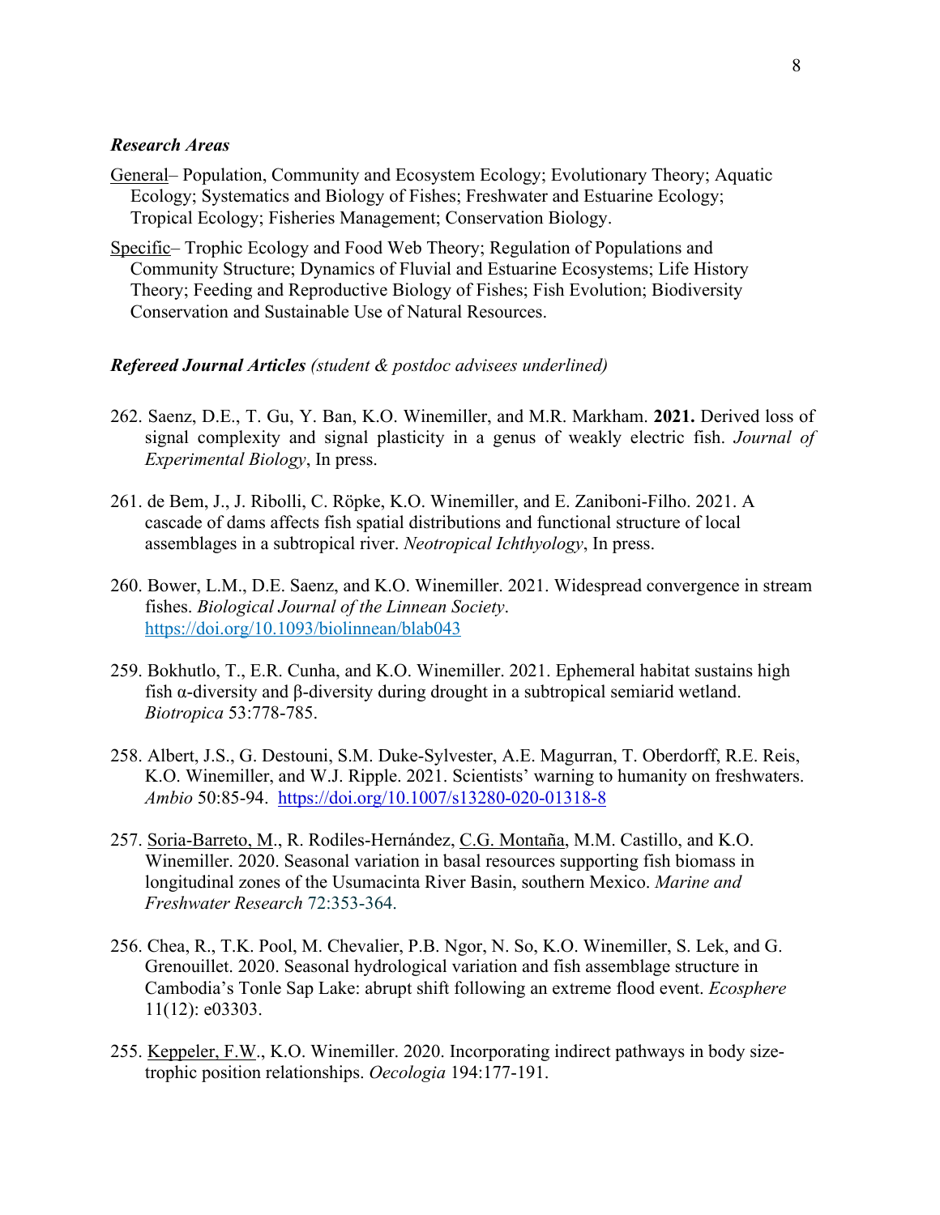### *Research Areas*

General– Population, Community and Ecosystem Ecology; Evolutionary Theory; Aquatic Ecology; Systematics and Biology of Fishes; Freshwater and Estuarine Ecology; Tropical Ecology; Fisheries Management; Conservation Biology.

Specific– Trophic Ecology and Food Web Theory; Regulation of Populations and Community Structure; Dynamics of Fluvial and Estuarine Ecosystems; Life History Theory; Feeding and Reproductive Biology of Fishes; Fish Evolution; Biodiversity Conservation and Sustainable Use of Natural Resources.

### ***Refereed Journal Articles*** *(student & postdoc advisees underlined)*

262. Saenz, D.E., T. Gu, Y. Ban, K.O. Winemiller, and M.R. Markham. **2021.** Derived loss of signal complexity and signal plasticity in a genus of weakly electric fish. *Journal of Experimental Biology*, In press.

261. de Bem, J., J. Ribolli, C. Röpke, K.O. Winemiller, and E. Zaniboni-Filho. 2021. A cascade of dams affects fish spatial distributions and functional structure of local assemblages in a subtropical river. *Neotropical Ichthyology*, In press.

260. Bower, L.M., D.E. Saenz, and K.O. Winemiller. 2021. Widespread convergence in stream fishes. *Biological Journal of the Linnean Society*. https://doi.org/10.1093/biolinnean/blab043

259. Bokhutlo, T., E.R. Cunha, and K.O. Winemiller. 2021. Ephemeral habitat sustains high fish α-diversity and β-diversity during drought in a subtropical semiarid wetland. *Biotropica* 53:778-785.

258. Albert, J.S., G. Destouni, S.M. Duke-Sylvester, A.E. Magurran, T. Oberdorff, R.E. Reis, K.O. Winemiller, and W.J. Ripple. 2021. Scientists' warning to humanity on freshwaters. *Ambio* 50:85-94. https://doi.org/10.1007/s13280-020-01318-8

257. <u>Soria-Barreto, M</u>., R. Rodiles-Hernández, <u>C.G. Montaña</u>, M.M. Castillo, and K.O. Winemiller. 2020. Seasonal variation in basal resources supporting fish biomass in longitudinal zones of the Usumacinta River Basin, southern Mexico. *Marine and Freshwater Research* 72:353-364.

256. Chea, R., T.K. Pool, M. Chevalier, P.B. Ngor, N. So, K.O. Winemiller, S. Lek, and G. Grenouillet. 2020. Seasonal hydrological variation and fish assemblage structure in Cambodia's Tonle Sap Lake: abrupt shift following an extreme flood event. *Ecosphere* 11(12): e03303.

255. <u>Keppeler, F.W</u>., K.O. Winemiller. 2020. Incorporating indirect pathways in body size-trophic position relationships. *Oecologia* 194:177-191.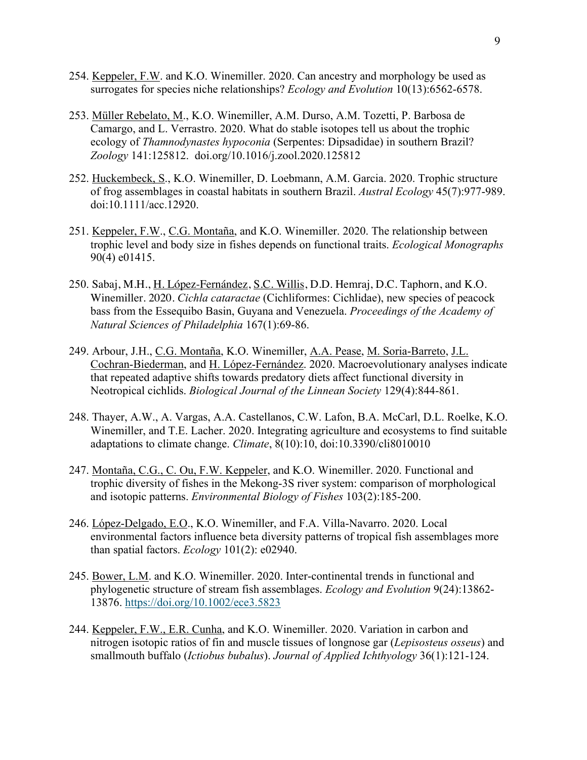254. Keppeler, F.W. and K.O. Winemiller. 2020. Can ancestry and morphology be used as surrogates for species niche relationships? *Ecology and Evolution* 10(13):6562-6578.

253. Müller Rebelato, M., K.O. Winemiller, A.M. Durso, A.M. Tozetti, P. Barbosa de Camargo, and L. Verrastro. 2020. What do stable isotopes tell us about the trophic ecology of *Thamnodynastes hypoconia* (Serpentes: Dipsadidae) in southern Brazil? *Zoology* 141:125812. doi.org/10.1016/j.zool.2020.125812

252. Huckembeck, S., K.O. Winemiller, D. Loebmann, A.M. Garcia. 2020. Trophic structure of frog assemblages in coastal habitats in southern Brazil. *Austral Ecology* 45(7):977-989. doi:10.1111/aec.12920.

251. Keppeler, F.W., C.G. Montaña, and K.O. Winemiller. 2020. The relationship between trophic level and body size in fishes depends on functional traits. *Ecological Monographs* 90(4) e01415.

250. Sabaj, M.H., H. López-Fernández, S.C. Willis, D.D. Hemraj, D.C. Taphorn, and K.O. Winemiller. 2020. *Cichla cataractae* (Cichliformes: Cichlidae), new species of peacock bass from the Essequibo Basin, Guyana and Venezuela. *Proceedings of the Academy of Natural Sciences of Philadelphia* 167(1):69-86.

249. Arbour, J.H., C.G. Montaña, K.O. Winemiller, A.A. Pease, M. Soria-Barreto, J.L. Cochran-Biederman, and H. López-Fernández. 2020. Macroevolutionary analyses indicate that repeated adaptive shifts towards predatory diets affect functional diversity in Neotropical cichlids. *Biological Journal of the Linnean Society* 129(4):844-861.

248. Thayer, A.W., A. Vargas, A.A. Castellanos, C.W. Lafon, B.A. McCarl, D.L. Roelke, K.O. Winemiller, and T.E. Lacher. 2020. Integrating agriculture and ecosystems to find suitable adaptations to climate change. *Climate*, 8(10):10, doi:10.3390/cli8010010

247. Montaña, C.G., C. Ou, F.W. Keppeler, and K.O. Winemiller. 2020. Functional and trophic diversity of fishes in the Mekong-3S river system: comparison of morphological and isotopic patterns. *Environmental Biology of Fishes* 103(2):185-200.

246. López-Delgado, E.O., K.O. Winemiller, and F.A. Villa-Navarro. 2020. Local environmental factors influence beta diversity patterns of tropical fish assemblages more than spatial factors. *Ecology* 101(2): e02940.

245. Bower, L.M. and K.O. Winemiller. 2020. Inter-continental trends in functional and phylogenetic structure of stream fish assemblages. *Ecology and Evolution* 9(24):13862-13876. https://doi.org/10.1002/ece3.5823

244. Keppeler, F.W., E.R. Cunha, and K.O. Winemiller. 2020. Variation in carbon and nitrogen isotopic ratios of fin and muscle tissues of longnose gar (*Lepisosteus osseus*) and smallmouth buffalo (*Ictiobus bubalus*). *Journal of Applied Ichthyology* 36(1):121-124.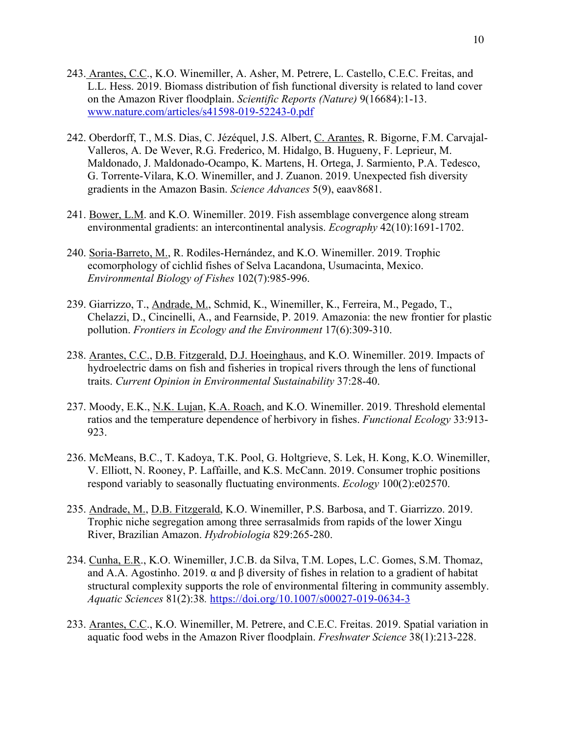243. Arantes, C.C., K.O. Winemiller, A. Asher, M. Petrere, L. Castello, C.E.C. Freitas, and L.L. Hess. 2019. Biomass distribution of fish functional diversity is related to land cover on the Amazon River floodplain. *Scientific Reports (Nature)* 9(16684):1-13. www.nature.com/articles/s41598-019-52243-0.pdf

242. Oberdorff, T., M.S. Dias, C. Jézéquel, J.S. Albert, C. Arantes, R. Bigorne, F.M. Carvajal-Valleros, A. De Wever, R.G. Frederico, M. Hidalgo, B. Hugueny, F. Leprieur, M. Maldonado, J. Maldonado-Ocampo, K. Martens, H. Ortega, J. Sarmiento, P.A. Tedesco, G. Torrente-Vilara, K.O. Winemiller, and J. Zuanon. 2019. Unexpected fish diversity gradients in the Amazon Basin. *Science Advances* 5(9), eaav8681.

241. Bower, L.M. and K.O. Winemiller. 2019. Fish assemblage convergence along stream environmental gradients: an intercontinental analysis. *Ecography* 42(10):1691-1702.

240. Soria-Barreto, M., R. Rodiles-Hernández, and K.O. Winemiller. 2019. Trophic ecomorphology of cichlid fishes of Selva Lacandona, Usumacinta, Mexico. *Environmental Biology of Fishes* 102(7):985-996.

239. Giarrizzo, T., Andrade, M., Schmid, K., Winemiller, K., Ferreira, M., Pegado, T., Chelazzi, D., Cincinelli, A., and Fearnside, P. 2019. Amazonia: the new frontier for plastic pollution. *Frontiers in Ecology and the Environment* 17(6):309-310.

238. Arantes, C.C., D.B. Fitzgerald, D.J. Hoeinghaus, and K.O. Winemiller. 2019. Impacts of hydroelectric dams on fish and fisheries in tropical rivers through the lens of functional traits. *Current Opinion in Environmental Sustainability* 37:28-40.

237. Moody, E.K., N.K. Lujan, K.A. Roach, and K.O. Winemiller. 2019. Threshold elemental ratios and the temperature dependence of herbivory in fishes. *Functional Ecology* 33:913-923.

236. McMeans, B.C., T. Kadoya, T.K. Pool, G. Holtgrieve, S. Lek, H. Kong, K.O. Winemiller, V. Elliott, N. Rooney, P. Laffaille, and K.S. McCann. 2019. Consumer trophic positions respond variably to seasonally fluctuating environments. *Ecology* 100(2):e02570.

235. Andrade, M., D.B. Fitzgerald, K.O. Winemiller, P.S. Barbosa, and T. Giarrizzo. 2019. Trophic niche segregation among three serrasalmids from rapids of the lower Xingu River, Brazilian Amazon. *Hydrobiologia* 829:265-280.

234. Cunha, E.R., K.O. Winemiller, J.C.B. da Silva, T.M. Lopes, L.C. Gomes, S.M. Thomaz, and A.A. Agostinho. 2019. α and β diversity of fishes in relation to a gradient of habitat structural complexity supports the role of environmental filtering in community assembly. *Aquatic Sciences* 81(2):38. https://doi.org/10.1007/s00027-019-0634-3

233. Arantes, C.C., K.O. Winemiller, M. Petrere, and C.E.C. Freitas. 2019. Spatial variation in aquatic food webs in the Amazon River floodplain. *Freshwater Science* 38(1):213-228.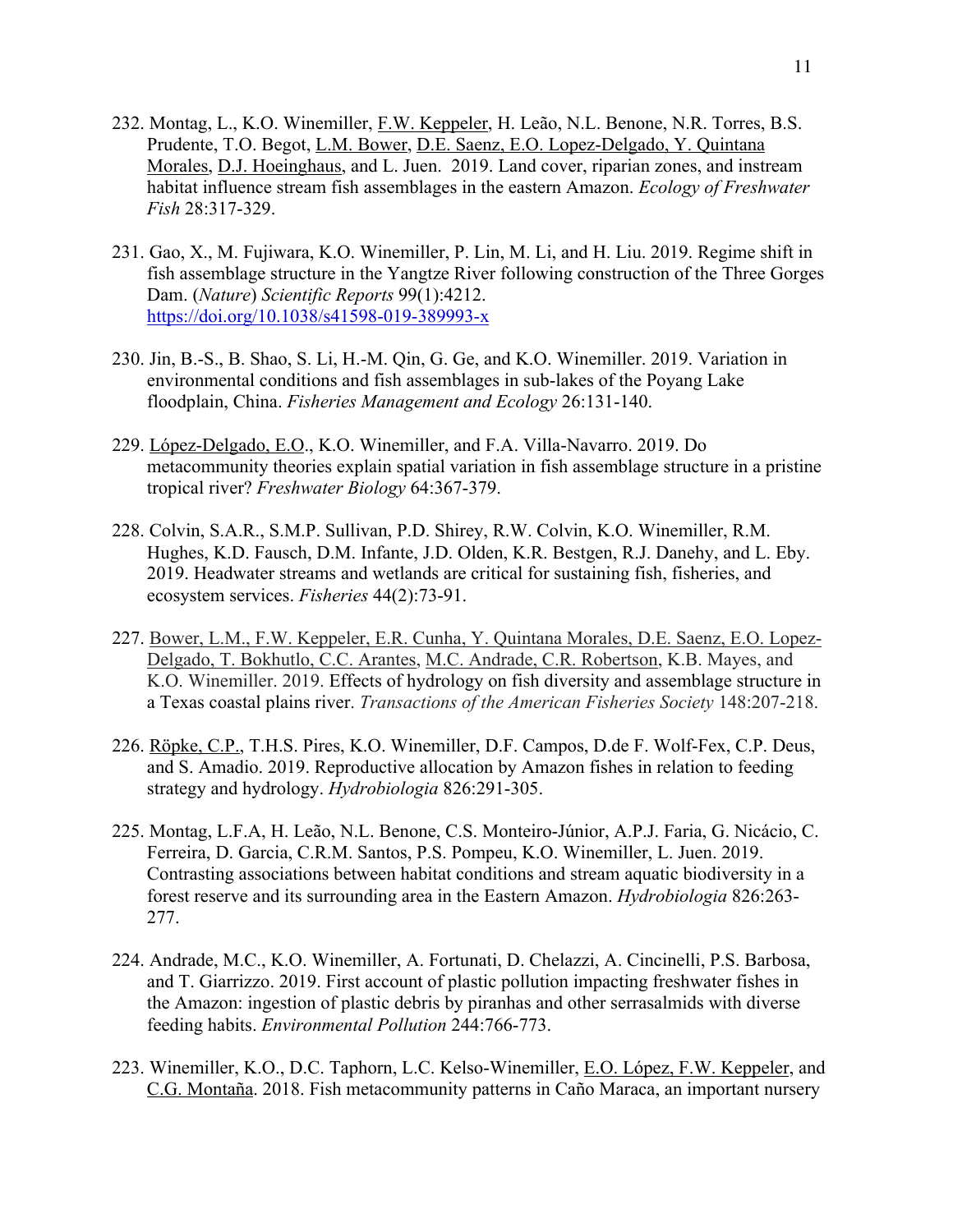232. Montag, L., K.O. Winemiller, F.W. Keppeler, H. Leão, N.L. Benone, N.R. Torres, B.S. Prudente, T.O. Begot, L.M. Bower, D.E. Saenz, E.O. Lopez-Delgado, Y. Quintana Morales, D.J. Hoeinghaus, and L. Juen. 2019. Land cover, riparian zones, and instream habitat influence stream fish assemblages in the eastern Amazon. *Ecology of Freshwater Fish* 28:317-329.

231. Gao, X., M. Fujiwara, K.O. Winemiller, P. Lin, M. Li, and H. Liu. 2019. Regime shift in fish assemblage structure in the Yangtze River following construction of the Three Gorges Dam. (*Nature*) *Scientific Reports* 99(1):4212. https://doi.org/10.1038/s41598-019-389993-x

230. Jin, B.-S., B. Shao, S. Li, H.-M. Qin, G. Ge, and K.O. Winemiller. 2019. Variation in environmental conditions and fish assemblages in sub-lakes of the Poyang Lake floodplain, China. *Fisheries Management and Ecology* 26:131-140.

229. López-Delgado, E.O., K.O. Winemiller, and F.A. Villa-Navarro. 2019. Do metacommunity theories explain spatial variation in fish assemblage structure in a pristine tropical river? *Freshwater Biology* 64:367-379.

228. Colvin, S.A.R., S.M.P. Sullivan, P.D. Shirey, R.W. Colvin, K.O. Winemiller, R.M. Hughes, K.D. Fausch, D.M. Infante, J.D. Olden, K.R. Bestgen, R.J. Danehy, and L. Eby. 2019. Headwater streams and wetlands are critical for sustaining fish, fisheries, and ecosystem services. *Fisheries* 44(2):73-91.

227. Bower, L.M., F.W. Keppeler, E.R. Cunha, Y. Quintana Morales, D.E. Saenz, E.O. Lopez-Delgado, T. Bokhutlo, C.C. Arantes, M.C. Andrade, C.R. Robertson, K.B. Mayes, and K.O. Winemiller. 2019. Effects of hydrology on fish diversity and assemblage structure in a Texas coastal plains river. *Transactions of the American Fisheries Society* 148:207-218.

226. Röpke, C.P., T.H.S. Pires, K.O. Winemiller, D.F. Campos, D.de F. Wolf-Fex, C.P. Deus, and S. Amadio. 2019. Reproductive allocation by Amazon fishes in relation to feeding strategy and hydrology. *Hydrobiologia* 826:291-305.

225. Montag, L.F.A, H. Leão, N.L. Benone, C.S. Monteiro-Júnior, A.P.J. Faria, G. Nicácio, C. Ferreira, D. Garcia, C.R.M. Santos, P.S. Pompeu, K.O. Winemiller, L. Juen. 2019. Contrasting associations between habitat conditions and stream aquatic biodiversity in a forest reserve and its surrounding area in the Eastern Amazon. *Hydrobiologia* 826:263-277.

224. Andrade, M.C., K.O. Winemiller, A. Fortunati, D. Chelazzi, A. Cincinelli, P.S. Barbosa, and T. Giarrizzo. 2019. First account of plastic pollution impacting freshwater fishes in the Amazon: ingestion of plastic debris by piranhas and other serrasalmids with diverse feeding habits. *Environmental Pollution* 244:766-773.

223. Winemiller, K.O., D.C. Taphorn, L.C. Kelso-Winemiller, E.O. López, F.W. Keppeler, and C.G. Montaña. 2018. Fish metacommunity patterns in Caño Maraca, an important nursery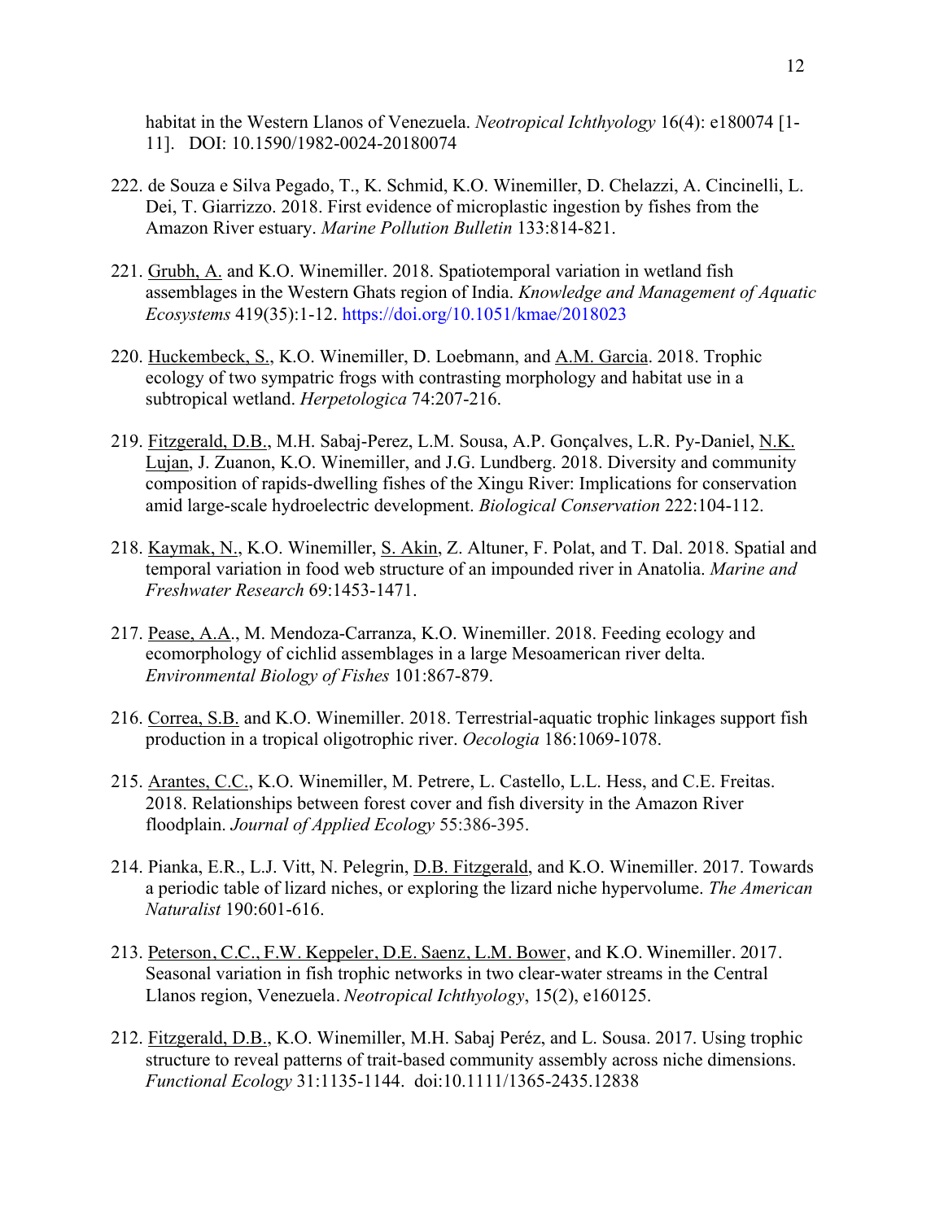habitat in the Western Llanos of Venezuela. *Neotropical Ichthyology* 16(4): e180074 [1-11]. DOI: 10.1590/1982-0024-20180074

222. de Souza e Silva Pegado, T., K. Schmid, K.O. Winemiller, D. Chelazzi, A. Cincinelli, L. Dei, T. Giarrizzo. 2018. First evidence of microplastic ingestion by fishes from the Amazon River estuary. *Marine Pollution Bulletin* 133:814-821.

221. Grubh, A. and K.O. Winemiller. 2018. Spatiotemporal variation in wetland fish assemblages in the Western Ghats region of India. *Knowledge and Management of Aquatic Ecosystems* 419(35):1-12. https://doi.org/10.1051/kmae/2018023

220. Huckembeck, S., K.O. Winemiller, D. Loebmann, and A.M. Garcia. 2018. Trophic ecology of two sympatric frogs with contrasting morphology and habitat use in a subtropical wetland. *Herpetologica* 74:207-216.

219. Fitzgerald, D.B., M.H. Sabaj-Perez, L.M. Sousa, A.P. Gonçalves, L.R. Py-Daniel, N.K. Lujan, J. Zuanon, K.O. Winemiller, and J.G. Lundberg. 2018. Diversity and community composition of rapids-dwelling fishes of the Xingu River: Implications for conservation amid large-scale hydroelectric development. *Biological Conservation* 222:104-112.

218. Kaymak, N., K.O. Winemiller, S. Akin, Z. Altuner, F. Polat, and T. Dal. 2018. Spatial and temporal variation in food web structure of an impounded river in Anatolia. *Marine and Freshwater Research* 69:1453-1471.

217. Pease, A.A., M. Mendoza-Carranza, K.O. Winemiller. 2018. Feeding ecology and ecomorphology of cichlid assemblages in a large Mesoamerican river delta. *Environmental Biology of Fishes* 101:867-879.

216. Correa, S.B. and K.O. Winemiller. 2018. Terrestrial-aquatic trophic linkages support fish production in a tropical oligotrophic river. *Oecologia* 186:1069-1078.

215. Arantes, C.C., K.O. Winemiller, M. Petrere, L. Castello, L.L. Hess, and C.E. Freitas. 2018. Relationships between forest cover and fish diversity in the Amazon River floodplain. *Journal of Applied Ecology* 55:386-395.

214. Pianka, E.R., L.J. Vitt, N. Pelegrin, D.B. Fitzgerald, and K.O. Winemiller. 2017. Towards a periodic table of lizard niches, or exploring the lizard niche hypervolume. *The American Naturalist* 190:601-616.

213. Peterson, C.C., F.W. Keppeler, D.E. Saenz, L.M. Bower, and K.O. Winemiller. 2017. Seasonal variation in fish trophic networks in two clear-water streams in the Central Llanos region, Venezuela. *Neotropical Ichthyology*, 15(2), e160125.

212. Fitzgerald, D.B., K.O. Winemiller, M.H. Sabaj Peréz, and L. Sousa. 2017. Using trophic structure to reveal patterns of trait-based community assembly across niche dimensions. *Functional Ecology* 31:1135-1144. doi:10.1111/1365-2435.12838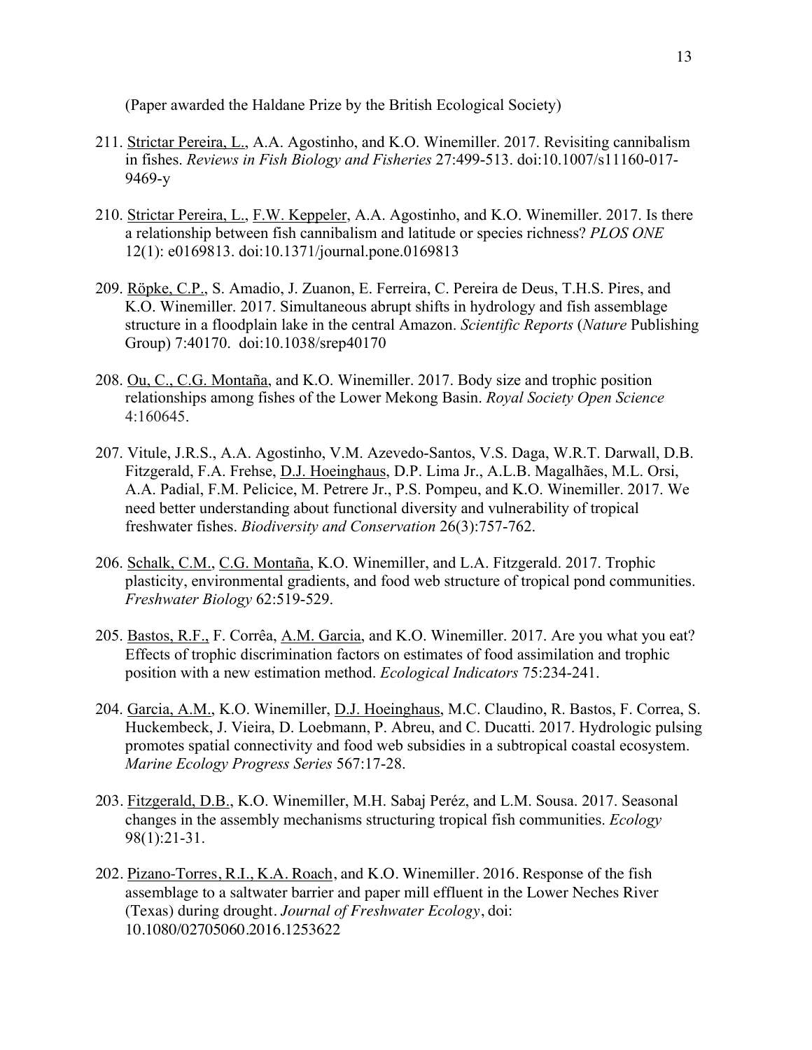(Paper awarded the Haldane Prize by the British Ecological Society)

211. Strictar Pereira, L., A.A. Agostinho, and K.O. Winemiller. 2017. Revisiting cannibalism in fishes. *Reviews in Fish Biology and Fisheries* 27:499-513. doi:10.1007/s11160-017-9469-y

210. Strictar Pereira, L., F.W. Keppeler, A.A. Agostinho, and K.O. Winemiller. 2017. Is there a relationship between fish cannibalism and latitude or species richness? *PLOS ONE* 12(1): e0169813. doi:10.1371/journal.pone.0169813

209. Röpke, C.P., S. Amadio, J. Zuanon, E. Ferreira, C. Pereira de Deus, T.H.S. Pires, and K.O. Winemiller. 2017. Simultaneous abrupt shifts in hydrology and fish assemblage structure in a floodplain lake in the central Amazon. *Scientific Reports* (*Nature* Publishing Group) 7:40170. doi:10.1038/srep40170

208. Ou, C., C.G. Montaña, and K.O. Winemiller. 2017. Body size and trophic position relationships among fishes of the Lower Mekong Basin. *Royal Society Open Science* 4:160645.

207. Vitule, J.R.S., A.A. Agostinho, V.M. Azevedo-Santos, V.S. Daga, W.R.T. Darwall, D.B. Fitzgerald, F.A. Frehse, D.J. Hoeinghaus, D.P. Lima Jr., A.L.B. Magalhães, M.L. Orsi, A.A. Padial, F.M. Pelicice, M. Petrere Jr., P.S. Pompeu, and K.O. Winemiller. 2017. We need better understanding about functional diversity and vulnerability of tropical freshwater fishes. *Biodiversity and Conservation* 26(3):757-762.

206. Schalk, C.M., C.G. Montaña, K.O. Winemiller, and L.A. Fitzgerald. 2017. Trophic plasticity, environmental gradients, and food web structure of tropical pond communities. *Freshwater Biology* 62:519-529.

205. Bastos, R.F., F. Corrêa, A.M. Garcia, and K.O. Winemiller. 2017. Are you what you eat? Effects of trophic discrimination factors on estimates of food assimilation and trophic position with a new estimation method. *Ecological Indicators* 75:234-241.

204. Garcia, A.M., K.O. Winemiller, D.J. Hoeinghaus, M.C. Claudino, R. Bastos, F. Correa, S. Huckembeck, J. Vieira, D. Loebmann, P. Abreu, and C. Ducatti. 2017. Hydrologic pulsing promotes spatial connectivity and food web subsidies in a subtropical coastal ecosystem. *Marine Ecology Progress Series* 567:17-28.

203. Fitzgerald, D.B., K.O. Winemiller, M.H. Sabaj Peréz, and L.M. Sousa. 2017. Seasonal changes in the assembly mechanisms structuring tropical fish communities. *Ecology* 98(1):21-31.

202. Pizano-Torres, R.I., K.A. Roach, and K.O. Winemiller. 2016. Response of the fish assemblage to a saltwater barrier and paper mill effluent in the Lower Neches River (Texas) during drought. *Journal of Freshwater Ecology*, doi: 10.1080/02705060.2016.1253622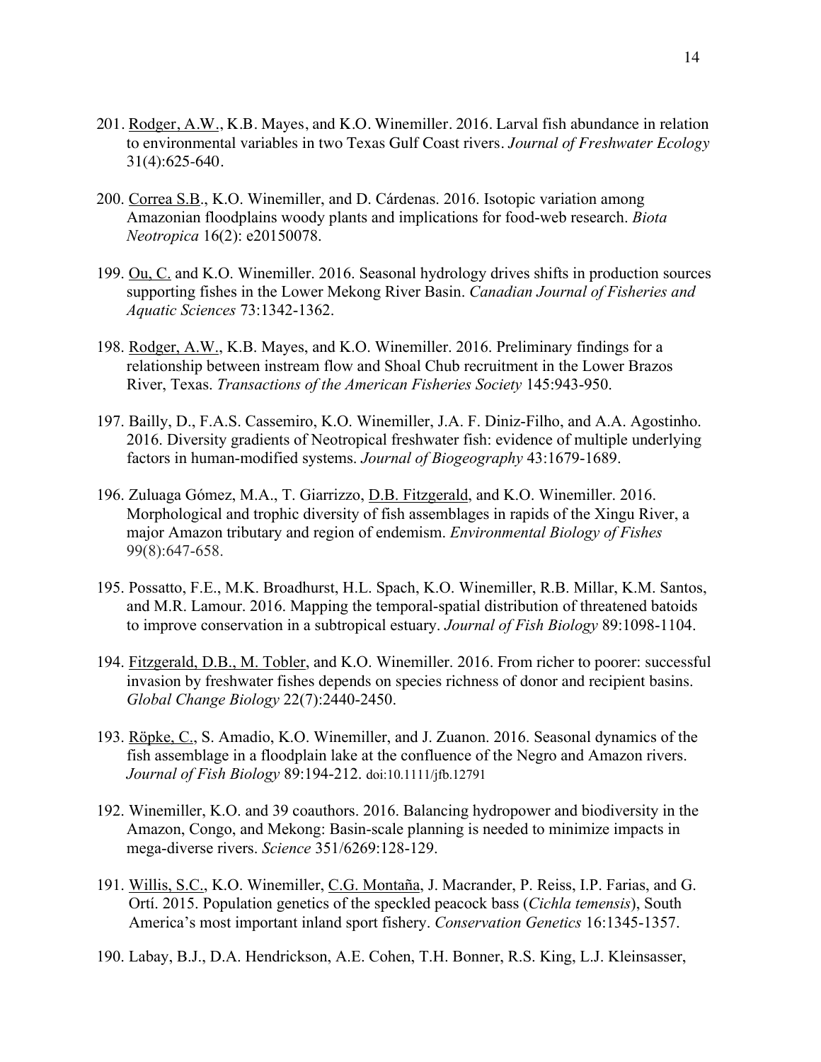201. Rodger, A.W., K.B. Mayes, and K.O. Winemiller. 2016. Larval fish abundance in relation to environmental variables in two Texas Gulf Coast rivers. *Journal of Freshwater Ecology* 31(4):625-640.

200. Correa S.B., K.O. Winemiller, and D. Cárdenas. 2016. Isotopic variation among Amazonian floodplains woody plants and implications for food-web research. *Biota Neotropica* 16(2): e20150078.

199. Ou, C. and K.O. Winemiller. 2016. Seasonal hydrology drives shifts in production sources supporting fishes in the Lower Mekong River Basin. *Canadian Journal of Fisheries and Aquatic Sciences* 73:1342-1362.

198. Rodger, A.W., K.B. Mayes, and K.O. Winemiller. 2016. Preliminary findings for a relationship between instream flow and Shoal Chub recruitment in the Lower Brazos River, Texas. *Transactions of the American Fisheries Society* 145:943-950.

197. Bailly, D., F.A.S. Cassemiro, K.O. Winemiller, J.A. F. Diniz-Filho, and A.A. Agostinho. 2016. Diversity gradients of Neotropical freshwater fish: evidence of multiple underlying factors in human-modified systems. *Journal of Biogeography* 43:1679-1689.

196. Zuluaga Gómez, M.A., T. Giarrizzo, D.B. Fitzgerald, and K.O. Winemiller. 2016. Morphological and trophic diversity of fish assemblages in rapids of the Xingu River, a major Amazon tributary and region of endemism. *Environmental Biology of Fishes* 99(8):647-658.

195. Possatto, F.E., M.K. Broadhurst, H.L. Spach, K.O. Winemiller, R.B. Millar, K.M. Santos, and M.R. Lamour. 2016. Mapping the temporal-spatial distribution of threatened batoids to improve conservation in a subtropical estuary. *Journal of Fish Biology* 89:1098-1104.

194. Fitzgerald, D.B., M. Tobler, and K.O. Winemiller. 2016. From richer to poorer: successful invasion by freshwater fishes depends on species richness of donor and recipient basins. *Global Change Biology* 22(7):2440-2450.

193. Röpke, C., S. Amadio, K.O. Winemiller, and J. Zuanon. 2016. Seasonal dynamics of the fish assemblage in a floodplain lake at the confluence of the Negro and Amazon rivers. *Journal of Fish Biology* 89:194-212. doi:10.1111/jfb.12791

192. Winemiller, K.O. and 39 coauthors. 2016. Balancing hydropower and biodiversity in the Amazon, Congo, and Mekong: Basin-scale planning is needed to minimize impacts in mega-diverse rivers. *Science* 351/6269:128-129.

191. Willis, S.C., K.O. Winemiller, C.G. Montaña, J. Macrander, P. Reiss, I.P. Farias, and G. Ortí. 2015. Population genetics of the speckled peacock bass (*Cichla temensis*), South America's most important inland sport fishery. *Conservation Genetics* 16:1345-1357.

190. Labay, B.J., D.A. Hendrickson, A.E. Cohen, T.H. Bonner, R.S. King, L.J. Kleinsasser,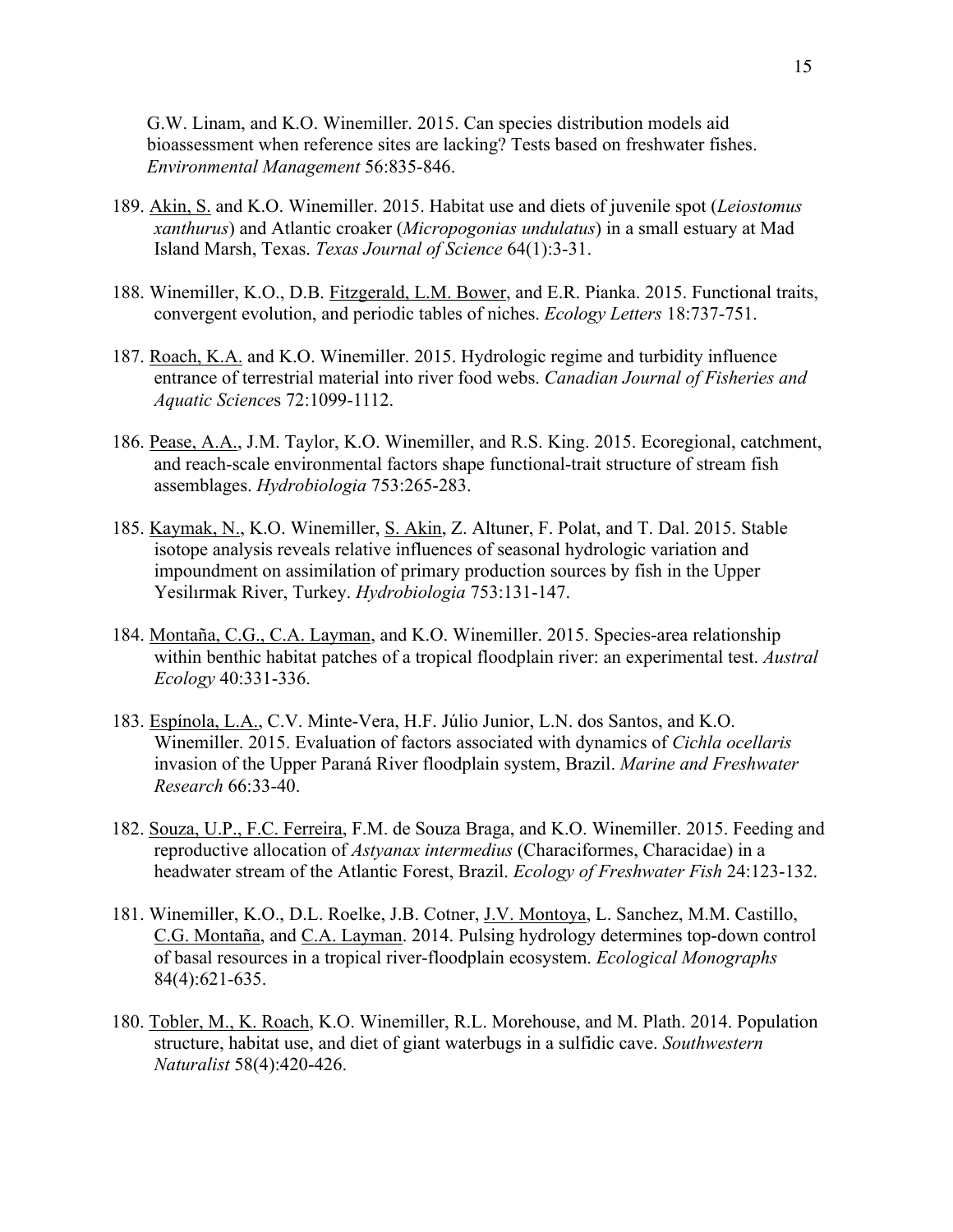G.W. Linam, and K.O. Winemiller. 2015. Can species distribution models aid bioassessment when reference sites are lacking? Tests based on freshwater fishes. *Environmental Management* 56:835-846.

189. Akin, S. and K.O. Winemiller. 2015. Habitat use and diets of juvenile spot (*Leiostomus xanthurus*) and Atlantic croaker (*Micropogonias undulatus*) in a small estuary at Mad Island Marsh, Texas. *Texas Journal of Science* 64(1):3-31.

188. Winemiller, K.O., D.B. Fitzgerald, L.M. Bower, and E.R. Pianka. 2015. Functional traits, convergent evolution, and periodic tables of niches. *Ecology Letters* 18:737-751.

187. Roach, K.A. and K.O. Winemiller. 2015. Hydrologic regime and turbidity influence entrance of terrestrial material into river food webs. *Canadian Journal of Fisheries and Aquatic Sciences* 72:1099-1112.

186. Pease, A.A., J.M. Taylor, K.O. Winemiller, and R.S. King. 2015. Ecoregional, catchment, and reach-scale environmental factors shape functional-trait structure of stream fish assemblages. *Hydrobiologia* 753:265-283.

185. Kaymak, N., K.O. Winemiller, S. Akin, Z. Altuner, F. Polat, and T. Dal. 2015. Stable isotope analysis reveals relative influences of seasonal hydrologic variation and impoundment on assimilation of primary production sources by fish in the Upper Yesilırmak River, Turkey. *Hydrobiologia* 753:131-147.

184. Montaña, C.G., C.A. Layman, and K.O. Winemiller. 2015. Species-area relationship within benthic habitat patches of a tropical floodplain river: an experimental test. *Austral Ecology* 40:331-336.

183. Espínola, L.A., C.V. Minte-Vera, H.F. Júlio Junior, L.N. dos Santos, and K.O. Winemiller. 2015. Evaluation of factors associated with dynamics of *Cichla ocellaris* invasion of the Upper Paraná River floodplain system, Brazil. *Marine and Freshwater Research* 66:33-40.

182. Souza, U.P., F.C. Ferreira, F.M. de Souza Braga, and K.O. Winemiller. 2015. Feeding and reproductive allocation of *Astyanax intermedius* (Characiformes, Characidae) in a headwater stream of the Atlantic Forest, Brazil. *Ecology of Freshwater Fish* 24:123-132.

181. Winemiller, K.O., D.L. Roelke, J.B. Cotner, J.V. Montoya, L. Sanchez, M.M. Castillo, C.G. Montaña, and C.A. Layman. 2014. Pulsing hydrology determines top-down control of basal resources in a tropical river-floodplain ecosystem. *Ecological Monographs* 84(4):621-635.

180. Tobler, M., K. Roach, K.O. Winemiller, R.L. Morehouse, and M. Plath. 2014. Population structure, habitat use, and diet of giant waterbugs in a sulfidic cave. *Southwestern Naturalist* 58(4):420-426.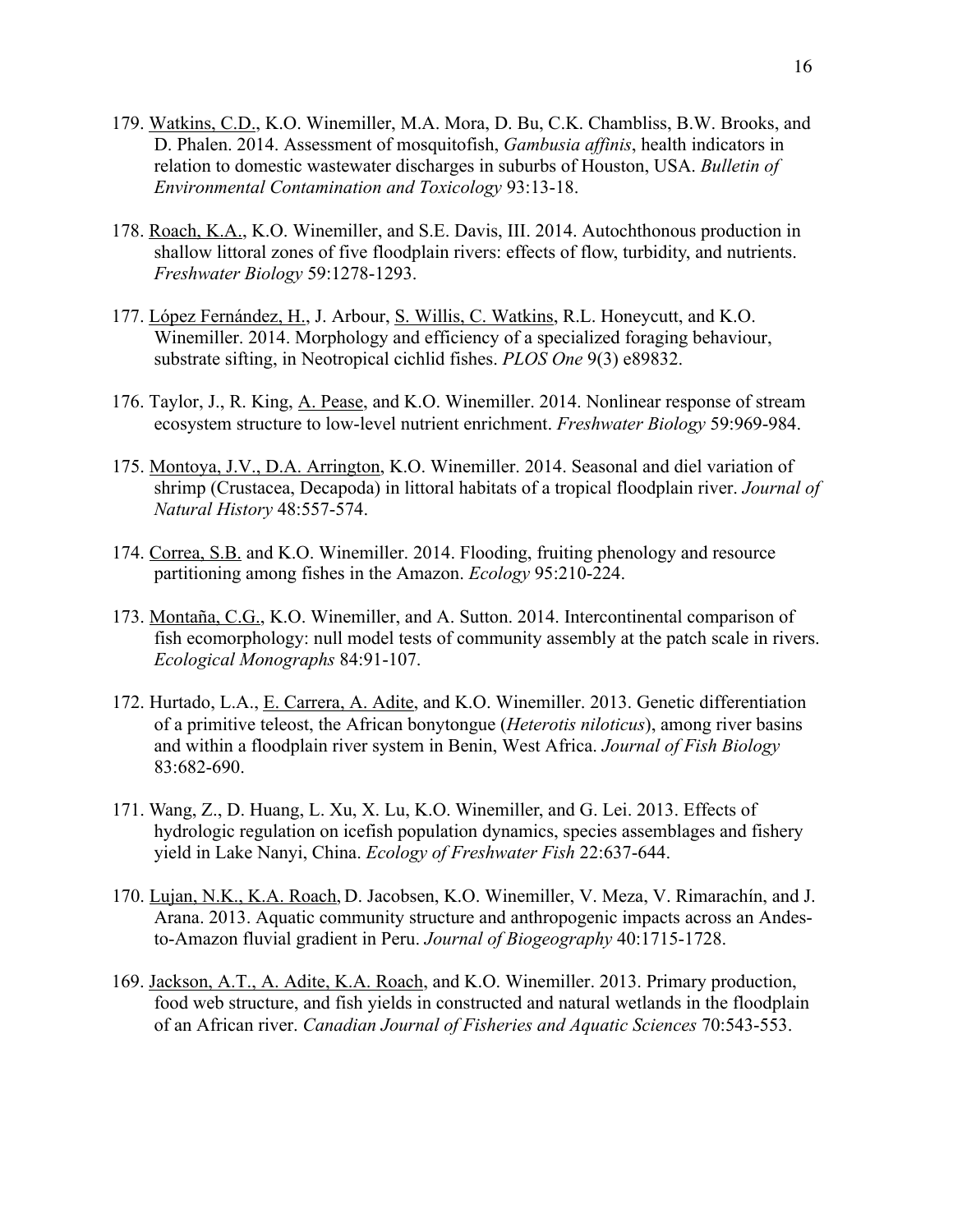179. Watkins, C.D., K.O. Winemiller, M.A. Mora, D. Bu, C.K. Chambliss, B.W. Brooks, and D. Phalen. 2014. Assessment of mosquitofish, *Gambusia affinis*, health indicators in relation to domestic wastewater discharges in suburbs of Houston, USA. *Bulletin of Environmental Contamination and Toxicology* 93:13-18.

178. Roach, K.A., K.O. Winemiller, and S.E. Davis, III. 2014. Autochthonous production in shallow littoral zones of five floodplain rivers: effects of flow, turbidity, and nutrients. *Freshwater Biology* 59:1278-1293.

177. López Fernández, H., J. Arbour, S. Willis, C. Watkins, R.L. Honeycutt, and K.O. Winemiller. 2014. Morphology and efficiency of a specialized foraging behaviour, substrate sifting, in Neotropical cichlid fishes. *PLOS One* 9(3) e89832.

176. Taylor, J., R. King, A. Pease, and K.O. Winemiller. 2014. Nonlinear response of stream ecosystem structure to low-level nutrient enrichment. *Freshwater Biology* 59:969-984.

175. Montoya, J.V., D.A. Arrington, K.O. Winemiller. 2014. Seasonal and diel variation of shrimp (Crustacea, Decapoda) in littoral habitats of a tropical floodplain river. *Journal of Natural History* 48:557-574.

174. Correa, S.B. and K.O. Winemiller. 2014. Flooding, fruiting phenology and resource partitioning among fishes in the Amazon. *Ecology* 95:210-224.

173. Montaña, C.G., K.O. Winemiller, and A. Sutton. 2014. Intercontinental comparison of fish ecomorphology: null model tests of community assembly at the patch scale in rivers. *Ecological Monographs* 84:91-107.

172. Hurtado, L.A., E. Carrera, A. Adite, and K.O. Winemiller. 2013. Genetic differentiation of a primitive teleost, the African bonytongue (*Heterotis niloticus*), among river basins and within a floodplain river system in Benin, West Africa. *Journal of Fish Biology* 83:682-690.

171. Wang, Z., D. Huang, L. Xu, X. Lu, K.O. Winemiller, and G. Lei. 2013. Effects of hydrologic regulation on icefish population dynamics, species assemblages and fishery yield in Lake Nanyi, China. *Ecology of Freshwater Fish* 22:637-644.

170. Lujan, N.K., K.A. Roach, D. Jacobsen, K.O. Winemiller, V. Meza, V. Rimarachín, and J. Arana. 2013. Aquatic community structure and anthropogenic impacts across an Andes-to-Amazon fluvial gradient in Peru. *Journal of Biogeography* 40:1715-1728.

169. Jackson, A.T., A. Adite, K.A. Roach, and K.O. Winemiller. 2013. Primary production, food web structure, and fish yields in constructed and natural wetlands in the floodplain of an African river. *Canadian Journal of Fisheries and Aquatic Sciences* 70:543-553.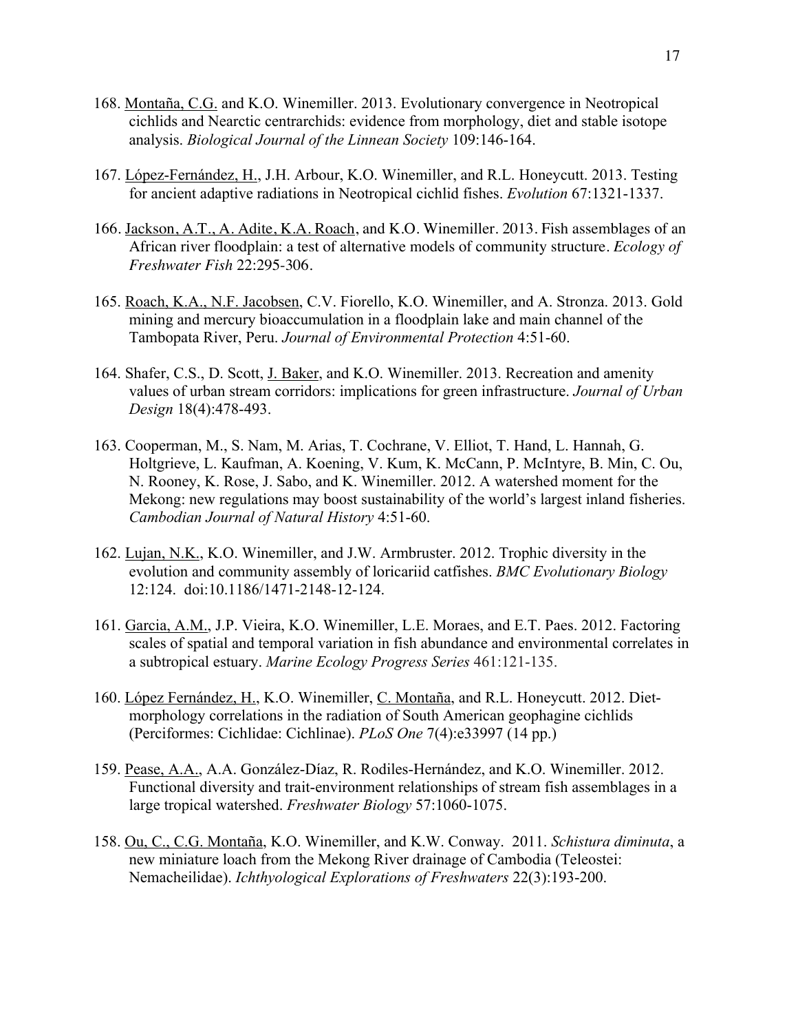168. <u>Montaña, C.G.</u> and K.O. Winemiller. 2013. Evolutionary convergence in Neotropical cichlids and Nearctic centrarchids: evidence from morphology, diet and stable isotope analysis. *Biological Journal of the Linnean Society* 109:146-164.

167. <u>López-Fernández, H.</u>, J.H. Arbour, K.O. Winemiller, and R.L. Honeycutt. 2013. Testing for ancient adaptive radiations in Neotropical cichlid fishes. *Evolution* 67:1321-1337.

166. <u>Jackson, A.T., A. Adite, K.A. Roach</u>, and K.O. Winemiller. 2013. Fish assemblages of an African river floodplain: a test of alternative models of community structure. *Ecology of Freshwater Fish* 22:295-306.

165. <u>Roach, K.A., N.F. Jacobsen</u>, C.V. Fiorello, K.O. Winemiller, and A. Stronza. 2013. Gold mining and mercury bioaccumulation in a floodplain lake and main channel of the Tambopata River, Peru. *Journal of Environmental Protection* 4:51-60.

164. Shafer, C.S., D. Scott, <u>J. Baker</u>, and K.O. Winemiller. 2013. Recreation and amenity values of urban stream corridors: implications for green infrastructure. *Journal of Urban Design* 18(4):478-493.

163. Cooperman, M., S. Nam, M. Arias, T. Cochrane, V. Elliot, T. Hand, L. Hannah, G. Holtgrieve, L. Kaufman, A. Koening, V. Kum, K. McCann, P. McIntyre, B. Min, C. Ou, N. Rooney, K. Rose, J. Sabo, and K. Winemiller. 2012. A watershed moment for the Mekong: new regulations may boost sustainability of the world's largest inland fisheries. *Cambodian Journal of Natural History* 4:51-60.

162. <u>Lujan, N.K.</u>, K.O. Winemiller, and J.W. Armbruster. 2012. Trophic diversity in the evolution and community assembly of loricariid catfishes. *BMC Evolutionary Biology* 12:124. doi:10.1186/1471-2148-12-124.

161. <u>Garcia, A.M.</u>, J.P. Vieira, K.O. Winemiller, L.E. Moraes, and E.T. Paes. 2012. Factoring scales of spatial and temporal variation in fish abundance and environmental correlates in a subtropical estuary. *Marine Ecology Progress Series* 461:121-135.

160. <u>López Fernández, H.</u>, K.O. Winemiller, <u>C. Montaña</u>, and R.L. Honeycutt. 2012. Diet-morphology correlations in the radiation of South American geophagine cichlids (Perciformes: Cichlidae: Cichlinae). *PLoS One* 7(4):e33997 (14 pp.)

159. <u>Pease, A.A.</u>, A.A. González-Díaz, R. Rodiles-Hernández, and K.O. Winemiller. 2012. Functional diversity and trait-environment relationships of stream fish assemblages in a large tropical watershed. *Freshwater Biology* 57:1060-1075.

158. <u>Ou, C., C.G. Montaña</u>, K.O. Winemiller, and K.W. Conway. 2011. *Schistura diminuta*, a new miniature loach from the Mekong River drainage of Cambodia (Teleostei: Nemacheilidae). *Ichthyological Explorations of Freshwaters* 22(3):193-200.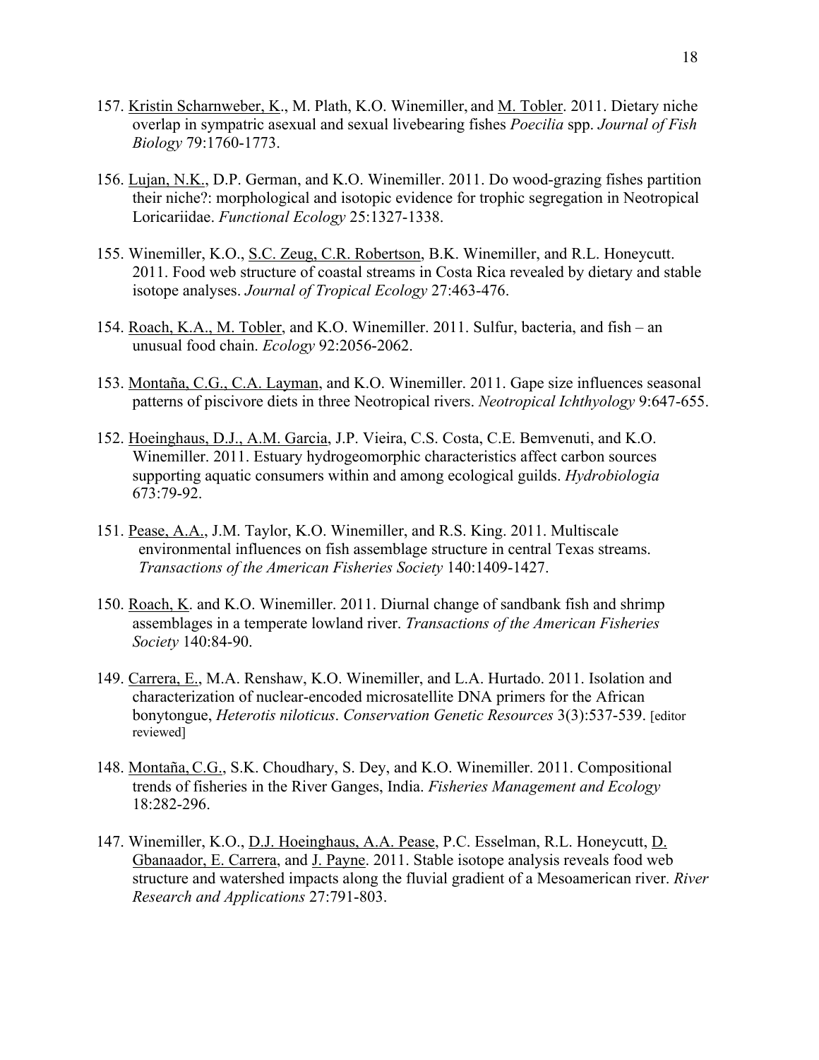157. Kristin Scharnweber, K., M. Plath, K.O. Winemiller, and M. Tobler. 2011. Dietary niche overlap in sympatric asexual and sexual livebearing fishes *Poecilia* spp. *Journal of Fish Biology* 79:1760-1773.

156. Lujan, N.K., D.P. German, and K.O. Winemiller. 2011. Do wood-grazing fishes partition their niche?: morphological and isotopic evidence for trophic segregation in Neotropical Loricariidae. *Functional Ecology* 25:1327-1338.

155. Winemiller, K.O., S.C. Zeug, C.R. Robertson, B.K. Winemiller, and R.L. Honeycutt. 2011. Food web structure of coastal streams in Costa Rica revealed by dietary and stable isotope analyses. *Journal of Tropical Ecology* 27:463-476.

154. Roach, K.A., M. Tobler, and K.O. Winemiller. 2011. Sulfur, bacteria, and fish – an unusual food chain. *Ecology* 92:2056-2062.

153. Montaña, C.G., C.A. Layman, and K.O. Winemiller. 2011. Gape size influences seasonal patterns of piscivore diets in three Neotropical rivers. *Neotropical Ichthyology* 9:647-655.

152. Hoeinghaus, D.J., A.M. Garcia, J.P. Vieira, C.S. Costa, C.E. Bemvenuti, and K.O. Winemiller. 2011. Estuary hydrogeomorphic characteristics affect carbon sources supporting aquatic consumers within and among ecological guilds. *Hydrobiologia* 673:79-92.

151. Pease, A.A., J.M. Taylor, K.O. Winemiller, and R.S. King. 2011. Multiscale environmental influences on fish assemblage structure in central Texas streams. *Transactions of the American Fisheries Society* 140:1409-1427.

150. Roach, K. and K.O. Winemiller. 2011. Diurnal change of sandbank fish and shrimp assemblages in a temperate lowland river. *Transactions of the American Fisheries Society* 140:84-90.

149. Carrera, E., M.A. Renshaw, K.O. Winemiller, and L.A. Hurtado. 2011. Isolation and characterization of nuclear-encoded microsatellite DNA primers for the African bonytongue, *Heterotis niloticus*. *Conservation Genetic Resources* 3(3):537-539. [editor reviewed]

148. Montaña, C.G., S.K. Choudhary, S. Dey, and K.O. Winemiller. 2011. Compositional trends of fisheries in the River Ganges, India. *Fisheries Management and Ecology* 18:282-296.

147. Winemiller, K.O., D.J. Hoeinghaus, A.A. Pease, P.C. Esselman, R.L. Honeycutt, D. Gbanaador, E. Carrera, and J. Payne. 2011. Stable isotope analysis reveals food web structure and watershed impacts along the fluvial gradient of a Mesoamerican river. *River Research and Applications* 27:791-803.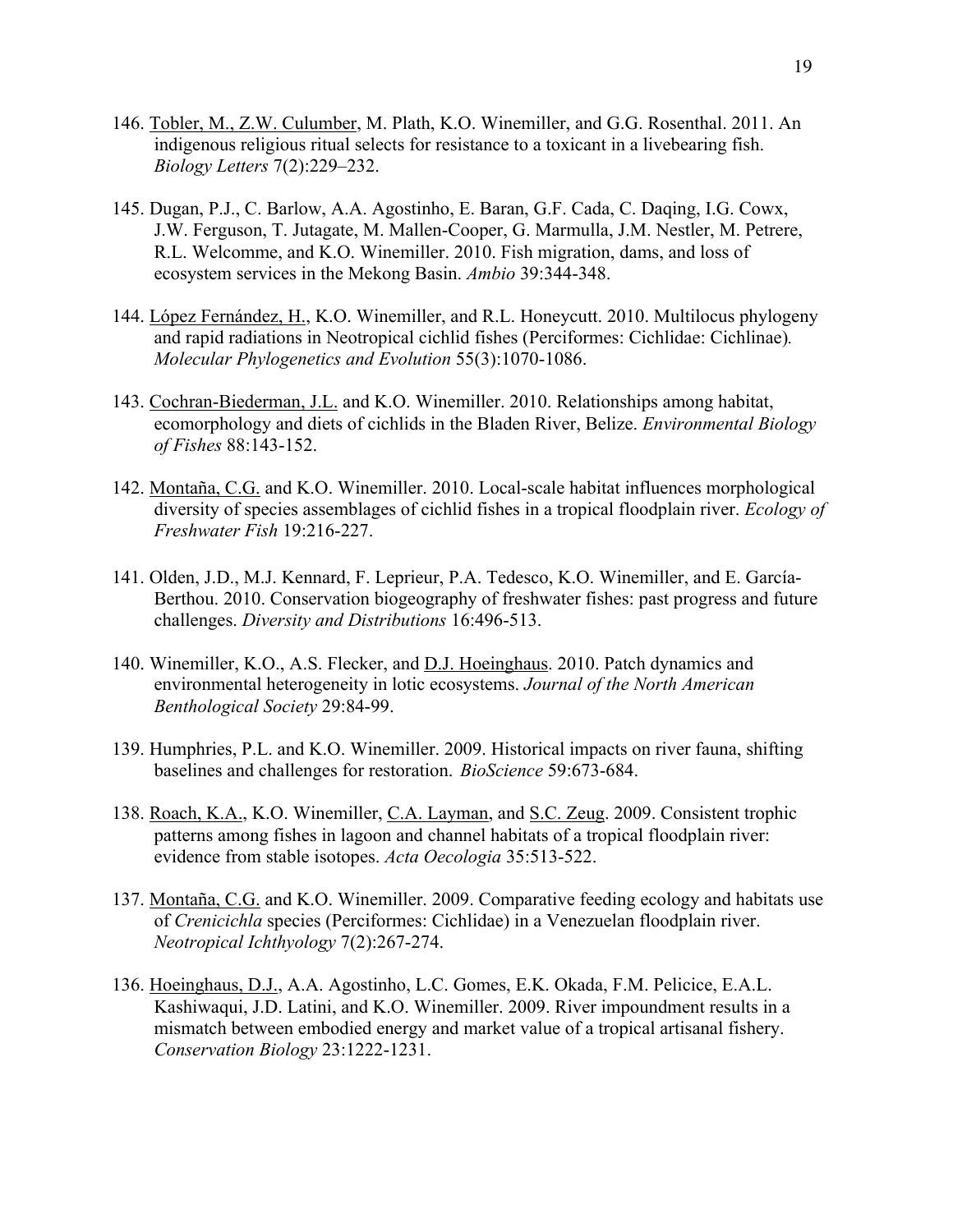146. Tobler, M., Z.W. Culumber, M. Plath, K.O. Winemiller, and G.G. Rosenthal. 2011. An indigenous religious ritual selects for resistance to a toxicant in a livebearing fish. *Biology Letters* 7(2):229–232.

145. Dugan, P.J., C. Barlow, A.A. Agostinho, E. Baran, G.F. Cada, C. Daqing, I.G. Cowx, J.W. Ferguson, T. Jutagate, M. Mallen-Cooper, G. Marmulla, J.M. Nestler, M. Petrere, R.L. Welcomme, and K.O. Winemiller. 2010. Fish migration, dams, and loss of ecosystem services in the Mekong Basin. *Ambio* 39:344-348.

144. López Fernández, H., K.O. Winemiller, and R.L. Honeycutt. 2010. Multilocus phylogeny and rapid radiations in Neotropical cichlid fishes (Perciformes: Cichlidae: Cichlinae). *Molecular Phylogenetics and Evolution* 55(3):1070-1086.

143. Cochran-Biederman, J.L. and K.O. Winemiller. 2010. Relationships among habitat, ecomorphology and diets of cichlids in the Bladen River, Belize. *Environmental Biology of Fishes* 88:143-152.

142. Montaña, C.G. and K.O. Winemiller. 2010. Local-scale habitat influences morphological diversity of species assemblages of cichlid fishes in a tropical floodplain river. *Ecology of Freshwater Fish* 19:216-227.

141. Olden, J.D., M.J. Kennard, F. Leprieur, P.A. Tedesco, K.O. Winemiller, and E. García-Berthou. 2010. Conservation biogeography of freshwater fishes: past progress and future challenges. *Diversity and Distributions* 16:496-513.

140. Winemiller, K.O., A.S. Flecker, and D.J. Hoeinghaus. 2010. Patch dynamics and environmental heterogeneity in lotic ecosystems. *Journal of the North American Benthological Society* 29:84-99.

139. Humphries, P.L. and K.O. Winemiller. 2009. Historical impacts on river fauna, shifting baselines and challenges for restoration. *BioScience* 59:673-684.

138. Roach, K.A., K.O. Winemiller, C.A. Layman, and S.C. Zeug. 2009. Consistent trophic patterns among fishes in lagoon and channel habitats of a tropical floodplain river: evidence from stable isotopes. *Acta Oecologia* 35:513-522.

137. Montaña, C.G. and K.O. Winemiller. 2009. Comparative feeding ecology and habitats use of *Crenicichla* species (Perciformes: Cichlidae) in a Venezuelan floodplain river. *Neotropical Ichthyology* 7(2):267-274.

136. Hoeinghaus, D.J., A.A. Agostinho, L.C. Gomes, E.K. Okada, F.M. Pelicice, E.A.L. Kashiwaqui, J.D. Latini, and K.O. Winemiller. 2009. River impoundment results in a mismatch between embodied energy and market value of a tropical artisanal fishery. *Conservation Biology* 23:1222-1231.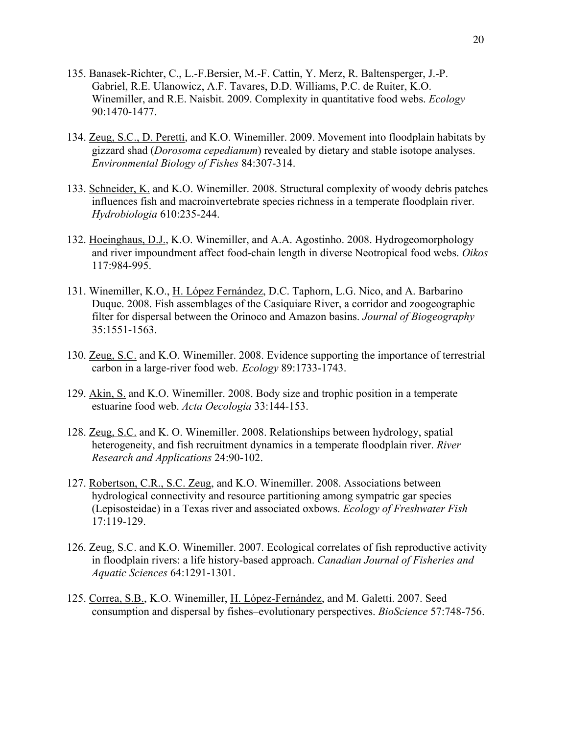135. Banasek-Richter, C., L.-F.Bersier, M.-F. Cattin, Y. Merz, R. Baltensperger, J.-P. Gabriel, R.E. Ulanowicz, A.F. Tavares, D.D. Williams, P.C. de Ruiter, K.O. Winemiller, and R.E. Naisbit. 2009. Complexity in quantitative food webs. *Ecology* 90:1470-1477.

134. Zeug, S.C., D. Peretti, and K.O. Winemiller. 2009. Movement into floodplain habitats by gizzard shad (*Dorosoma cepedianum*) revealed by dietary and stable isotope analyses. *Environmental Biology of Fishes* 84:307-314.

133. Schneider, K. and K.O. Winemiller. 2008. Structural complexity of woody debris patches influences fish and macroinvertebrate species richness in a temperate floodplain river. *Hydrobiologia* 610:235-244.

132. Hoeinghaus, D.J., K.O. Winemiller, and A.A. Agostinho. 2008. Hydrogeomorphology and river impoundment affect food-chain length in diverse Neotropical food webs. *Oikos* 117:984-995.

131. Winemiller, K.O., H. López Fernández, D.C. Taphorn, L.G. Nico, and A. Barbarino Duque. 2008. Fish assemblages of the Casiquiare River, a corridor and zoogeographic filter for dispersal between the Orinoco and Amazon basins. *Journal of Biogeography* 35:1551-1563.

130. Zeug, S.C. and K.O. Winemiller. 2008. Evidence supporting the importance of terrestrial carbon in a large-river food web. *Ecology* 89:1733-1743.

129. Akin, S. and K.O. Winemiller. 2008. Body size and trophic position in a temperate estuarine food web. *Acta Oecologia* 33:144-153.

128. Zeug, S.C. and K. O. Winemiller. 2008. Relationships between hydrology, spatial heterogeneity, and fish recruitment dynamics in a temperate floodplain river. *River Research and Applications* 24:90-102.

127. Robertson, C.R., S.C. Zeug, and K.O. Winemiller. 2008. Associations between hydrological connectivity and resource partitioning among sympatric gar species (Lepisosteidae) in a Texas river and associated oxbows. *Ecology of Freshwater Fish* 17:119-129.

126. Zeug, S.C. and K.O. Winemiller. 2007. Ecological correlates of fish reproductive activity in floodplain rivers: a life history-based approach. *Canadian Journal of Fisheries and Aquatic Sciences* 64:1291-1301.

125. Correa, S.B., K.O. Winemiller, H. López-Fernández, and M. Galetti. 2007. Seed consumption and dispersal by fishes–evolutionary perspectives. *BioScience* 57:748-756.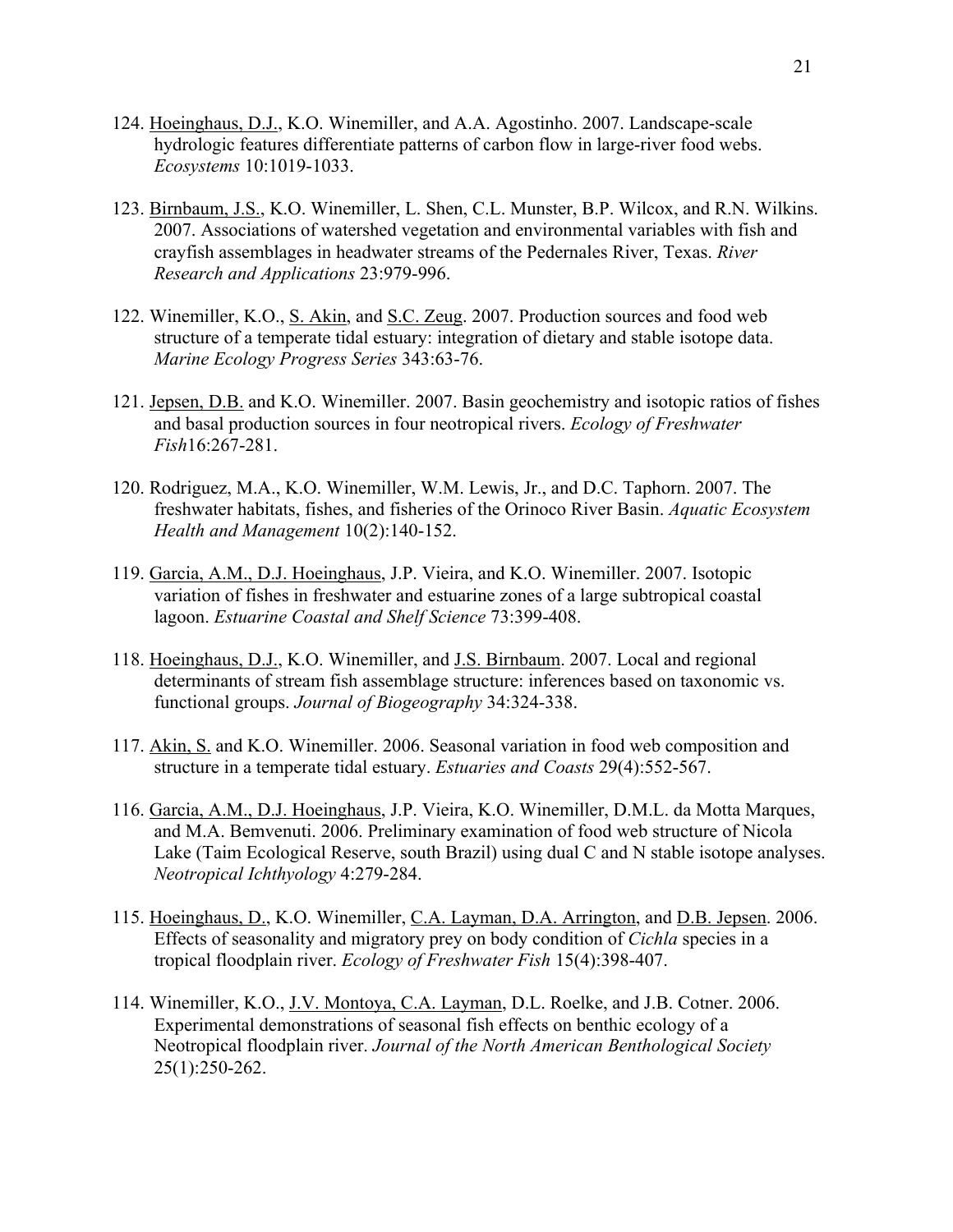124. Hoeinghaus, D.J., K.O. Winemiller, and A.A. Agostinho. 2007. Landscape-scale hydrologic features differentiate patterns of carbon flow in large-river food webs. *Ecosystems* 10:1019-1033.

123. Birnbaum, J.S., K.O. Winemiller, L. Shen, C.L. Munster, B.P. Wilcox, and R.N. Wilkins. 2007. Associations of watershed vegetation and environmental variables with fish and crayfish assemblages in headwater streams of the Pedernales River, Texas. *River Research and Applications* 23:979-996.

122. Winemiller, K.O., S. Akin, and S.C. Zeug. 2007. Production sources and food web structure of a temperate tidal estuary: integration of dietary and stable isotope data. *Marine Ecology Progress Series* 343:63-76.

121. Jepsen, D.B. and K.O. Winemiller. 2007. Basin geochemistry and isotopic ratios of fishes and basal production sources in four neotropical rivers. *Ecology of Freshwater Fish*16:267-281.

120. Rodriguez, M.A., K.O. Winemiller, W.M. Lewis, Jr., and D.C. Taphorn. 2007. The freshwater habitats, fishes, and fisheries of the Orinoco River Basin. *Aquatic Ecosystem Health and Management* 10(2):140-152.

119. Garcia, A.M., D.J. Hoeinghaus, J.P. Vieira, and K.O. Winemiller. 2007. Isotopic variation of fishes in freshwater and estuarine zones of a large subtropical coastal lagoon. *Estuarine Coastal and Shelf Science* 73:399-408.

118. Hoeinghaus, D.J., K.O. Winemiller, and J.S. Birnbaum. 2007. Local and regional determinants of stream fish assemblage structure: inferences based on taxonomic vs. functional groups. *Journal of Biogeography* 34:324-338.

117. Akin, S. and K.O. Winemiller. 2006. Seasonal variation in food web composition and structure in a temperate tidal estuary. *Estuaries and Coasts* 29(4):552-567.

116. Garcia, A.M., D.J. Hoeinghaus, J.P. Vieira, K.O. Winemiller, D.M.L. da Motta Marques, and M.A. Bemvenuti. 2006. Preliminary examination of food web structure of Nicola Lake (Taim Ecological Reserve, south Brazil) using dual C and N stable isotope analyses. *Neotropical Ichthyology* 4:279-284.

115. Hoeinghaus, D., K.O. Winemiller, C.A. Layman, D.A. Arrington, and D.B. Jepsen. 2006. Effects of seasonality and migratory prey on body condition of *Cichla* species in a tropical floodplain river. *Ecology of Freshwater Fish* 15(4):398-407.

114. Winemiller, K.O., J.V. Montoya, C.A. Layman, D.L. Roelke, and J.B. Cotner. 2006. Experimental demonstrations of seasonal fish effects on benthic ecology of a Neotropical floodplain river. *Journal of the North American Benthological Society* 25(1):250-262.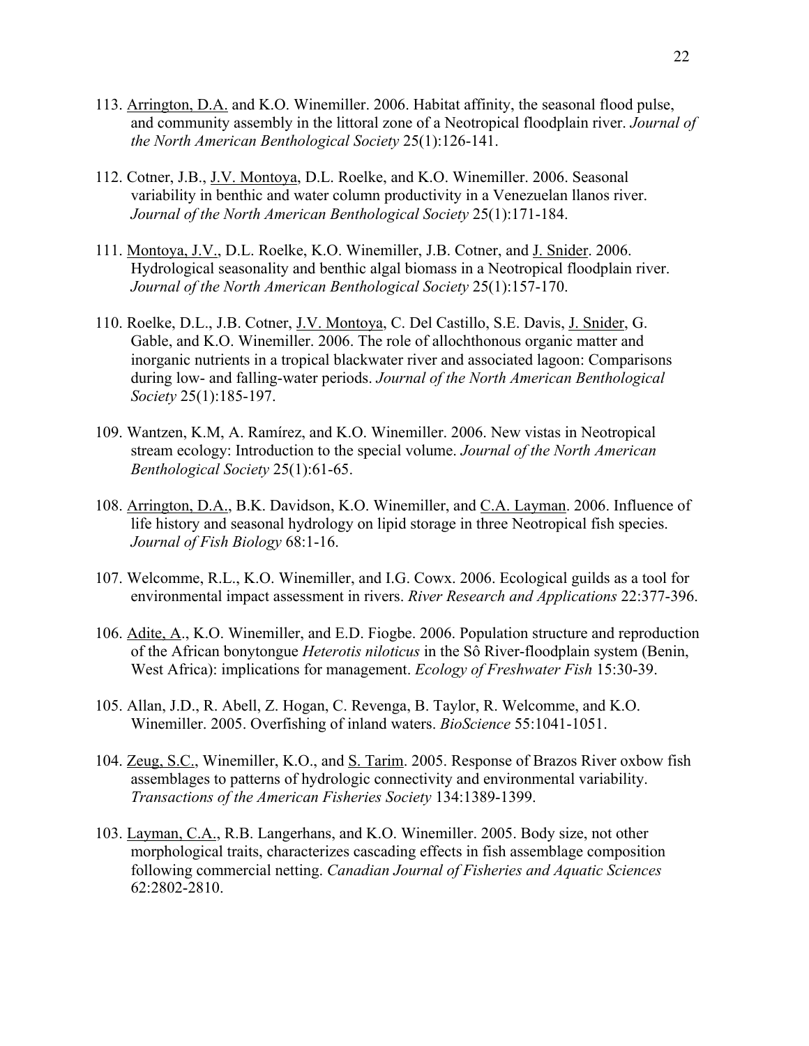113. <u>Arrington, D.A.</u> and K.O. Winemiller. 2006. Habitat affinity, the seasonal flood pulse, and community assembly in the littoral zone of a Neotropical floodplain river. *Journal of the North American Benthological Society* 25(1):126-141.

112. Cotner, J.B., <u>J.V. Montoya</u>, D.L. Roelke, and K.O. Winemiller. 2006. Seasonal variability in benthic and water column productivity in a Venezuelan llanos river. *Journal of the North American Benthological Society* 25(1):171-184.

111. <u>Montoya, J.V.</u>, D.L. Roelke, K.O. Winemiller, J.B. Cotner, and <u>J. Snider</u>. 2006. Hydrological seasonality and benthic algal biomass in a Neotropical floodplain river. *Journal of the North American Benthological Society* 25(1):157-170.

110. Roelke, D.L., J.B. Cotner, <u>J.V. Montoya</u>, C. Del Castillo, S.E. Davis, <u>J. Snider</u>, G. Gable, and K.O. Winemiller. 2006. The role of allochthonous organic matter and inorganic nutrients in a tropical blackwater river and associated lagoon: Comparisons during low- and falling-water periods. *Journal of the North American Benthological Society* 25(1):185-197.

109. Wantzen, K.M, A. Ramírez, and K.O. Winemiller. 2006. New vistas in Neotropical stream ecology: Introduction to the special volume. *Journal of the North American Benthological Society* 25(1):61-65.

108. <u>Arrington, D.A.</u>, B.K. Davidson, K.O. Winemiller, and <u>C.A. Layman</u>. 2006. Influence of life history and seasonal hydrology on lipid storage in three Neotropical fish species. *Journal of Fish Biology* 68:1-16.

107. Welcomme, R.L., K.O. Winemiller, and I.G. Cowx. 2006. Ecological guilds as a tool for environmental impact assessment in rivers. *River Research and Applications* 22:377-396.

106. <u>Adite, A</u>., K.O. Winemiller, and E.D. Fiogbe. 2006. Population structure and reproduction of the African bonytongue *Heterotis niloticus* in the Sô River-floodplain system (Benin, West Africa): implications for management. *Ecology of Freshwater Fish* 15:30-39.

105. Allan, J.D., R. Abell, Z. Hogan, C. Revenga, B. Taylor, R. Welcomme, and K.O. Winemiller. 2005. Overfishing of inland waters. *BioScience* 55:1041-1051.

104. <u>Zeug, S.C.</u>, Winemiller, K.O., and <u>S. Tarim</u>. 2005. Response of Brazos River oxbow fish assemblages to patterns of hydrologic connectivity and environmental variability. *Transactions of the American Fisheries Society* 134:1389-1399.

103. <u>Layman, C.A.</u>, R.B. Langerhans, and K.O. Winemiller. 2005. Body size, not other morphological traits, characterizes cascading effects in fish assemblage composition following commercial netting. *Canadian Journal of Fisheries and Aquatic Sciences* 62:2802-2810.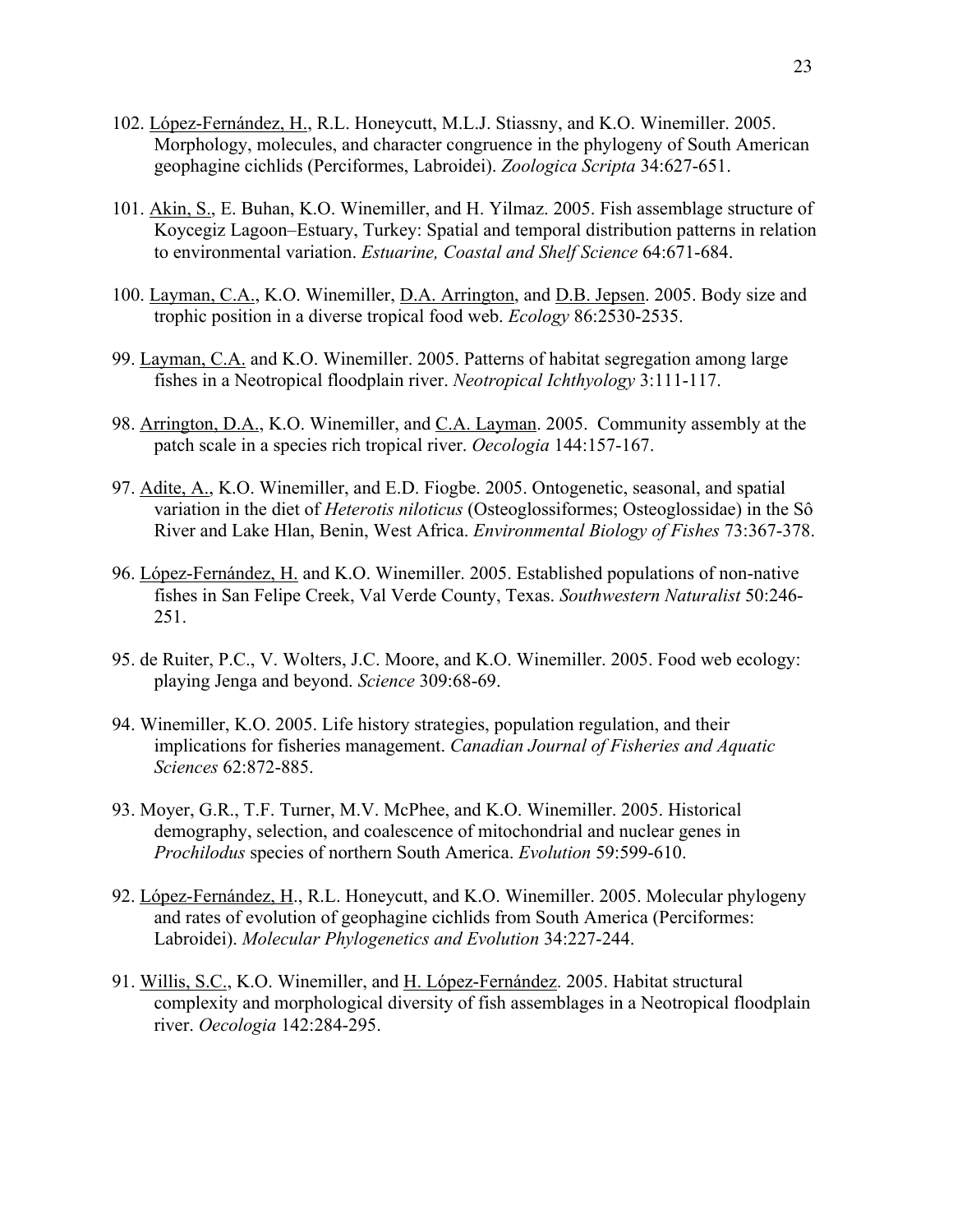102. López-Fernández, H., R.L. Honeycutt, M.L.J. Stiassny, and K.O. Winemiller. 2005. Morphology, molecules, and character congruence in the phylogeny of South American geophagine cichlids (Perciformes, Labroidei). *Zoologica Scripta* 34:627-651.

101. Akin, S., E. Buhan, K.O. Winemiller, and H. Yilmaz. 2005. Fish assemblage structure of Koycegiz Lagoon–Estuary, Turkey: Spatial and temporal distribution patterns in relation to environmental variation. *Estuarine, Coastal and Shelf Science* 64:671-684.

100. Layman, C.A., K.O. Winemiller, D.A. Arrington, and D.B. Jepsen. 2005. Body size and trophic position in a diverse tropical food web. *Ecology* 86:2530-2535.

99. Layman, C.A. and K.O. Winemiller. 2005. Patterns of habitat segregation among large fishes in a Neotropical floodplain river. *Neotropical Ichthyology* 3:111-117.

98. Arrington, D.A., K.O. Winemiller, and C.A. Layman. 2005. Community assembly at the patch scale in a species rich tropical river. *Oecologia* 144:157-167.

97. Adite, A., K.O. Winemiller, and E.D. Fiogbe. 2005. Ontogenetic, seasonal, and spatial variation in the diet of *Heterotis niloticus* (Osteoglossiformes; Osteoglossidae) in the Sô River and Lake Hlan, Benin, West Africa. *Environmental Biology of Fishes* 73:367-378.

96. López-Fernández, H. and K.O. Winemiller. 2005. Established populations of non-native fishes in San Felipe Creek, Val Verde County, Texas. *Southwestern Naturalist* 50:246-251.

95. de Ruiter, P.C., V. Wolters, J.C. Moore, and K.O. Winemiller. 2005. Food web ecology: playing Jenga and beyond. *Science* 309:68-69.

94. Winemiller, K.O. 2005. Life history strategies, population regulation, and their implications for fisheries management. *Canadian Journal of Fisheries and Aquatic Sciences* 62:872-885.

93. Moyer, G.R., T.F. Turner, M.V. McPhee, and K.O. Winemiller. 2005. Historical demography, selection, and coalescence of mitochondrial and nuclear genes in *Prochilodus* species of northern South America. *Evolution* 59:599-610.

92. López-Fernández, H., R.L. Honeycutt, and K.O. Winemiller. 2005. Molecular phylogeny and rates of evolution of geophagine cichlids from South America (Perciformes: Labroidei). *Molecular Phylogenetics and Evolution* 34:227-244.

91. Willis, S.C., K.O. Winemiller, and H. López-Fernández. 2005. Habitat structural complexity and morphological diversity of fish assemblages in a Neotropical floodplain river. *Oecologia* 142:284-295.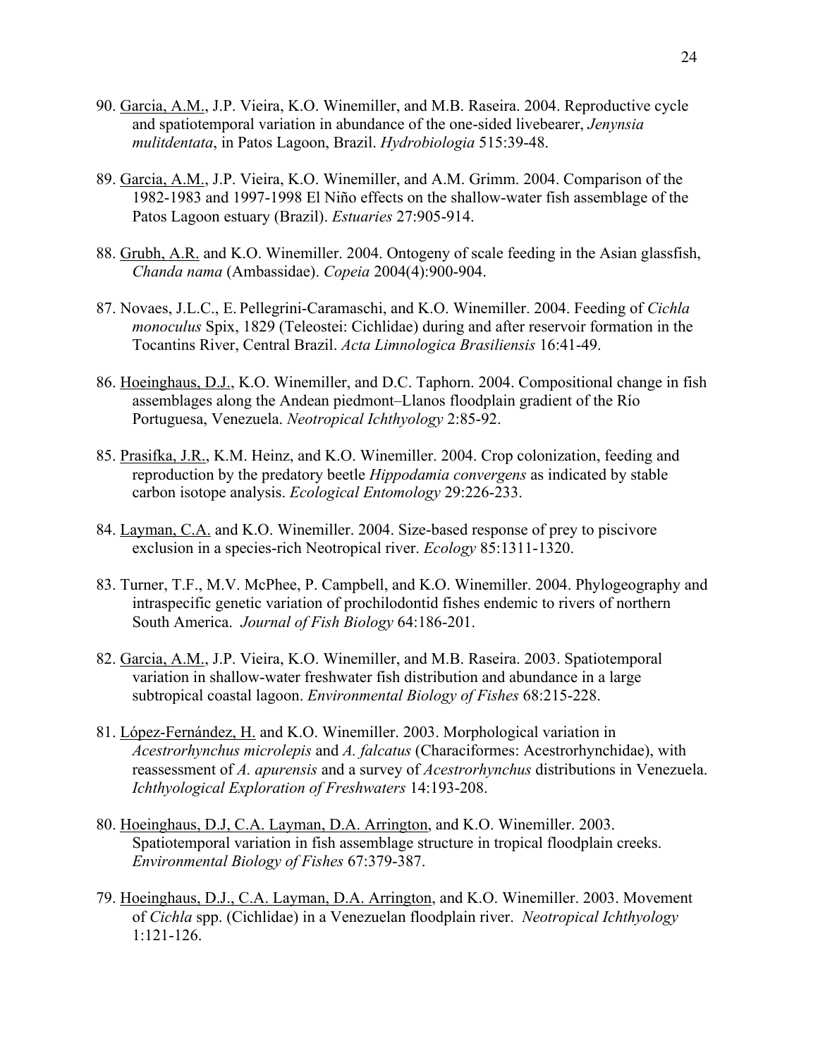90. <u>Garcia, A.M.</u>, J.P. Vieira, K.O. Winemiller, and M.B. Raseira. 2004. Reproductive cycle and spatiotemporal variation in abundance of the one-sided livebearer, *Jenynsia mulitdentata*, in Patos Lagoon, Brazil. *Hydrobiologia* 515:39-48.

89. <u>Garcia, A.M.</u>, J.P. Vieira, K.O. Winemiller, and A.M. Grimm. 2004. Comparison of the 1982-1983 and 1997-1998 El Niño effects on the shallow-water fish assemblage of the Patos Lagoon estuary (Brazil). *Estuaries* 27:905-914.

88. <u>Grubh, A.R.</u> and K.O. Winemiller. 2004. Ontogeny of scale feeding in the Asian glassfish, *Chanda nama* (Ambassidae). *Copeia* 2004(4):900-904.

87. Novaes, J.L.C., E. Pellegrini-Caramaschi, and K.O. Winemiller. 2004. Feeding of *Cichla monoculus* Spix, 1829 (Teleostei: Cichlidae) during and after reservoir formation in the Tocantins River, Central Brazil. *Acta Limnologica Brasiliensis* 16:41-49.

86. <u>Hoeinghaus, D.J.</u>, K.O. Winemiller, and D.C. Taphorn. 2004. Compositional change in fish assemblages along the Andean piedmont–Llanos floodplain gradient of the Río Portuguesa, Venezuela. *Neotropical Ichthyology* 2:85-92.

85. <u>Prasifka, J.R.</u>, K.M. Heinz, and K.O. Winemiller. 2004. Crop colonization, feeding and reproduction by the predatory beetle *Hippodamia convergens* as indicated by stable carbon isotope analysis. *Ecological Entomology* 29:226-233.

84. <u>Layman, C.A.</u> and K.O. Winemiller. 2004. Size-based response of prey to piscivore exclusion in a species-rich Neotropical river. *Ecology* 85:1311-1320.

83. Turner, T.F., M.V. McPhee, P. Campbell, and K.O. Winemiller. 2004. Phylogeography and intraspecific genetic variation of prochilodontid fishes endemic to rivers of northern South America. *Journal of Fish Biology* 64:186-201.

82. <u>Garcia, A.M.</u>, J.P. Vieira, K.O. Winemiller, and M.B. Raseira. 2003. Spatiotemporal variation in shallow-water freshwater fish distribution and abundance in a large subtropical coastal lagoon. *Environmental Biology of Fishes* 68:215-228.

81. <u>López-Fernández, H.</u> and K.O. Winemiller. 2003. Morphological variation in *Acestrorhynchus microlepis* and *A. falcatus* (Characiformes: Acestrorhynchidae), with reassessment of *A. apurensis* and a survey of *Acestrorhynchus* distributions in Venezuela. *Ichthyological Exploration of Freshwaters* 14:193-208.

80. <u>Hoeinghaus, D.J, C.A. Layman, D.A. Arrington</u>, and K.O. Winemiller. 2003. Spatiotemporal variation in fish assemblage structure in tropical floodplain creeks. *Environmental Biology of Fishes* 67:379-387.

79. <u>Hoeinghaus, D.J., C.A. Layman, D.A. Arrington</u>, and K.O. Winemiller. 2003. Movement of *Cichla* spp. (Cichlidae) in a Venezuelan floodplain river. *Neotropical Ichthyology* 1:121-126.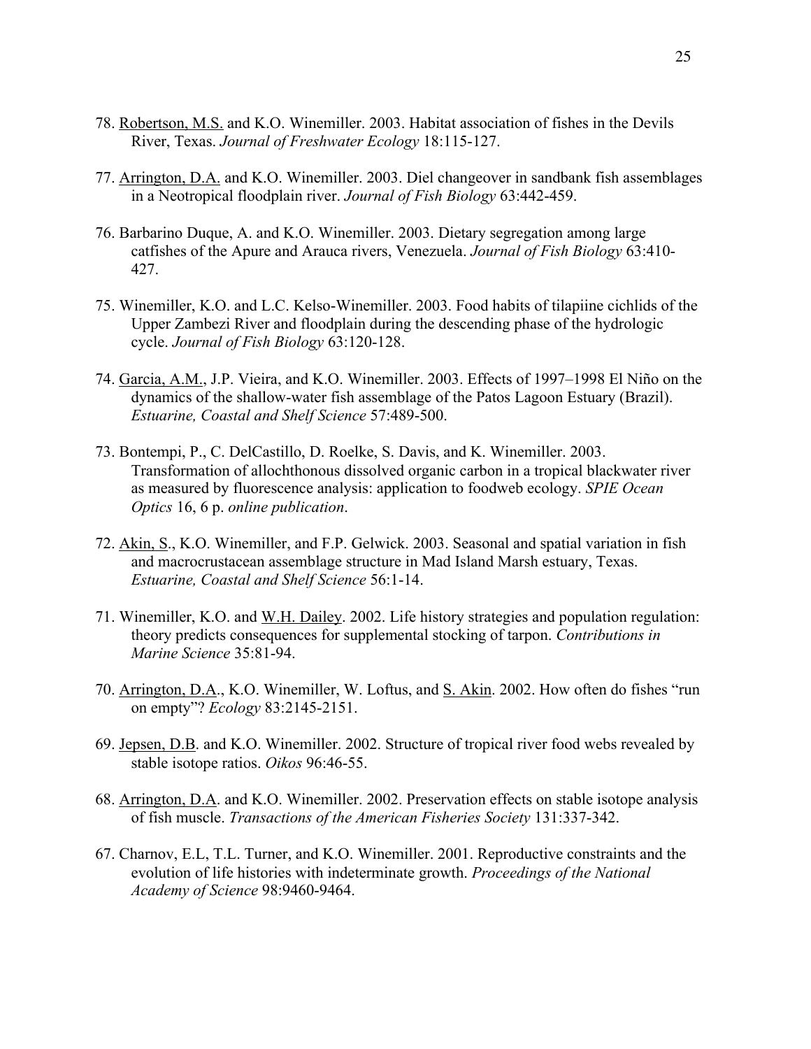78. Robertson, M.S. and K.O. Winemiller. 2003. Habitat association of fishes in the Devils River, Texas. *Journal of Freshwater Ecology* 18:115-127.

77. Arrington, D.A. and K.O. Winemiller. 2003. Diel changeover in sandbank fish assemblages in a Neotropical floodplain river. *Journal of Fish Biology* 63:442-459.

76. Barbarino Duque, A. and K.O. Winemiller. 2003. Dietary segregation among large catfishes of the Apure and Arauca rivers, Venezuela. *Journal of Fish Biology* 63:410-427.

75. Winemiller, K.O. and L.C. Kelso-Winemiller. 2003. Food habits of tilapiine cichlids of the Upper Zambezi River and floodplain during the descending phase of the hydrologic cycle. *Journal of Fish Biology* 63:120-128.

74. Garcia, A.M., J.P. Vieira, and K.O. Winemiller. 2003. Effects of 1997–1998 El Niño on the dynamics of the shallow-water fish assemblage of the Patos Lagoon Estuary (Brazil). *Estuarine, Coastal and Shelf Science* 57:489-500.

73. Bontempi, P., C. DelCastillo, D. Roelke, S. Davis, and K. Winemiller. 2003. Transformation of allochthonous dissolved organic carbon in a tropical blackwater river as measured by fluorescence analysis: application to foodweb ecology. *SPIE Ocean Optics* 16, 6 p. *online publication*.

72. Akin, S., K.O. Winemiller, and F.P. Gelwick. 2003. Seasonal and spatial variation in fish and macrocrustacean assemblage structure in Mad Island Marsh estuary, Texas. *Estuarine, Coastal and Shelf Science* 56:1-14.

71. Winemiller, K.O. and W.H. Dailey. 2002. Life history strategies and population regulation: theory predicts consequences for supplemental stocking of tarpon. *Contributions in Marine Science* 35:81-94.

70. Arrington, D.A., K.O. Winemiller, W. Loftus, and S. Akin. 2002. How often do fishes "run on empty"? *Ecology* 83:2145-2151.

69. Jepsen, D.B. and K.O. Winemiller. 2002. Structure of tropical river food webs revealed by stable isotope ratios. *Oikos* 96:46-55.

68. Arrington, D.A. and K.O. Winemiller. 2002. Preservation effects on stable isotope analysis of fish muscle. *Transactions of the American Fisheries Society* 131:337-342.

67. Charnov, E.L, T.L. Turner, and K.O. Winemiller. 2001. Reproductive constraints and the evolution of life histories with indeterminate growth. *Proceedings of the National Academy of Science* 98:9460-9464.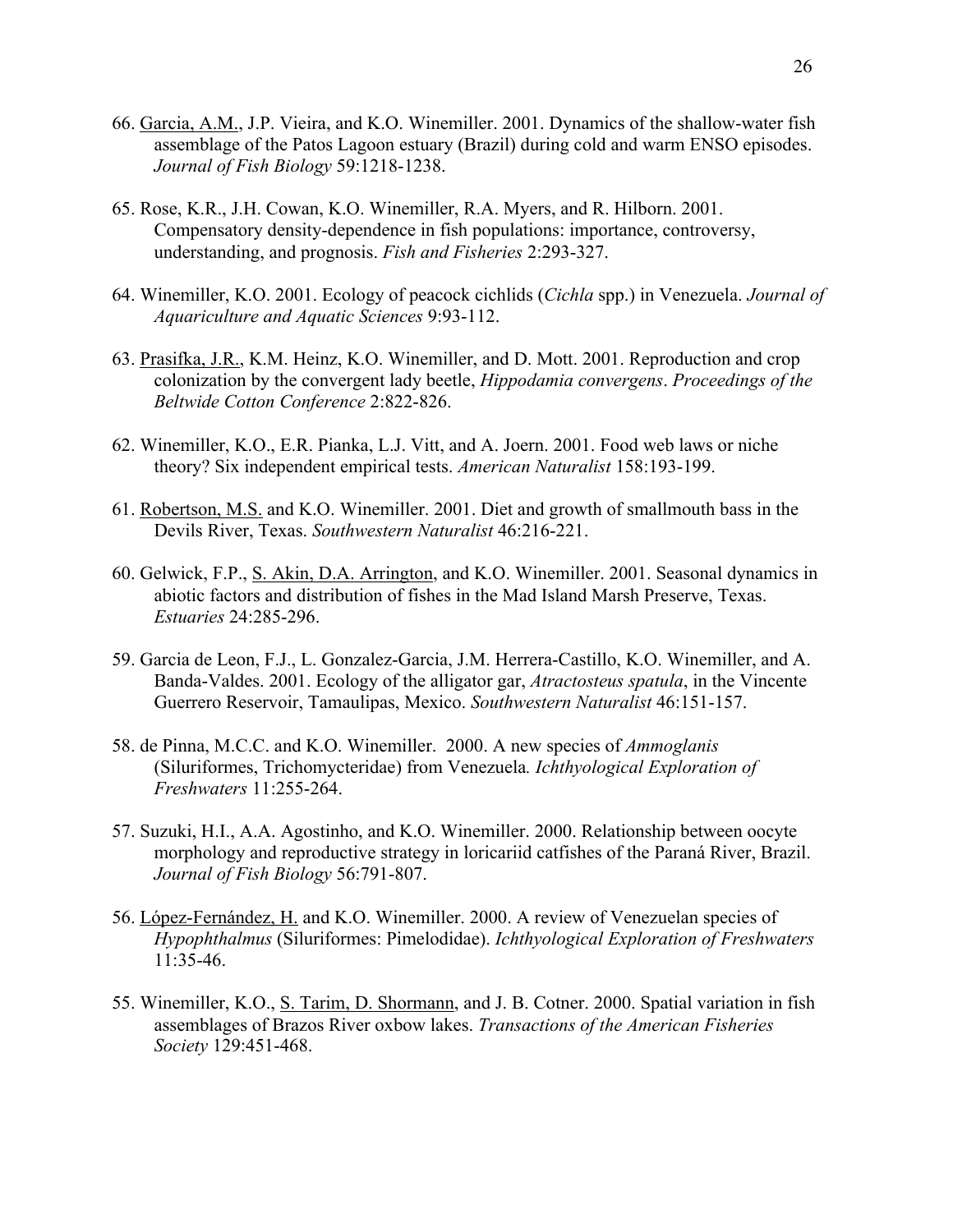66. Garcia, A.M., J.P. Vieira, and K.O. Winemiller. 2001. Dynamics of the shallow-water fish assemblage of the Patos Lagoon estuary (Brazil) during cold and warm ENSO episodes. *Journal of Fish Biology* 59:1218-1238.

65. Rose, K.R., J.H. Cowan, K.O. Winemiller, R.A. Myers, and R. Hilborn. 2001. Compensatory density-dependence in fish populations: importance, controversy, understanding, and prognosis. *Fish and Fisheries* 2:293-327.

64. Winemiller, K.O. 2001. Ecology of peacock cichlids (*Cichla* spp.) in Venezuela. *Journal of Aquariculture and Aquatic Sciences* 9:93-112.

63. Prasifka, J.R., K.M. Heinz, K.O. Winemiller, and D. Mott. 2001. Reproduction and crop colonization by the convergent lady beetle, *Hippodamia convergens*. *Proceedings of the Beltwide Cotton Conference* 2:822-826.

62. Winemiller, K.O., E.R. Pianka, L.J. Vitt, and A. Joern. 2001. Food web laws or niche theory? Six independent empirical tests. *American Naturalist* 158:193-199.

61. Robertson, M.S. and K.O. Winemiller. 2001. Diet and growth of smallmouth bass in the Devils River, Texas. *Southwestern Naturalist* 46:216-221.

60. Gelwick, F.P., S. Akin, D.A. Arrington, and K.O. Winemiller. 2001. Seasonal dynamics in abiotic factors and distribution of fishes in the Mad Island Marsh Preserve, Texas. *Estuaries* 24:285-296.

59. Garcia de Leon, F.J., L. Gonzalez-Garcia, J.M. Herrera-Castillo, K.O. Winemiller, and A. Banda-Valdes. 2001. Ecology of the alligator gar, *Atractosteus spatula*, in the Vincente Guerrero Reservoir, Tamaulipas, Mexico. *Southwestern Naturalist* 46:151-157.

58. de Pinna, M.C.C. and K.O. Winemiller. 2000. A new species of *Ammoglanis* (Siluriformes, Trichomycteridae) from Venezuela. *Ichthyological Exploration of Freshwaters* 11:255-264.

57. Suzuki, H.I., A.A. Agostinho, and K.O. Winemiller. 2000. Relationship between oocyte morphology and reproductive strategy in loricariid catfishes of the Paraná River, Brazil. *Journal of Fish Biology* 56:791-807.

56. López-Fernández, H. and K.O. Winemiller. 2000. A review of Venezuelan species of *Hypophthalmus* (Siluriformes: Pimelodidae). *Ichthyological Exploration of Freshwaters* 11:35-46.

55. Winemiller, K.O., S. Tarim, D. Shormann, and J. B. Cotner. 2000. Spatial variation in fish assemblages of Brazos River oxbow lakes. *Transactions of the American Fisheries Society* 129:451-468.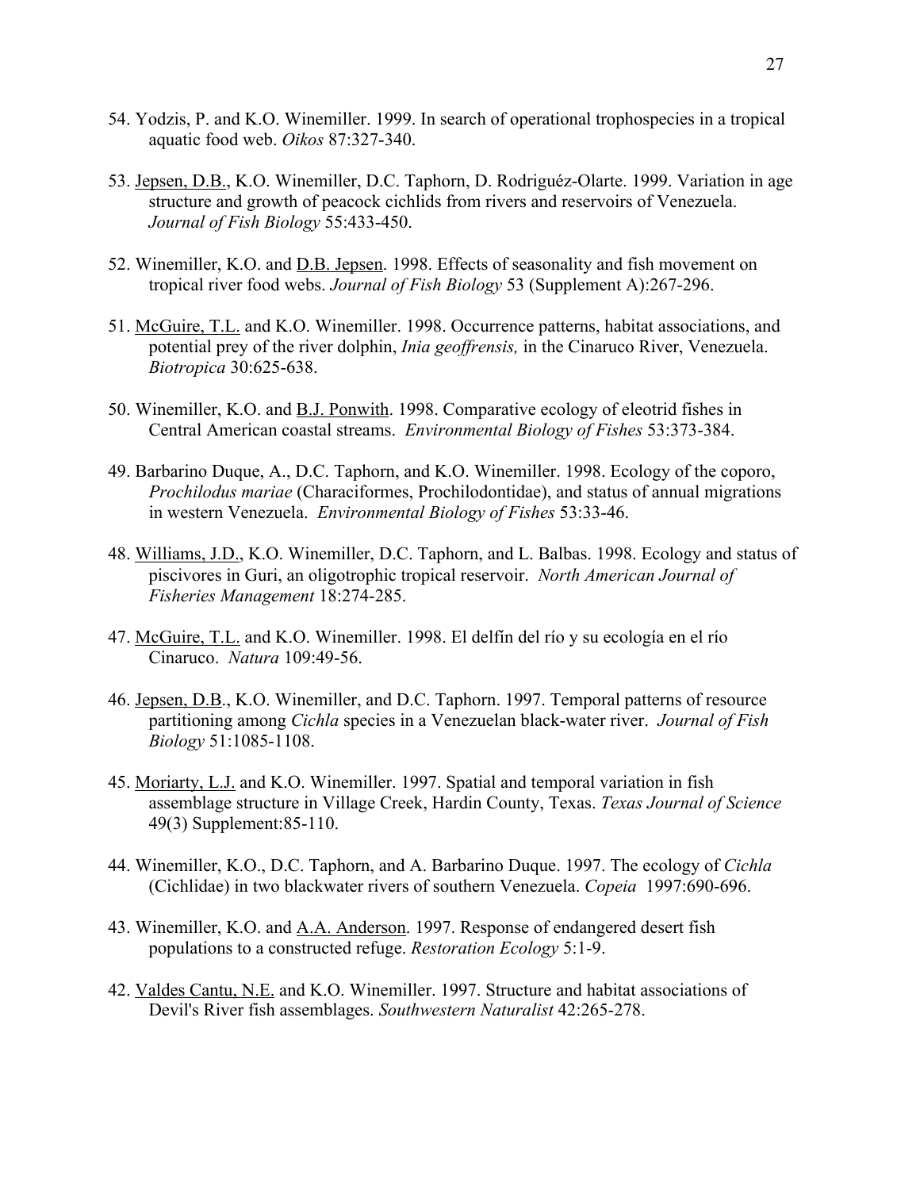54. Yodzis, P. and K.O. Winemiller. 1999. In search of operational trophospecies in a tropical aquatic food web. *Oikos* 87:327-340.

53. <u>Jepsen, D.B.</u>, K.O. Winemiller, D.C. Taphorn, D. Rodriguéz-Olarte. 1999. Variation in age structure and growth of peacock cichlids from rivers and reservoirs of Venezuela. *Journal of Fish Biology* 55:433-450.

52. Winemiller, K.O. and <u>D.B. Jepsen</u>. 1998. Effects of seasonality and fish movement on tropical river food webs. *Journal of Fish Biology* 53 (Supplement A):267-296.

51. <u>McGuire, T.L.</u> and K.O. Winemiller. 1998. Occurrence patterns, habitat associations, and potential prey of the river dolphin, *Inia geoffrensis,* in the Cinaruco River, Venezuela. *Biotropica* 30:625-638.

50. Winemiller, K.O. and <u>B.J. Ponwith</u>. 1998. Comparative ecology of eleotrid fishes in Central American coastal streams. *Environmental Biology of Fishes* 53:373-384.

49. Barbarino Duque, A., D.C. Taphorn, and K.O. Winemiller. 1998. Ecology of the coporo, *Prochilodus mariae* (Characiformes, Prochilodontidae), and status of annual migrations in western Venezuela. *Environmental Biology of Fishes* 53:33-46.

48. <u>Williams, J.D.</u>, K.O. Winemiller, D.C. Taphorn, and L. Balbas. 1998. Ecology and status of piscivores in Guri, an oligotrophic tropical reservoir. *North American Journal of Fisheries Management* 18:274-285.

47. <u>McGuire, T.L.</u> and K.O. Winemiller. 1998. El delfín del río y su ecología en el río Cinaruco. *Natura* 109:49-56.

46. <u>Jepsen, D.B</u>., K.O. Winemiller, and D.C. Taphorn. 1997. Temporal patterns of resource partitioning among *Cichla* species in a Venezuelan black-water river. *Journal of Fish Biology* 51:1085-1108.

45. <u>Moriarty, L.J.</u> and K.O. Winemiller. 1997. Spatial and temporal variation in fish assemblage structure in Village Creek, Hardin County, Texas. *Texas Journal of Science* 49(3) Supplement:85-110.

44. Winemiller, K.O., D.C. Taphorn, and A. Barbarino Duque. 1997. The ecology of *Cichla* (Cichlidae) in two blackwater rivers of southern Venezuela. *Copeia* 1997:690-696.

43. Winemiller, K.O. and <u>A.A. Anderson</u>. 1997. Response of endangered desert fish populations to a constructed refuge. *Restoration Ecology* 5:1-9.

42. <u>Valdes Cantu, N.E.</u> and K.O. Winemiller. 1997. Structure and habitat associations of Devil's River fish assemblages. *Southwestern Naturalist* 42:265-278.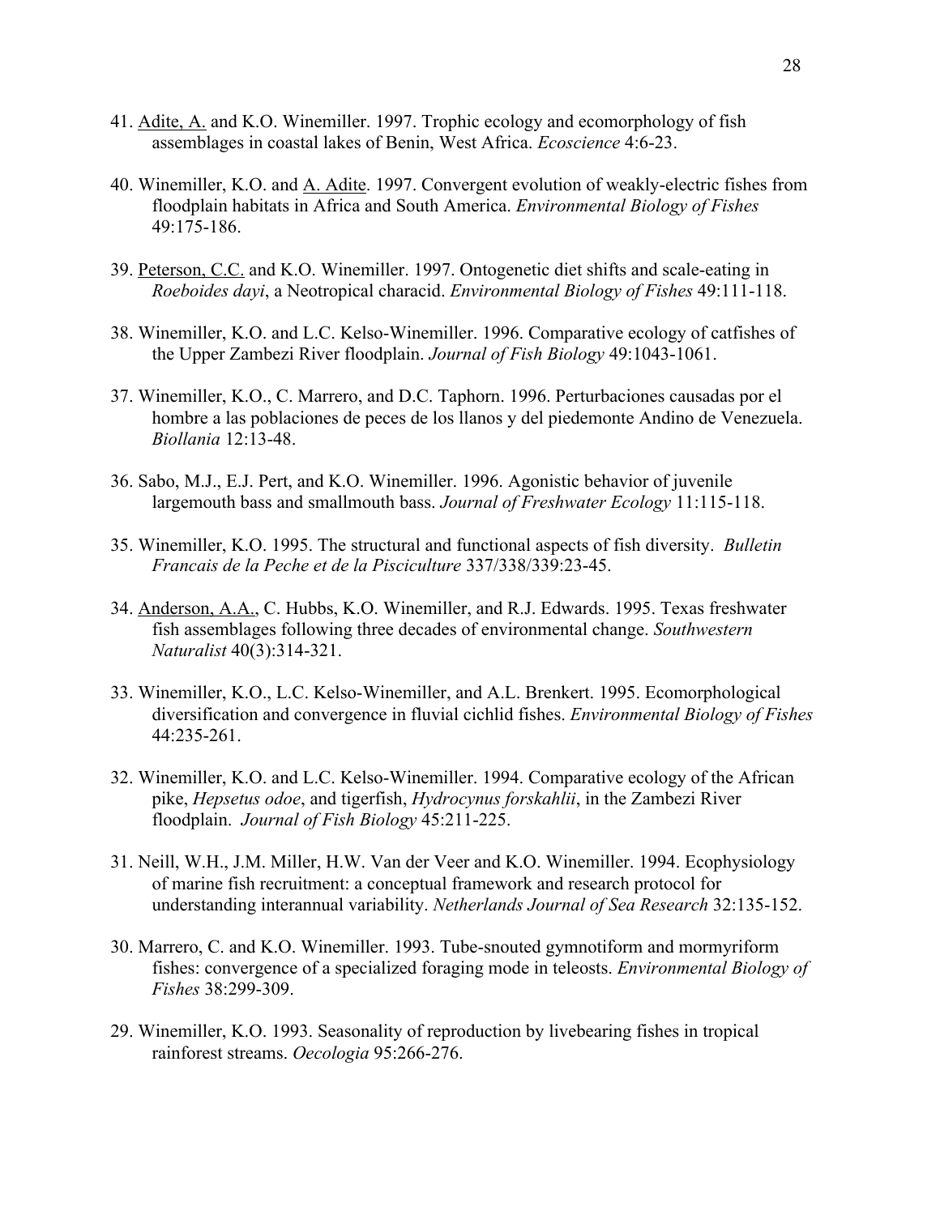41. Adite, A. and K.O. Winemiller. 1997. Trophic ecology and ecomorphology of fish assemblages in coastal lakes of Benin, West Africa. *Ecoscience* 4:6-23.

40. Winemiller, K.O. and A. Adite. 1997. Convergent evolution of weakly-electric fishes from floodplain habitats in Africa and South America. *Environmental Biology of Fishes* 49:175-186.

39. Peterson, C.C. and K.O. Winemiller. 1997. Ontogenetic diet shifts and scale-eating in *Roeboides dayi*, a Neotropical characid. *Environmental Biology of Fishes* 49:111-118.

38. Winemiller, K.O. and L.C. Kelso-Winemiller. 1996. Comparative ecology of catfishes of the Upper Zambezi River floodplain. *Journal of Fish Biology* 49:1043-1061.

37. Winemiller, K.O., C. Marrero, and D.C. Taphorn. 1996. Perturbaciones causadas por el hombre a las poblaciones de peces de los llanos y del piedemonte Andino de Venezuela. *Biollania* 12:13-48.

36. Sabo, M.J., E.J. Pert, and K.O. Winemiller. 1996. Agonistic behavior of juvenile largemouth bass and smallmouth bass. *Journal of Freshwater Ecology* 11:115-118.

35. Winemiller, K.O. 1995. The structural and functional aspects of fish diversity. *Bulletin Francais de la Peche et de la Pisciculture* 337/338/339:23-45.

34. Anderson, A.A., C. Hubbs, K.O. Winemiller, and R.J. Edwards. 1995. Texas freshwater fish assemblages following three decades of environmental change. *Southwestern Naturalist* 40(3):314-321.

33. Winemiller, K.O., L.C. Kelso-Winemiller, and A.L. Brenkert. 1995. Ecomorphological diversification and convergence in fluvial cichlid fishes. *Environmental Biology of Fishes* 44:235-261.

32. Winemiller, K.O. and L.C. Kelso-Winemiller. 1994. Comparative ecology of the African pike, *Hepsetus odoe*, and tigerfish, *Hydrocynus forskahlii*, in the Zambezi River floodplain. *Journal of Fish Biology* 45:211-225.

31. Neill, W.H., J.M. Miller, H.W. Van der Veer and K.O. Winemiller. 1994. Ecophysiology of marine fish recruitment: a conceptual framework and research protocol for understanding interannual variability. *Netherlands Journal of Sea Research* 32:135-152.

30. Marrero, C. and K.O. Winemiller. 1993. Tube-snouted gymnotiform and mormyriform fishes: convergence of a specialized foraging mode in teleosts. *Environmental Biology of Fishes* 38:299-309.

29. Winemiller, K.O. 1993. Seasonality of reproduction by livebearing fishes in tropical rainforest streams. *Oecologia* 95:266-276.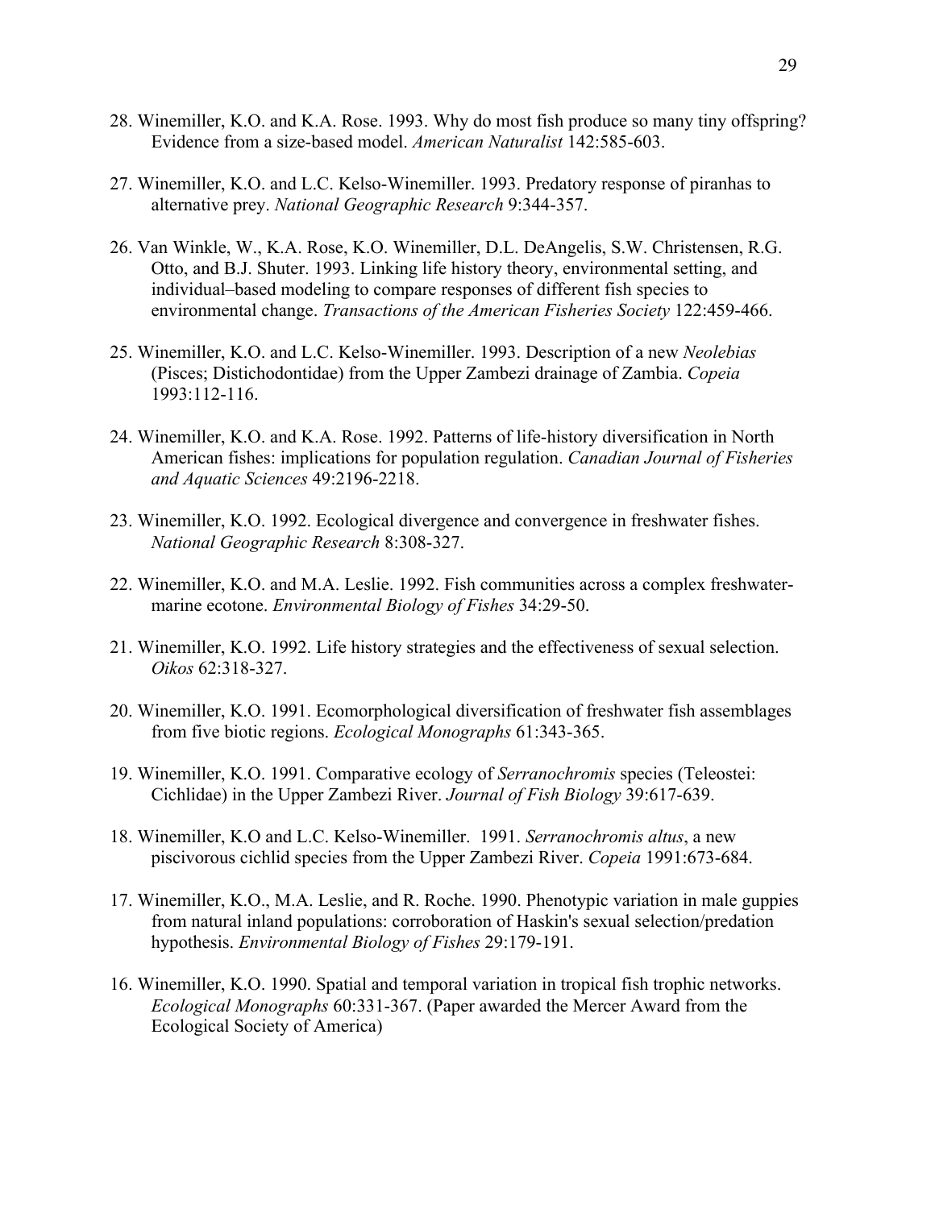28. Winemiller, K.O. and K.A. Rose. 1993. Why do most fish produce so many tiny offspring? Evidence from a size-based model. *American Naturalist* 142:585-603.

27. Winemiller, K.O. and L.C. Kelso-Winemiller. 1993. Predatory response of piranhas to alternative prey. *National Geographic Research* 9:344-357.

26. Van Winkle, W., K.A. Rose, K.O. Winemiller, D.L. DeAngelis, S.W. Christensen, R.G. Otto, and B.J. Shuter. 1993. Linking life history theory, environmental setting, and individual–based modeling to compare responses of different fish species to environmental change. *Transactions of the American Fisheries Society* 122:459-466.

25. Winemiller, K.O. and L.C. Kelso-Winemiller. 1993. Description of a new *Neolebias* (Pisces; Distichodontidae) from the Upper Zambezi drainage of Zambia. *Copeia* 1993:112-116.

24. Winemiller, K.O. and K.A. Rose. 1992. Patterns of life-history diversification in North American fishes: implications for population regulation. *Canadian Journal of Fisheries and Aquatic Sciences* 49:2196-2218.

23. Winemiller, K.O. 1992. Ecological divergence and convergence in freshwater fishes. *National Geographic Research* 8:308-327.

22. Winemiller, K.O. and M.A. Leslie. 1992. Fish communities across a complex freshwater-marine ecotone. *Environmental Biology of Fishes* 34:29-50.

21. Winemiller, K.O. 1992. Life history strategies and the effectiveness of sexual selection. *Oikos* 62:318-327.

20. Winemiller, K.O. 1991. Ecomorphological diversification of freshwater fish assemblages from five biotic regions. *Ecological Monographs* 61:343-365.

19. Winemiller, K.O. 1991. Comparative ecology of *Serranochromis* species (Teleostei: Cichlidae) in the Upper Zambezi River. *Journal of Fish Biology* 39:617-639.

18. Winemiller, K.O and L.C. Kelso-Winemiller. 1991. *Serranochromis altus*, a new piscivorous cichlid species from the Upper Zambezi River. *Copeia* 1991:673-684.

17. Winemiller, K.O., M.A. Leslie, and R. Roche. 1990. Phenotypic variation in male guppies from natural inland populations: corroboration of Haskin's sexual selection/predation hypothesis. *Environmental Biology of Fishes* 29:179-191.

16. Winemiller, K.O. 1990. Spatial and temporal variation in tropical fish trophic networks. *Ecological Monographs* 60:331-367. (Paper awarded the Mercer Award from the Ecological Society of America)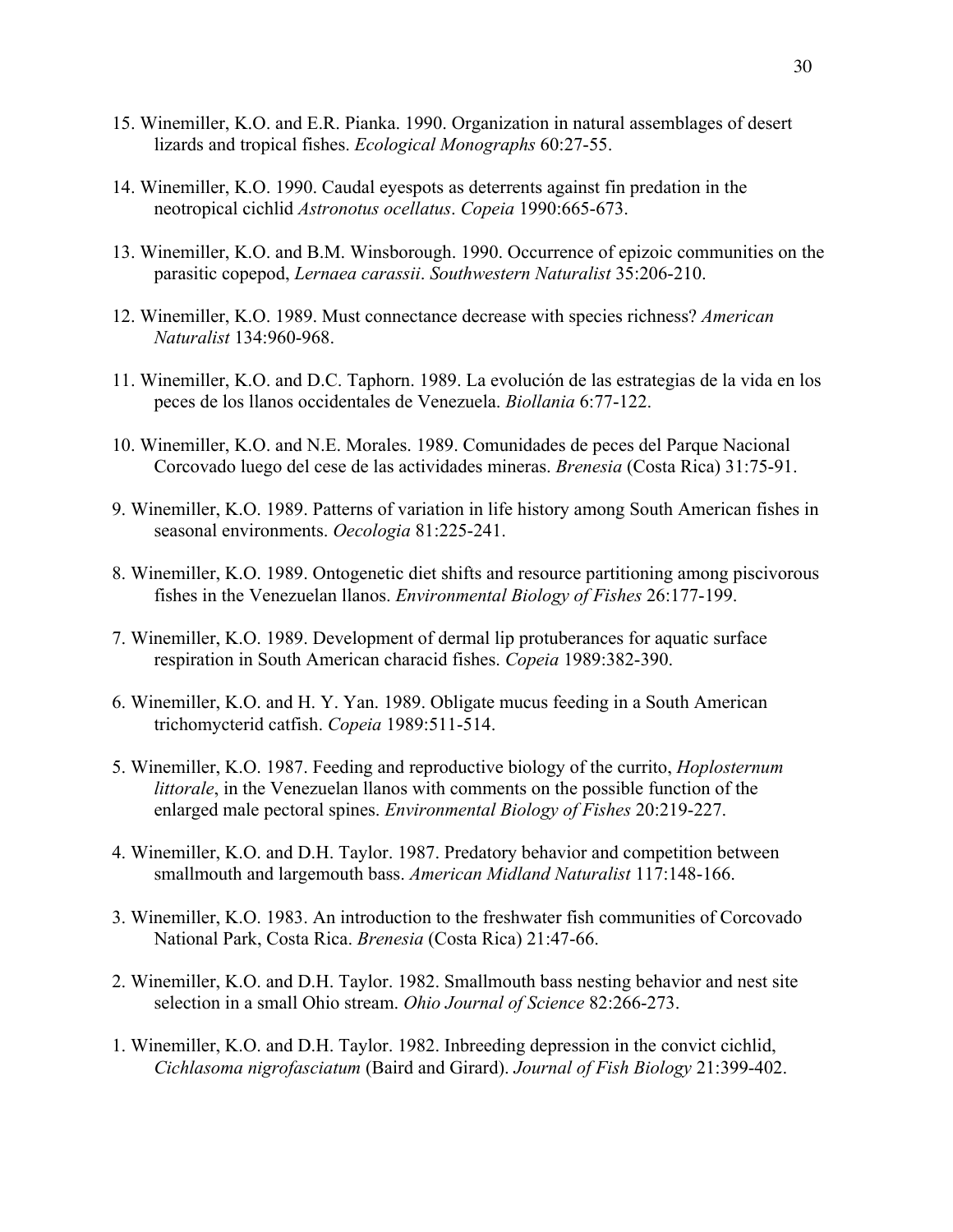15. Winemiller, K.O. and E.R. Pianka. 1990. Organization in natural assemblages of desert lizards and tropical fishes. *Ecological Monographs* 60:27-55.

14. Winemiller, K.O. 1990. Caudal eyespots as deterrents against fin predation in the neotropical cichlid *Astronotus ocellatus*. *Copeia* 1990:665-673.

13. Winemiller, K.O. and B.M. Winsborough. 1990. Occurrence of epizoic communities on the parasitic copepod, *Lernaea carassii*. *Southwestern Naturalist* 35:206-210.

12. Winemiller, K.O. 1989. Must connectance decrease with species richness? *American Naturalist* 134:960-968.

11. Winemiller, K.O. and D.C. Taphorn. 1989. La evolución de las estrategias de la vida en los peces de los llanos occidentales de Venezuela. *Biollania* 6:77-122.

10. Winemiller, K.O. and N.E. Morales. 1989. Comunidades de peces del Parque Nacional Corcovado luego del cese de las actividades mineras. *Brenesia* (Costa Rica) 31:75-91.

9. Winemiller, K.O. 1989. Patterns of variation in life history among South American fishes in seasonal environments. *Oecologia* 81:225-241.

8. Winemiller, K.O. 1989. Ontogenetic diet shifts and resource partitioning among piscivorous fishes in the Venezuelan llanos. *Environmental Biology of Fishes* 26:177-199.

7. Winemiller, K.O. 1989. Development of dermal lip protuberances for aquatic surface respiration in South American characid fishes. *Copeia* 1989:382-390.

6. Winemiller, K.O. and H. Y. Yan. 1989. Obligate mucus feeding in a South American trichomycterid catfish. *Copeia* 1989:511-514.

5. Winemiller, K.O. 1987. Feeding and reproductive biology of the currito, *Hoplosternum littorale*, in the Venezuelan llanos with comments on the possible function of the enlarged male pectoral spines. *Environmental Biology of Fishes* 20:219-227.

4. Winemiller, K.O. and D.H. Taylor. 1987. Predatory behavior and competition between smallmouth and largemouth bass. *American Midland Naturalist* 117:148-166.

3. Winemiller, K.O. 1983. An introduction to the freshwater fish communities of Corcovado National Park, Costa Rica. *Brenesia* (Costa Rica) 21:47-66.

2. Winemiller, K.O. and D.H. Taylor. 1982. Smallmouth bass nesting behavior and nest site selection in a small Ohio stream. *Ohio Journal of Science* 82:266-273.

1. Winemiller, K.O. and D.H. Taylor. 1982. Inbreeding depression in the convict cichlid, *Cichlasoma nigrofasciatum* (Baird and Girard). *Journal of Fish Biology* 21:399-402.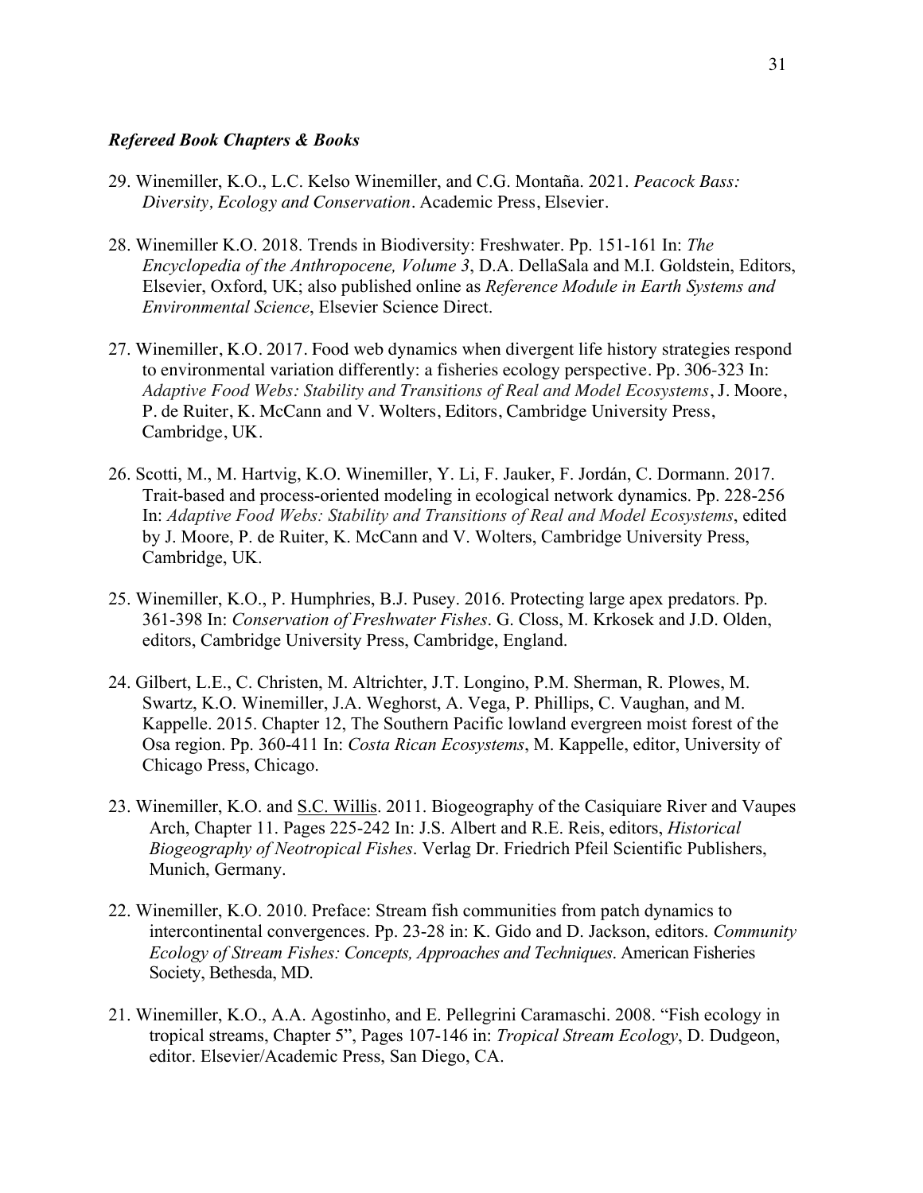***Refereed Book Chapters & Books***

29. Winemiller, K.O., L.C. Kelso Winemiller, and C.G. Montaña. 2021. *Peacock Bass: Diversity, Ecology and Conservation*. Academic Press, Elsevier.

28. Winemiller K.O. 2018. Trends in Biodiversity: Freshwater. Pp. 151-161 In: *The Encyclopedia of the Anthropocene, Volume 3*, D.A. DellaSala and M.I. Goldstein, Editors, Elsevier, Oxford, UK; also published online as *Reference Module in Earth Systems and Environmental Science*, Elsevier Science Direct.

27. Winemiller, K.O. 2017. Food web dynamics when divergent life history strategies respond to environmental variation differently: a fisheries ecology perspective. Pp. 306-323 In: *Adaptive Food Webs: Stability and Transitions of Real and Model Ecosystems*, J. Moore, P. de Ruiter, K. McCann and V. Wolters, Editors, Cambridge University Press, Cambridge, UK.

26. Scotti, M., M. Hartvig, K.O. Winemiller, Y. Li, F. Jauker, F. Jordán, C. Dormann. 2017. Trait-based and process-oriented modeling in ecological network dynamics. Pp. 228-256 In: *Adaptive Food Webs: Stability and Transitions of Real and Model Ecosystems*, edited by J. Moore, P. de Ruiter, K. McCann and V. Wolters, Cambridge University Press, Cambridge, UK.

25. Winemiller, K.O., P. Humphries, B.J. Pusey. 2016. Protecting large apex predators. Pp. 361-398 In: *Conservation of Freshwater Fishes*. G. Closs, M. Krkosek and J.D. Olden, editors, Cambridge University Press, Cambridge, England.

24. Gilbert, L.E., C. Christen, M. Altrichter, J.T. Longino, P.M. Sherman, R. Plowes, M. Swartz, K.O. Winemiller, J.A. Weghorst, A. Vega, P. Phillips, C. Vaughan, and M. Kappelle. 2015. Chapter 12, The Southern Pacific lowland evergreen moist forest of the Osa region. Pp. 360-411 In: *Costa Rican Ecosystems*, M. Kappelle, editor, University of Chicago Press, Chicago.

23. Winemiller, K.O. and <u>S.C. Willis</u>. 2011. Biogeography of the Casiquiare River and Vaupes Arch, Chapter 11. Pages 225-242 In: J.S. Albert and R.E. Reis, editors, *Historical Biogeography of Neotropical Fishes*. Verlag Dr. Friedrich Pfeil Scientific Publishers, Munich, Germany.

22. Winemiller, K.O. 2010. Preface: Stream fish communities from patch dynamics to intercontinental convergences. Pp. 23-28 in: K. Gido and D. Jackson, editors. *Community Ecology of Stream Fishes: Concepts, Approaches and Techniques*. American Fisheries Society, Bethesda, MD.

21. Winemiller, K.O., A.A. Agostinho, and E. Pellegrini Caramaschi. 2008. "Fish ecology in tropical streams, Chapter 5", Pages 107-146 in: *Tropical Stream Ecology*, D. Dudgeon, editor. Elsevier/Academic Press, San Diego, CA.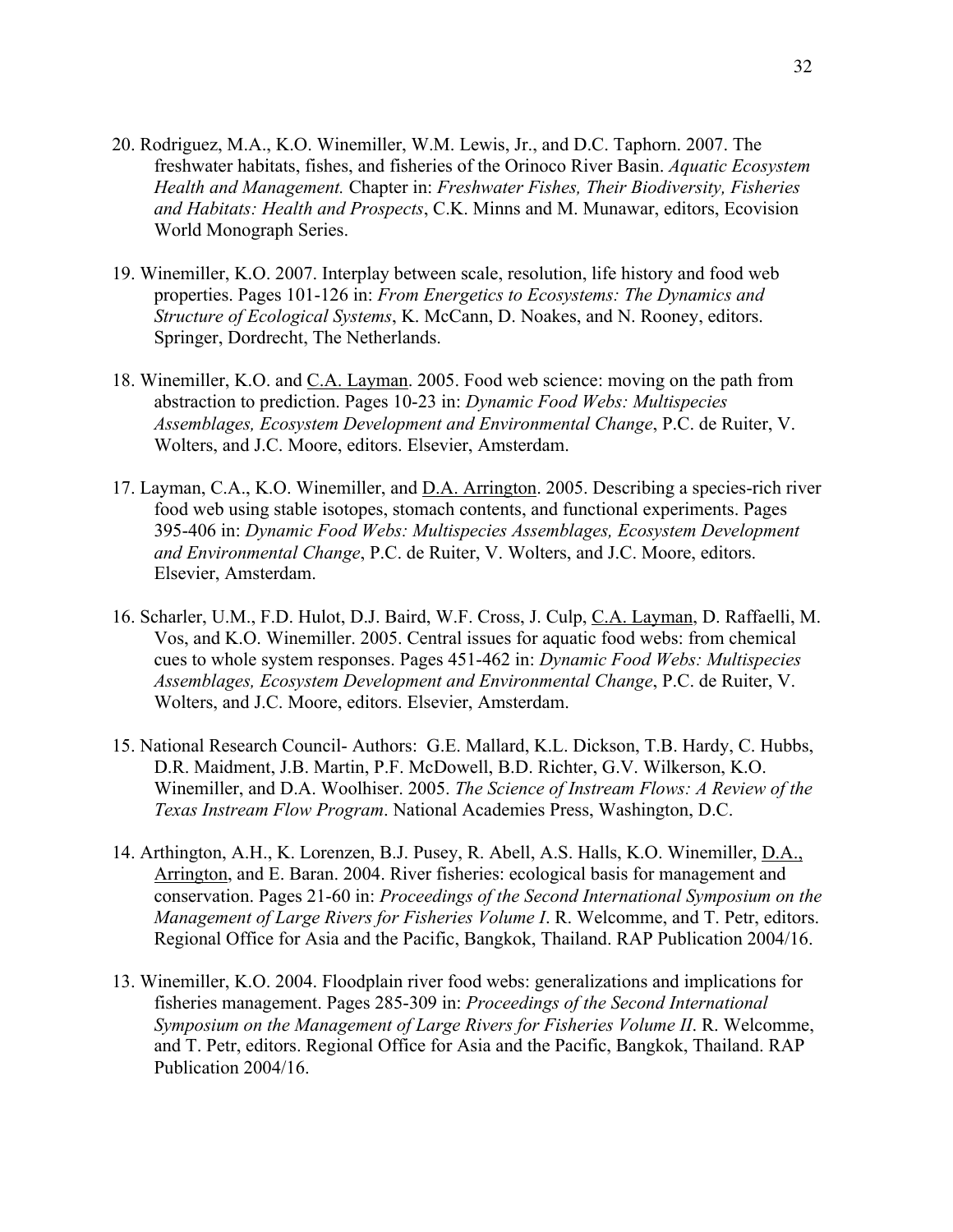20. Rodriguez, M.A., K.O. Winemiller, W.M. Lewis, Jr., and D.C. Taphorn. 2007. The freshwater habitats, fishes, and fisheries of the Orinoco River Basin. *Aquatic Ecosystem Health and Management.* Chapter in: *Freshwater Fishes, Their Biodiversity, Fisheries and Habitats: Health and Prospects*, C.K. Minns and M. Munawar, editors, Ecovision World Monograph Series.

19. Winemiller, K.O. 2007. Interplay between scale, resolution, life history and food web properties. Pages 101-126 in: *From Energetics to Ecosystems: The Dynamics and Structure of Ecological Systems*, K. McCann, D. Noakes, and N. Rooney, editors. Springer, Dordrecht, The Netherlands.

18. Winemiller, K.O. and <u>C.A. Layman</u>. 2005. Food web science: moving on the path from abstraction to prediction. Pages 10-23 in: *Dynamic Food Webs: Multispecies Assemblages, Ecosystem Development and Environmental Change*, P.C. de Ruiter, V. Wolters, and J.C. Moore, editors. Elsevier, Amsterdam.

17. Layman, C.A., K.O. Winemiller, and <u>D.A. Arrington</u>. 2005. Describing a species-rich river food web using stable isotopes, stomach contents, and functional experiments. Pages 395-406 in: *Dynamic Food Webs: Multispecies Assemblages, Ecosystem Development and Environmental Change*, P.C. de Ruiter, V. Wolters, and J.C. Moore, editors. Elsevier, Amsterdam.

16. Scharler, U.M., F.D. Hulot, D.J. Baird, W.F. Cross, J. Culp, <u>C.A. Layman</u>, D. Raffaelli, M. Vos, and K.O. Winemiller. 2005. Central issues for aquatic food webs: from chemical cues to whole system responses. Pages 451-462 in: *Dynamic Food Webs: Multispecies Assemblages, Ecosystem Development and Environmental Change*, P.C. de Ruiter, V. Wolters, and J.C. Moore, editors. Elsevier, Amsterdam.

15. National Research Council- Authors: G.E. Mallard, K.L. Dickson, T.B. Hardy, C. Hubbs, D.R. Maidment, J.B. Martin, P.F. McDowell, B.D. Richter, G.V. Wilkerson, K.O. Winemiller, and D.A. Woolhiser. 2005. *The Science of Instream Flows: A Review of the Texas Instream Flow Program*. National Academies Press, Washington, D.C.

14. Arthington, A.H., K. Lorenzen, B.J. Pusey, R. Abell, A.S. Halls, K.O. Winemiller, <u>D.A., Arrington</u>, and E. Baran. 2004. River fisheries: ecological basis for management and conservation. Pages 21-60 in: *Proceedings of the Second International Symposium on the Management of Large Rivers for Fisheries Volume I*. R. Welcomme, and T. Petr, editors. Regional Office for Asia and the Pacific, Bangkok, Thailand. RAP Publication 2004/16.

13. Winemiller, K.O. 2004. Floodplain river food webs: generalizations and implications for fisheries management. Pages 285-309 in: *Proceedings of the Second International Symposium on the Management of Large Rivers for Fisheries Volume II*. R. Welcomme, and T. Petr, editors. Regional Office for Asia and the Pacific, Bangkok, Thailand. RAP Publication 2004/16.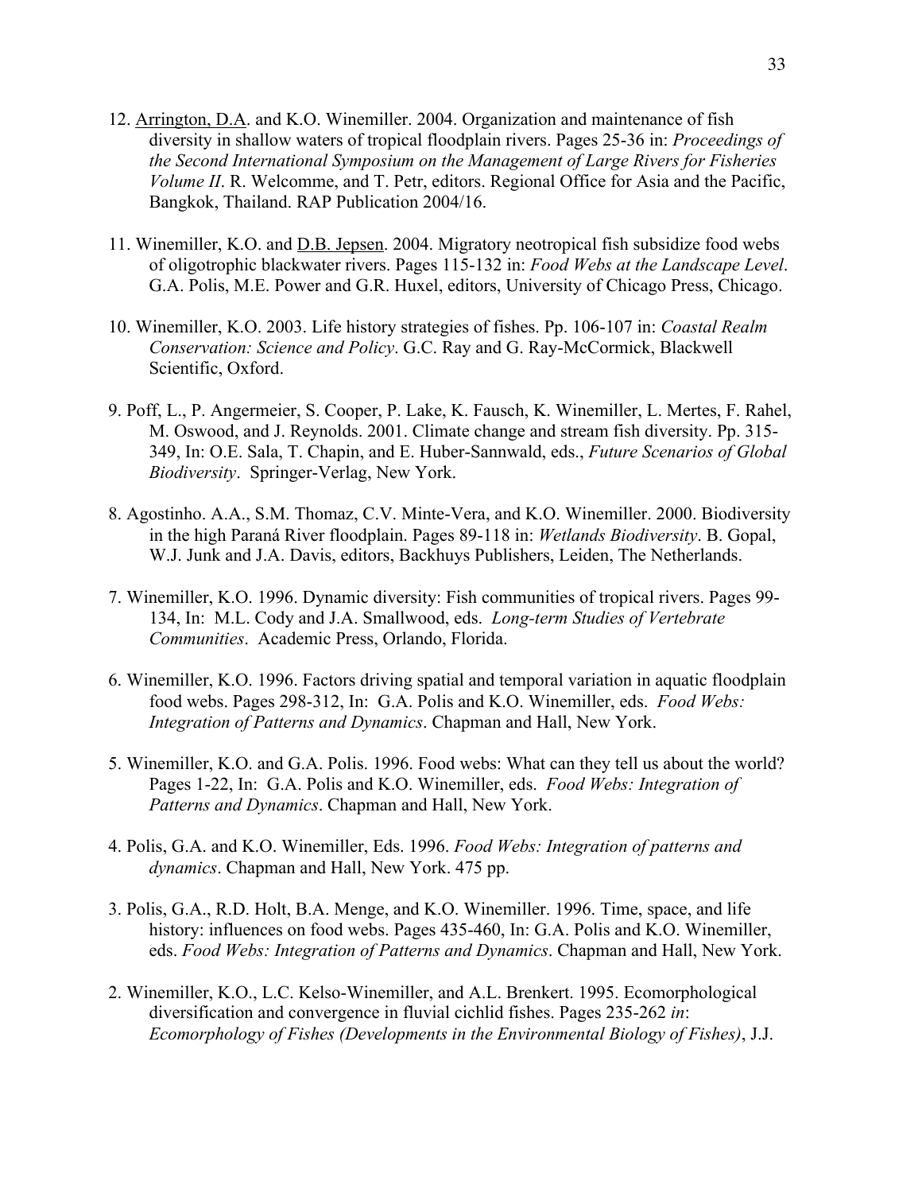12. <u>Arrington, D.A</u>. and K.O. Winemiller. 2004. Organization and maintenance of fish diversity in shallow waters of tropical floodplain rivers. Pages 25-36 in: *Proceedings of the Second International Symposium on the Management of Large Rivers for Fisheries Volume II*. R. Welcomme, and T. Petr, editors. Regional Office for Asia and the Pacific, Bangkok, Thailand. RAP Publication 2004/16.

11. Winemiller, K.O. and <u>D.B. Jepsen</u>. 2004. Migratory neotropical fish subsidize food webs of oligotrophic blackwater rivers. Pages 115-132 in: *Food Webs at the Landscape Level*. G.A. Polis, M.E. Power and G.R. Huxel, editors, University of Chicago Press, Chicago.

10. Winemiller, K.O. 2003. Life history strategies of fishes. Pp. 106-107 in: *Coastal Realm Conservation: Science and Policy*. G.C. Ray and G. Ray-McCormick, Blackwell Scientific, Oxford.

9. Poff, L., P. Angermeier, S. Cooper, P. Lake, K. Fausch, K. Winemiller, L. Mertes, F. Rahel, M. Oswood, and J. Reynolds. 2001. Climate change and stream fish diversity. Pp. 315-349, In: O.E. Sala, T. Chapin, and E. Huber-Sannwald, eds., *Future Scenarios of Global Biodiversity*. Springer-Verlag, New York.

8. Agostinho. A.A., S.M. Thomaz, C.V. Minte-Vera, and K.O. Winemiller. 2000. Biodiversity in the high Paraná River floodplain. Pages 89-118 in: *Wetlands Biodiversity*. B. Gopal, W.J. Junk and J.A. Davis, editors, Backhuys Publishers, Leiden, The Netherlands.

7. Winemiller, K.O. 1996. Dynamic diversity: Fish communities of tropical rivers. Pages 99-134, In: M.L. Cody and J.A. Smallwood, eds. *Long-term Studies of Vertebrate Communities*. Academic Press, Orlando, Florida.

6. Winemiller, K.O. 1996. Factors driving spatial and temporal variation in aquatic floodplain food webs. Pages 298-312, In: G.A. Polis and K.O. Winemiller, eds. *Food Webs: Integration of Patterns and Dynamics*. Chapman and Hall, New York.

5. Winemiller, K.O. and G.A. Polis. 1996. Food webs: What can they tell us about the world? Pages 1-22, In: G.A. Polis and K.O. Winemiller, eds. *Food Webs: Integration of Patterns and Dynamics*. Chapman and Hall, New York.

4. Polis, G.A. and K.O. Winemiller, Eds. 1996. *Food Webs: Integration of patterns and dynamics*. Chapman and Hall, New York. 475 pp.

3. Polis, G.A., R.D. Holt, B.A. Menge, and K.O. Winemiller. 1996. Time, space, and life history: influences on food webs. Pages 435-460, In: G.A. Polis and K.O. Winemiller, eds. *Food Webs: Integration of Patterns and Dynamics*. Chapman and Hall, New York.

2. Winemiller, K.O., L.C. Kelso-Winemiller, and A.L. Brenkert. 1995. Ecomorphological diversification and convergence in fluvial cichlid fishes. Pages 235-262 *in*: *Ecomorphology of Fishes (Developments in the Environmental Biology of Fishes)*, J.J.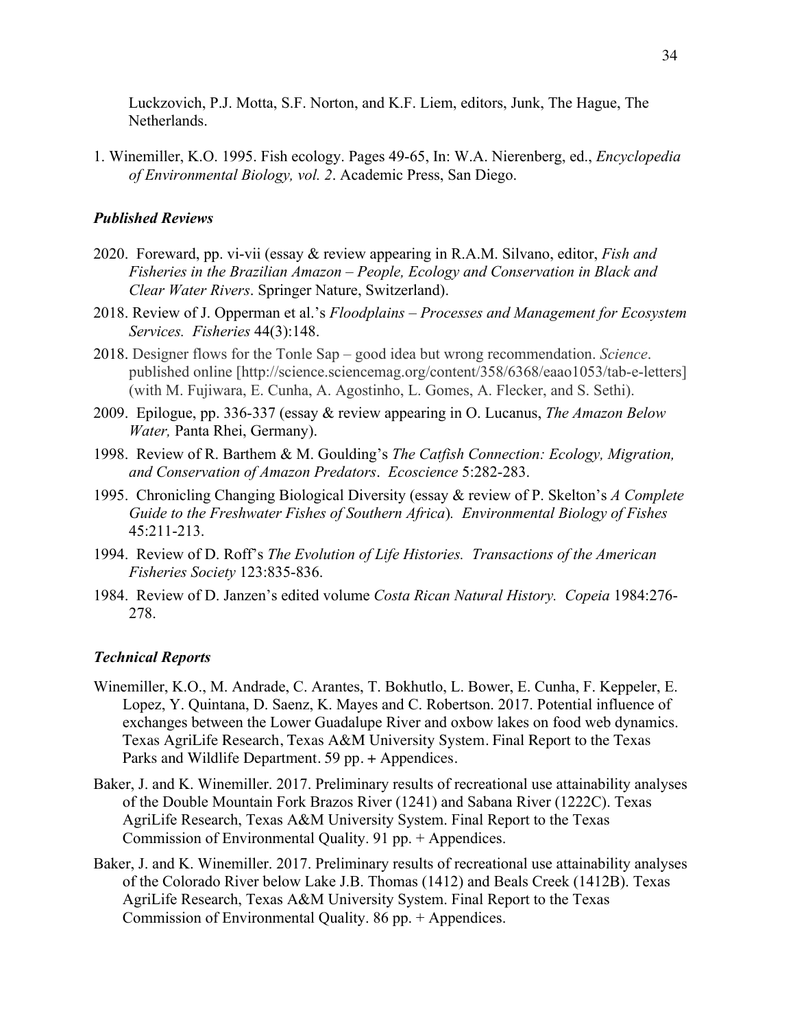Luckzovich, P.J. Motta, S.F. Norton, and K.F. Liem, editors, Junk, The Hague, The Netherlands.

1. Winemiller, K.O. 1995. Fish ecology. Pages 49-65, In: W.A. Nierenberg, ed., *Encyclopedia of Environmental Biology, vol. 2*. Academic Press, San Diego.

### *Published Reviews*

2020. Foreward, pp. vi-vii (essay & review appearing in R.A.M. Silvano, editor, *Fish and Fisheries in the Brazilian Amazon – People, Ecology and Conservation in Black and Clear Water Rivers*. Springer Nature, Switzerland).

2018. Review of J. Opperman et al.'s *Floodplains – Processes and Management for Ecosystem Services. Fisheries* 44(3):148.

2018. Designer flows for the Tonle Sap – good idea but wrong recommendation. *Science*. published online [http://science.sciencemag.org/content/358/6368/eaao1053/tab-e-letters] (with M. Fujiwara, E. Cunha, A. Agostinho, L. Gomes, A. Flecker, and S. Sethi).

2009. Epilogue, pp. 336-337 (essay & review appearing in O. Lucanus, *The Amazon Below Water,* Panta Rhei, Germany).

1998. Review of R. Barthem & M. Goulding's *The Catfish Connection: Ecology, Migration, and Conservation of Amazon Predators*. *Ecoscience* 5:282-283.

1995. Chronicling Changing Biological Diversity (essay & review of P. Skelton's *A Complete Guide to the Freshwater Fishes of Southern Africa*). *Environmental Biology of Fishes* 45:211-213.

1994. Review of D. Roff's *The Evolution of Life Histories. Transactions of the American Fisheries Society* 123:835-836.

1984. Review of D. Janzen's edited volume *Costa Rican Natural History. Copeia* 1984:276-278.

### *Technical Reports*

Winemiller, K.O., M. Andrade, C. Arantes, T. Bokhutlo, L. Bower, E. Cunha, F. Keppeler, E. Lopez, Y. Quintana, D. Saenz, K. Mayes and C. Robertson. 2017. Potential influence of exchanges between the Lower Guadalupe River and oxbow lakes on food web dynamics. Texas AgriLife Research, Texas A&M University System. Final Report to the Texas Parks and Wildlife Department. 59 pp. + Appendices.

Baker, J. and K. Winemiller. 2017. Preliminary results of recreational use attainability analyses of the Double Mountain Fork Brazos River (1241) and Sabana River (1222C). Texas AgriLife Research, Texas A&M University System. Final Report to the Texas Commission of Environmental Quality. 91 pp. + Appendices.

Baker, J. and K. Winemiller. 2017. Preliminary results of recreational use attainability analyses of the Colorado River below Lake J.B. Thomas (1412) and Beals Creek (1412B). Texas AgriLife Research, Texas A&M University System. Final Report to the Texas Commission of Environmental Quality. 86 pp. + Appendices.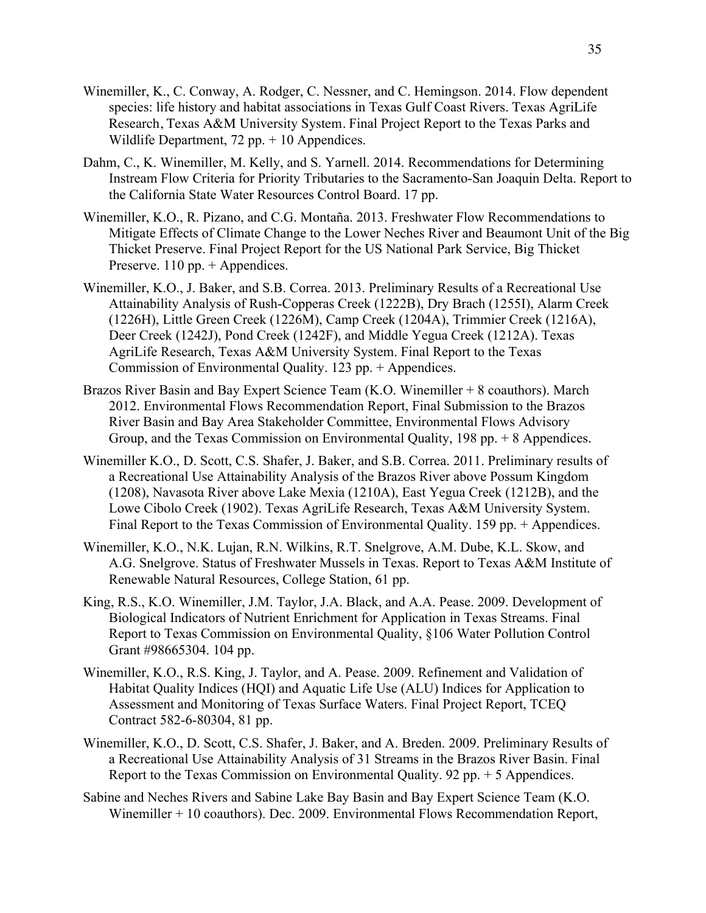Winemiller, K., C. Conway, A. Rodger, C. Nessner, and C. Hemingson. 2014. Flow dependent species: life history and habitat associations in Texas Gulf Coast Rivers. Texas AgriLife Research, Texas A&M University System. Final Project Report to the Texas Parks and Wildlife Department, 72 pp. + 10 Appendices.

Dahm, C., K. Winemiller, M. Kelly, and S. Yarnell. 2014. Recommendations for Determining Instream Flow Criteria for Priority Tributaries to the Sacramento-San Joaquin Delta. Report to the California State Water Resources Control Board. 17 pp.

Winemiller, K.O., R. Pizano, and C.G. Montaña. 2013. Freshwater Flow Recommendations to Mitigate Effects of Climate Change to the Lower Neches River and Beaumont Unit of the Big Thicket Preserve. Final Project Report for the US National Park Service, Big Thicket Preserve. 110 pp. + Appendices.

Winemiller, K.O., J. Baker, and S.B. Correa. 2013. Preliminary Results of a Recreational Use Attainability Analysis of Rush-Copperas Creek (1222B), Dry Brach (1255I), Alarm Creek (1226H), Little Green Creek (1226M), Camp Creek (1204A), Trimmier Creek (1216A), Deer Creek (1242J), Pond Creek (1242F), and Middle Yegua Creek (1212A). Texas AgriLife Research, Texas A&M University System. Final Report to the Texas Commission of Environmental Quality. 123 pp. + Appendices.

Brazos River Basin and Bay Expert Science Team (K.O. Winemiller + 8 coauthors). March 2012. Environmental Flows Recommendation Report, Final Submission to the Brazos River Basin and Bay Area Stakeholder Committee, Environmental Flows Advisory Group, and the Texas Commission on Environmental Quality, 198 pp. + 8 Appendices.

Winemiller K.O., D. Scott, C.S. Shafer, J. Baker, and S.B. Correa. 2011. Preliminary results of a Recreational Use Attainability Analysis of the Brazos River above Possum Kingdom (1208), Navasota River above Lake Mexia (1210A), East Yegua Creek (1212B), and the Lowe Cibolo Creek (1902). Texas AgriLife Research, Texas A&M University System. Final Report to the Texas Commission of Environmental Quality. 159 pp. + Appendices.

Winemiller, K.O., N.K. Lujan, R.N. Wilkins, R.T. Snelgrove, A.M. Dube, K.L. Skow, and A.G. Snelgrove. Status of Freshwater Mussels in Texas. Report to Texas A&M Institute of Renewable Natural Resources, College Station, 61 pp.

King, R.S., K.O. Winemiller, J.M. Taylor, J.A. Black, and A.A. Pease. 2009. Development of Biological Indicators of Nutrient Enrichment for Application in Texas Streams. Final Report to Texas Commission on Environmental Quality, §106 Water Pollution Control Grant #98665304. 104 pp.

Winemiller, K.O., R.S. King, J. Taylor, and A. Pease. 2009. Refinement and Validation of Habitat Quality Indices (HQI) and Aquatic Life Use (ALU) Indices for Application to Assessment and Monitoring of Texas Surface Waters. Final Project Report, TCEQ Contract 582-6-80304, 81 pp.

Winemiller, K.O., D. Scott, C.S. Shafer, J. Baker, and A. Breden. 2009. Preliminary Results of a Recreational Use Attainability Analysis of 31 Streams in the Brazos River Basin. Final Report to the Texas Commission on Environmental Quality. 92 pp. + 5 Appendices.

Sabine and Neches Rivers and Sabine Lake Bay Basin and Bay Expert Science Team (K.O. Winemiller + 10 coauthors). Dec. 2009. Environmental Flows Recommendation Report,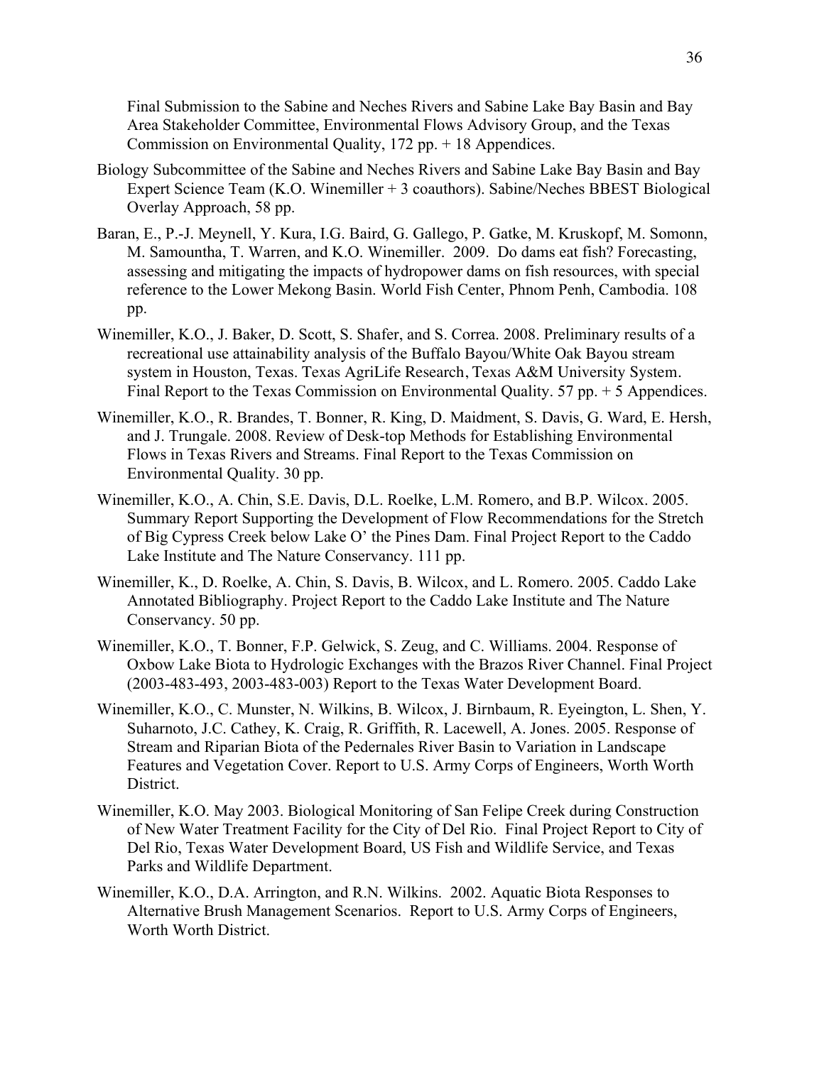Final Submission to the Sabine and Neches Rivers and Sabine Lake Bay Basin and Bay Area Stakeholder Committee, Environmental Flows Advisory Group, and the Texas Commission on Environmental Quality, 172 pp. + 18 Appendices.

Biology Subcommittee of the Sabine and Neches Rivers and Sabine Lake Bay Basin and Bay Expert Science Team (K.O. Winemiller + 3 coauthors). Sabine/Neches BBEST Biological Overlay Approach, 58 pp.

Baran, E., P.-J. Meynell, Y. Kura, I.G. Baird, G. Gallego, P. Gatke, M. Kruskopf, M. Somonn, M. Samountha, T. Warren, and K.O. Winemiller. 2009. Do dams eat fish? Forecasting, assessing and mitigating the impacts of hydropower dams on fish resources, with special reference to the Lower Mekong Basin. World Fish Center, Phnom Penh, Cambodia. 108 pp.

Winemiller, K.O., J. Baker, D. Scott, S. Shafer, and S. Correa. 2008. Preliminary results of a recreational use attainability analysis of the Buffalo Bayou/White Oak Bayou stream system in Houston, Texas. Texas AgriLife Research, Texas A&M University System. Final Report to the Texas Commission on Environmental Quality. 57 pp. + 5 Appendices.

Winemiller, K.O., R. Brandes, T. Bonner, R. King, D. Maidment, S. Davis, G. Ward, E. Hersh, and J. Trungale. 2008. Review of Desk-top Methods for Establishing Environmental Flows in Texas Rivers and Streams. Final Report to the Texas Commission on Environmental Quality. 30 pp.

Winemiller, K.O., A. Chin, S.E. Davis, D.L. Roelke, L.M. Romero, and B.P. Wilcox. 2005. Summary Report Supporting the Development of Flow Recommendations for the Stretch of Big Cypress Creek below Lake O' the Pines Dam. Final Project Report to the Caddo Lake Institute and The Nature Conservancy. 111 pp.

Winemiller, K., D. Roelke, A. Chin, S. Davis, B. Wilcox, and L. Romero. 2005. Caddo Lake Annotated Bibliography. Project Report to the Caddo Lake Institute and The Nature Conservancy. 50 pp.

Winemiller, K.O., T. Bonner, F.P. Gelwick, S. Zeug, and C. Williams. 2004. Response of Oxbow Lake Biota to Hydrologic Exchanges with the Brazos River Channel. Final Project (2003-483-493, 2003-483-003) Report to the Texas Water Development Board.

Winemiller, K.O., C. Munster, N. Wilkins, B. Wilcox, J. Birnbaum, R. Eyeington, L. Shen, Y. Suharnoto, J.C. Cathey, K. Craig, R. Griffith, R. Lacewell, A. Jones. 2005. Response of Stream and Riparian Biota of the Pedernales River Basin to Variation in Landscape Features and Vegetation Cover. Report to U.S. Army Corps of Engineers, Worth Worth District.

Winemiller, K.O. May 2003. Biological Monitoring of San Felipe Creek during Construction of New Water Treatment Facility for the City of Del Rio. Final Project Report to City of Del Rio, Texas Water Development Board, US Fish and Wildlife Service, and Texas Parks and Wildlife Department.

Winemiller, K.O., D.A. Arrington, and R.N. Wilkins. 2002. Aquatic Biota Responses to Alternative Brush Management Scenarios. Report to U.S. Army Corps of Engineers, Worth Worth District.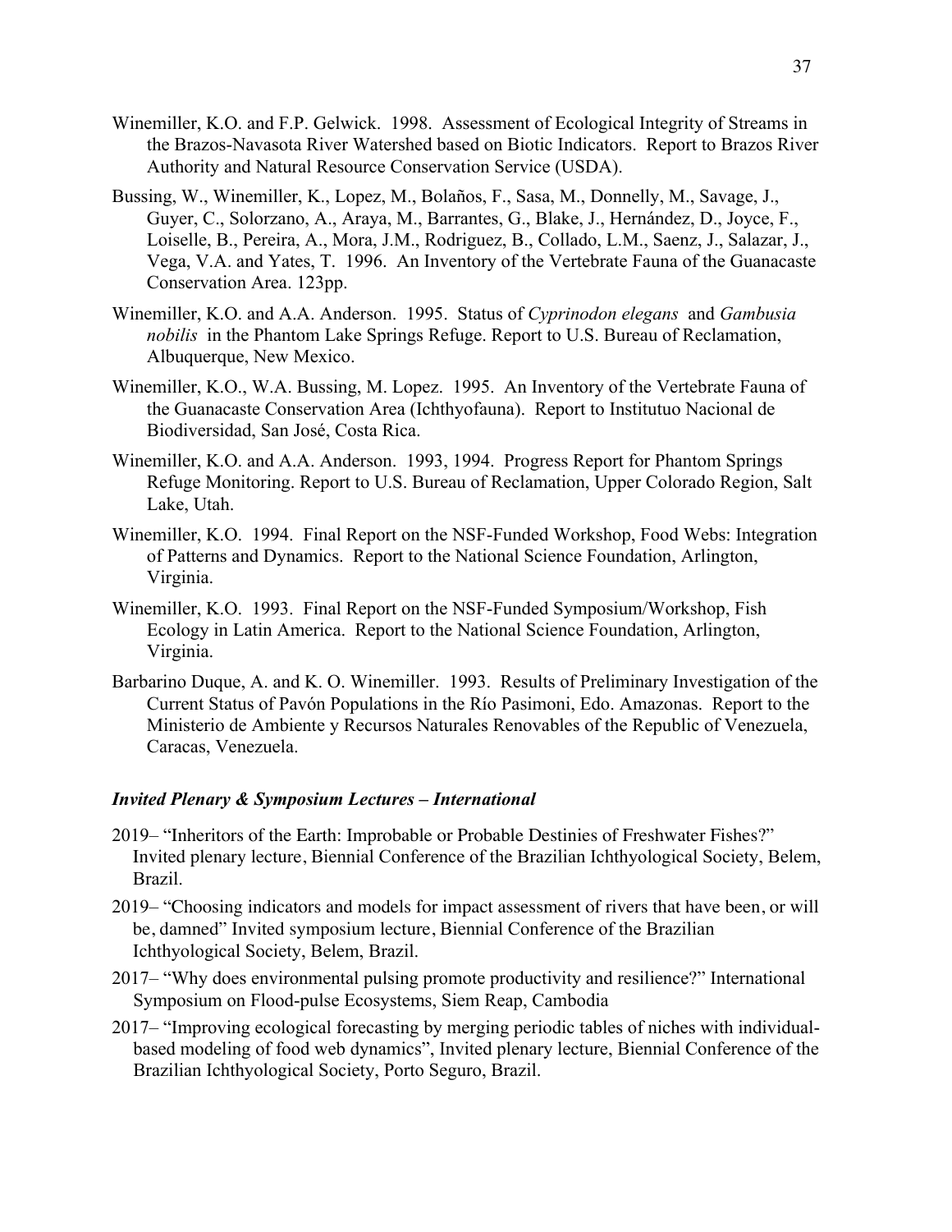Winemiller, K.O. and F.P. Gelwick. 1998. Assessment of Ecological Integrity of Streams in the Brazos-Navasota River Watershed based on Biotic Indicators. Report to Brazos River Authority and Natural Resource Conservation Service (USDA).

Bussing, W., Winemiller, K., Lopez, M., Bolaños, F., Sasa, M., Donnelly, M., Savage, J., Guyer, C., Solorzano, A., Araya, M., Barrantes, G., Blake, J., Hernández, D., Joyce, F., Loiselle, B., Pereira, A., Mora, J.M., Rodriguez, B., Collado, L.M., Saenz, J., Salazar, J., Vega, V.A. and Yates, T. 1996. An Inventory of the Vertebrate Fauna of the Guanacaste Conservation Area. 123pp.

Winemiller, K.O. and A.A. Anderson. 1995. Status of *Cyprinodon elegans* and *Gambusia nobilis* in the Phantom Lake Springs Refuge. Report to U.S. Bureau of Reclamation, Albuquerque, New Mexico.

Winemiller, K.O., W.A. Bussing, M. Lopez. 1995. An Inventory of the Vertebrate Fauna of the Guanacaste Conservation Area (Ichthyofauna). Report to Institutuo Nacional de Biodiversidad, San José, Costa Rica.

Winemiller, K.O. and A.A. Anderson. 1993, 1994. Progress Report for Phantom Springs Refuge Monitoring. Report to U.S. Bureau of Reclamation, Upper Colorado Region, Salt Lake, Utah.

Winemiller, K.O. 1994. Final Report on the NSF-Funded Workshop, Food Webs: Integration of Patterns and Dynamics. Report to the National Science Foundation, Arlington, Virginia.

Winemiller, K.O. 1993. Final Report on the NSF-Funded Symposium/Workshop, Fish Ecology in Latin America. Report to the National Science Foundation, Arlington, Virginia.

Barbarino Duque, A. and K. O. Winemiller. 1993. Results of Preliminary Investigation of the Current Status of Pavón Populations in the Río Pasimoni, Edo. Amazonas. Report to the Ministerio de Ambiente y Recursos Naturales Renovables of the Republic of Venezuela, Caracas, Venezuela.

### *Invited Plenary & Symposium Lectures – International*

2019– "Inheritors of the Earth: Improbable or Probable Destinies of Freshwater Fishes?" Invited plenary lecture, Biennial Conference of the Brazilian Ichthyological Society, Belem, Brazil.

2019– "Choosing indicators and models for impact assessment of rivers that have been, or will be, damned" Invited symposium lecture, Biennial Conference of the Brazilian Ichthyological Society, Belem, Brazil.

2017– "Why does environmental pulsing promote productivity and resilience?" International Symposium on Flood-pulse Ecosystems, Siem Reap, Cambodia

2017– "Improving ecological forecasting by merging periodic tables of niches with individual-based modeling of food web dynamics", Invited plenary lecture, Biennial Conference of the Brazilian Ichthyological Society, Porto Seguro, Brazil.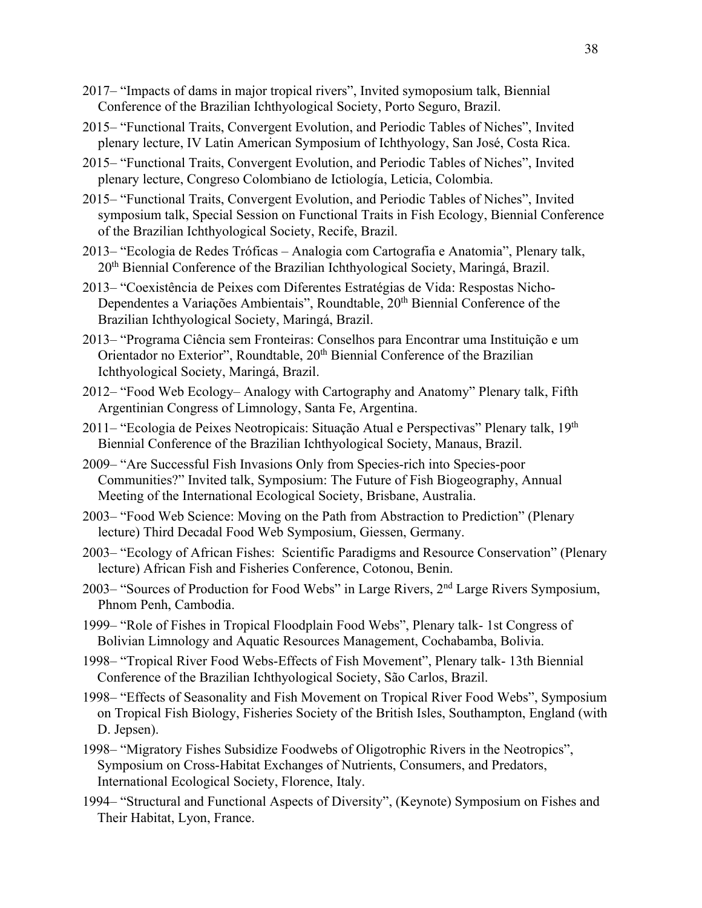2017– "Impacts of dams in major tropical rivers", Invited symoposium talk, Biennial Conference of the Brazilian Ichthyological Society, Porto Seguro, Brazil.

2015– "Functional Traits, Convergent Evolution, and Periodic Tables of Niches", Invited plenary lecture, IV Latin American Symposium of Ichthyology, San José, Costa Rica.

2015– "Functional Traits, Convergent Evolution, and Periodic Tables of Niches", Invited plenary lecture, Congreso Colombiano de Ictiología, Leticia, Colombia.

2015– "Functional Traits, Convergent Evolution, and Periodic Tables of Niches", Invited symposium talk, Special Session on Functional Traits in Fish Ecology, Biennial Conference of the Brazilian Ichthyological Society, Recife, Brazil.

2013– "Ecologia de Redes Tróficas – Analogia com Cartografia e Anatomia", Plenary talk, 20th Biennial Conference of the Brazilian Ichthyological Society, Maringá, Brazil.

2013– "Coexistência de Peixes com Diferentes Estratégias de Vida: Respostas Nicho-Dependentes a Variações Ambientais", Roundtable, 20th Biennial Conference of the Brazilian Ichthyological Society, Maringá, Brazil.

2013– "Programa Ciência sem Fronteiras: Conselhos para Encontrar uma Instituição e um Orientador no Exterior", Roundtable, 20th Biennial Conference of the Brazilian Ichthyological Society, Maringá, Brazil.

2012– "Food Web Ecology– Analogy with Cartography and Anatomy" Plenary talk, Fifth Argentinian Congress of Limnology, Santa Fe, Argentina.

2011– "Ecologia de Peixes Neotropicais: Situação Atual e Perspectivas" Plenary talk, 19th Biennial Conference of the Brazilian Ichthyological Society, Manaus, Brazil.

2009– "Are Successful Fish Invasions Only from Species-rich into Species-poor Communities?" Invited talk, Symposium: The Future of Fish Biogeography, Annual Meeting of the International Ecological Society, Brisbane, Australia.

2003– "Food Web Science: Moving on the Path from Abstraction to Prediction" (Plenary lecture) Third Decadal Food Web Symposium, Giessen, Germany.

2003– "Ecology of African Fishes: Scientific Paradigms and Resource Conservation" (Plenary lecture) African Fish and Fisheries Conference, Cotonou, Benin.

2003– "Sources of Production for Food Webs" in Large Rivers, 2nd Large Rivers Symposium, Phnom Penh, Cambodia.

1999– "Role of Fishes in Tropical Floodplain Food Webs", Plenary talk- 1st Congress of Bolivian Limnology and Aquatic Resources Management, Cochabamba, Bolivia.

1998– "Tropical River Food Webs-Effects of Fish Movement", Plenary talk- 13th Biennial Conference of the Brazilian Ichthyological Society, São Carlos, Brazil.

1998– "Effects of Seasonality and Fish Movement on Tropical River Food Webs", Symposium on Tropical Fish Biology, Fisheries Society of the British Isles, Southampton, England (with D. Jepsen).

1998– "Migratory Fishes Subsidize Foodwebs of Oligotrophic Rivers in the Neotropics", Symposium on Cross-Habitat Exchanges of Nutrients, Consumers, and Predators, International Ecological Society, Florence, Italy.

1994– "Structural and Functional Aspects of Diversity", (Keynote) Symposium on Fishes and Their Habitat, Lyon, France.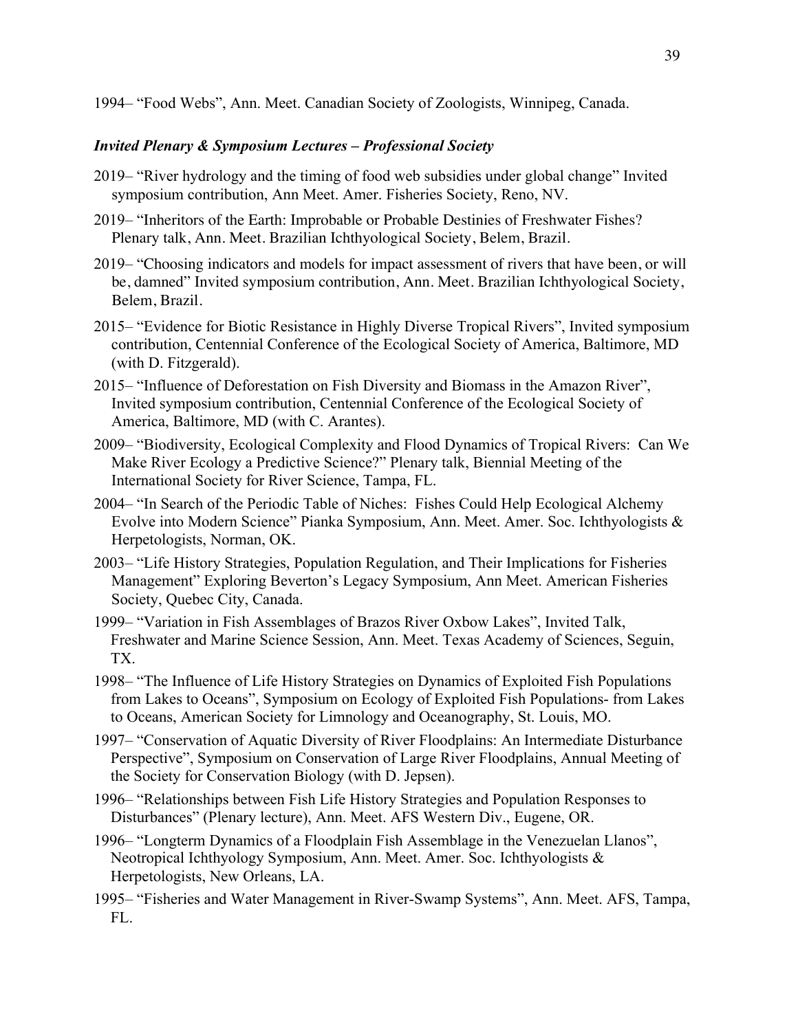1994– "Food Webs", Ann. Meet. Canadian Society of Zoologists, Winnipeg, Canada.

### *Invited Plenary & Symposium Lectures – Professional Society*

2019– "River hydrology and the timing of food web subsidies under global change" Invited symposium contribution, Ann Meet. Amer. Fisheries Society, Reno, NV.

2019– "Inheritors of the Earth: Improbable or Probable Destinies of Freshwater Fishes? Plenary talk, Ann. Meet. Brazilian Ichthyological Society, Belem, Brazil.

2019– "Choosing indicators and models for impact assessment of rivers that have been, or will be, damned" Invited symposium contribution, Ann. Meet. Brazilian Ichthyological Society, Belem, Brazil.

2015– "Evidence for Biotic Resistance in Highly Diverse Tropical Rivers", Invited symposium contribution, Centennial Conference of the Ecological Society of America, Baltimore, MD (with D. Fitzgerald).

2015– "Influence of Deforestation on Fish Diversity and Biomass in the Amazon River", Invited symposium contribution, Centennial Conference of the Ecological Society of America, Baltimore, MD (with C. Arantes).

2009– "Biodiversity, Ecological Complexity and Flood Dynamics of Tropical Rivers: Can We Make River Ecology a Predictive Science?" Plenary talk, Biennial Meeting of the International Society for River Science, Tampa, FL.

2004– "In Search of the Periodic Table of Niches: Fishes Could Help Ecological Alchemy Evolve into Modern Science" Pianka Symposium, Ann. Meet. Amer. Soc. Ichthyologists & Herpetologists, Norman, OK.

2003– "Life History Strategies, Population Regulation, and Their Implications for Fisheries Management" Exploring Beverton's Legacy Symposium, Ann Meet. American Fisheries Society, Quebec City, Canada.

1999– "Variation in Fish Assemblages of Brazos River Oxbow Lakes", Invited Talk, Freshwater and Marine Science Session, Ann. Meet. Texas Academy of Sciences, Seguin, TX.

1998– "The Influence of Life History Strategies on Dynamics of Exploited Fish Populations from Lakes to Oceans", Symposium on Ecology of Exploited Fish Populations- from Lakes to Oceans, American Society for Limnology and Oceanography, St. Louis, MO.

1997– "Conservation of Aquatic Diversity of River Floodplains: An Intermediate Disturbance Perspective", Symposium on Conservation of Large River Floodplains, Annual Meeting of the Society for Conservation Biology (with D. Jepsen).

1996– "Relationships between Fish Life History Strategies and Population Responses to Disturbances" (Plenary lecture), Ann. Meet. AFS Western Div., Eugene, OR.

1996– "Longterm Dynamics of a Floodplain Fish Assemblage in the Venezuelan Llanos", Neotropical Ichthyology Symposium, Ann. Meet. Amer. Soc. Ichthyologists & Herpetologists, New Orleans, LA.

1995– "Fisheries and Water Management in River-Swamp Systems", Ann. Meet. AFS, Tampa, FL.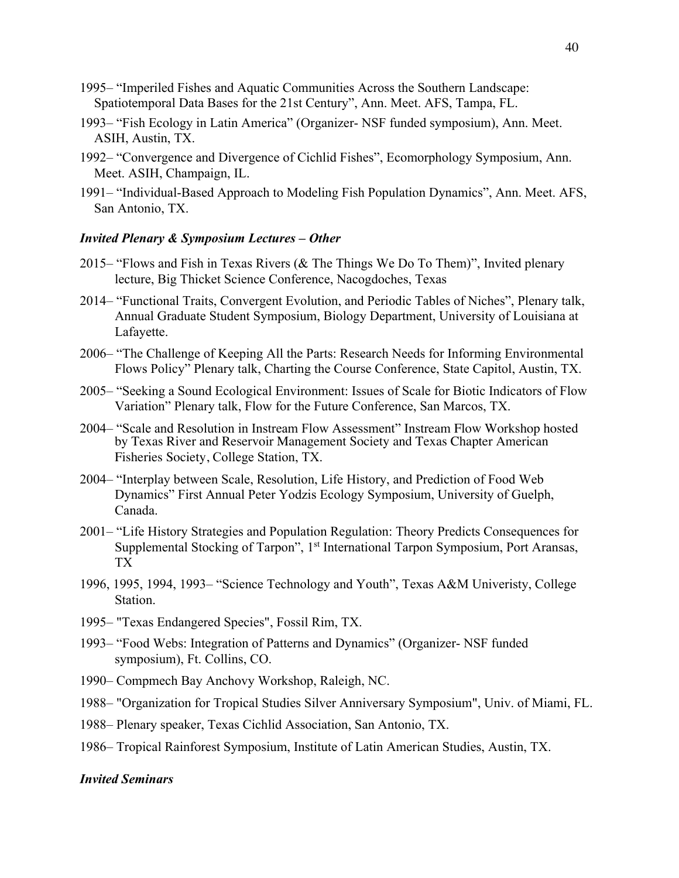1995– “Imperiled Fishes and Aquatic Communities Across the Southern Landscape: Spatiotemporal Data Bases for the 21st Century”, Ann. Meet. AFS, Tampa, FL.

1993– “Fish Ecology in Latin America” (Organizer- NSF funded symposium), Ann. Meet. ASIH, Austin, TX.

1992– “Convergence and Divergence of Cichlid Fishes”, Ecomorphology Symposium, Ann. Meet. ASIH, Champaign, IL.

1991– “Individual-Based Approach to Modeling Fish Population Dynamics”, Ann. Meet. AFS, San Antonio, TX.

### *Invited Plenary & Symposium Lectures – Other*

2015– “Flows and Fish in Texas Rivers (& The Things We Do To Them)”, Invited plenary lecture, Big Thicket Science Conference, Nacogdoches, Texas

2014– “Functional Traits, Convergent Evolution, and Periodic Tables of Niches”, Plenary talk, Annual Graduate Student Symposium, Biology Department, University of Louisiana at Lafayette.

2006– “The Challenge of Keeping All the Parts: Research Needs for Informing Environmental Flows Policy” Plenary talk, Charting the Course Conference, State Capitol, Austin, TX.

2005– “Seeking a Sound Ecological Environment: Issues of Scale for Biotic Indicators of Flow Variation” Plenary talk, Flow for the Future Conference, San Marcos, TX.

2004– “Scale and Resolution in Instream Flow Assessment” Instream Flow Workshop hosted by Texas River and Reservoir Management Society and Texas Chapter American Fisheries Society, College Station, TX.

2004– “Interplay between Scale, Resolution, Life History, and Prediction of Food Web Dynamics” First Annual Peter Yodzis Ecology Symposium, University of Guelph, Canada.

2001– “Life History Strategies and Population Regulation: Theory Predicts Consequences for Supplemental Stocking of Tarpon”, 1st International Tarpon Symposium, Port Aransas, TX

1996, 1995, 1994, 1993– “Science Technology and Youth”, Texas A&M Univeristy, College Station.

1995– "Texas Endangered Species", Fossil Rim, TX.

1993– “Food Webs: Integration of Patterns and Dynamics” (Organizer- NSF funded symposium), Ft. Collins, CO.

1990– Compmech Bay Anchovy Workshop, Raleigh, NC.

1988– "Organization for Tropical Studies Silver Anniversary Symposium", Univ. of Miami, FL.

1988– Plenary speaker, Texas Cichlid Association, San Antonio, TX.

1986– Tropical Rainforest Symposium, Institute of Latin American Studies, Austin, TX.

### *Invited Seminars*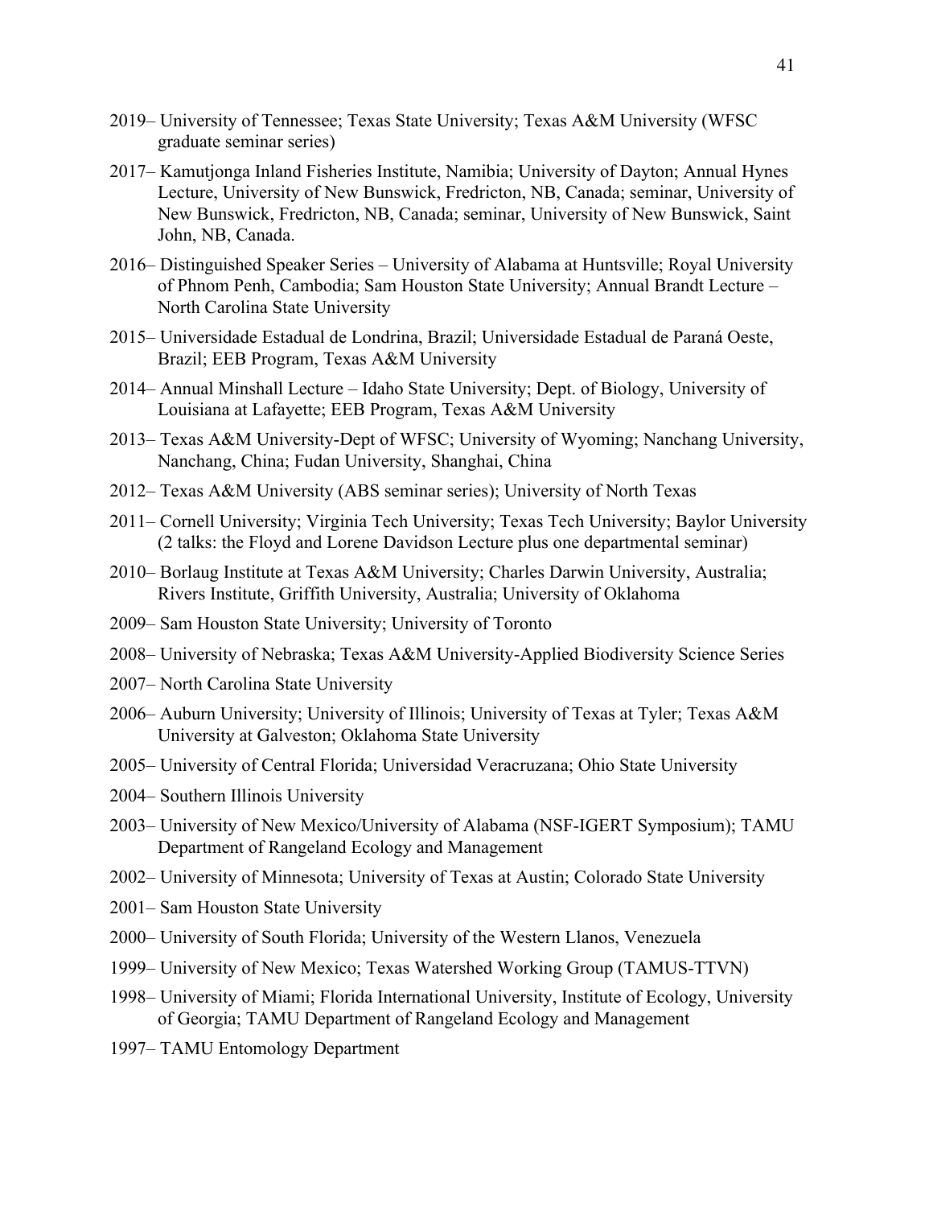2019– University of Tennessee; Texas State University; Texas A&M University (WFSC graduate seminar series)

2017– Kamutjonga Inland Fisheries Institute, Namibia; University of Dayton; Annual Hynes Lecture, University of New Bunswick, Fredricton, NB, Canada; seminar, University of New Bunswick, Fredricton, NB, Canada; seminar, University of New Bunswick, Saint John, NB, Canada.

2016– Distinguished Speaker Series – University of Alabama at Huntsville; Royal University of Phnom Penh, Cambodia; Sam Houston State University; Annual Brandt Lecture – North Carolina State University

2015– Universidade Estadual de Londrina, Brazil; Universidade Estadual de Paraná Oeste, Brazil; EEB Program, Texas A&M University

2014– Annual Minshall Lecture – Idaho State University; Dept. of Biology, University of Louisiana at Lafayette; EEB Program, Texas A&M University

2013– Texas A&M University-Dept of WFSC; University of Wyoming; Nanchang University, Nanchang, China; Fudan University, Shanghai, China

2012– Texas A&M University (ABS seminar series); University of North Texas

2011– Cornell University; Virginia Tech University; Texas Tech University; Baylor University (2 talks: the Floyd and Lorene Davidson Lecture plus one departmental seminar)

2010– Borlaug Institute at Texas A&M University; Charles Darwin University, Australia; Rivers Institute, Griffith University, Australia; University of Oklahoma

2009– Sam Houston State University; University of Toronto

2008– University of Nebraska; Texas A&M University-Applied Biodiversity Science Series

2007– North Carolina State University

2006– Auburn University; University of Illinois; University of Texas at Tyler; Texas A&M University at Galveston; Oklahoma State University

2005– University of Central Florida; Universidad Veracruzana; Ohio State University

2004– Southern Illinois University

2003– University of New Mexico/University of Alabama (NSF-IGERT Symposium); TAMU Department of Rangeland Ecology and Management

2002– University of Minnesota; University of Texas at Austin; Colorado State University

2001– Sam Houston State University

2000– University of South Florida; University of the Western Llanos, Venezuela

1999– University of New Mexico; Texas Watershed Working Group (TAMUS-TTVN)

1998– University of Miami; Florida International University, Institute of Ecology, University of Georgia; TAMU Department of Rangeland Ecology and Management

1997– TAMU Entomology Department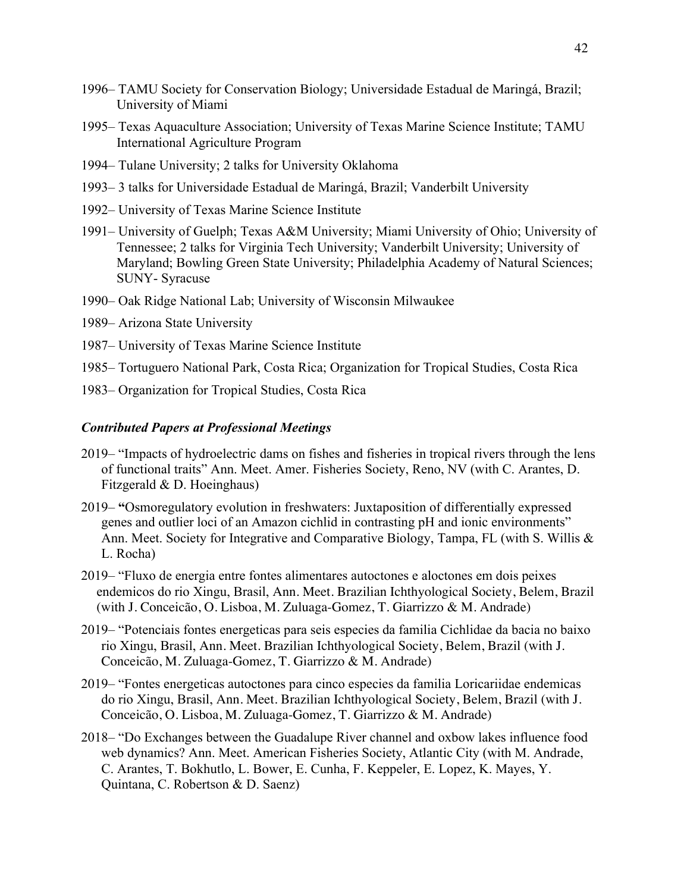1996– TAMU Society for Conservation Biology; Universidade Estadual de Maringá, Brazil; University of Miami

1995– Texas Aquaculture Association; University of Texas Marine Science Institute; TAMU International Agriculture Program

1994– Tulane University; 2 talks for University Oklahoma

1993– 3 talks for Universidade Estadual de Maringá, Brazil; Vanderbilt University

1992– University of Texas Marine Science Institute

1991– University of Guelph; Texas A&M University; Miami University of Ohio; University of Tennessee; 2 talks for Virginia Tech University; Vanderbilt University; University of Maryland; Bowling Green State University; Philadelphia Academy of Natural Sciences; SUNY- Syracuse

1990– Oak Ridge National Lab; University of Wisconsin Milwaukee

1989– Arizona State University

1987– University of Texas Marine Science Institute

1985– Tortuguero National Park, Costa Rica; Organization for Tropical Studies, Costa Rica

1983– Organization for Tropical Studies, Costa Rica

### *Contributed Papers at Professional Meetings*

2019– "Impacts of hydroelectric dams on fishes and fisheries in tropical rivers through the lens of functional traits" Ann. Meet. Amer. Fisheries Society, Reno, NV (with C. Arantes, D. Fitzgerald & D. Hoeinghaus)

2019– **"**Osmoregulatory evolution in freshwaters: Juxtaposition of differentially expressed genes and outlier loci of an Amazon cichlid in contrasting pH and ionic environments" Ann. Meet. Society for Integrative and Comparative Biology, Tampa, FL (with S. Willis & L. Rocha)

2019– "Fluxo de energia entre fontes alimentares autoctones e aloctones em dois peixes endemicos do rio Xingu, Brasil, Ann. Meet. Brazilian Ichthyological Society, Belem, Brazil (with J. Conceicão, O. Lisboa, M. Zuluaga-Gomez, T. Giarrizzo & M. Andrade)

2019– "Potenciais fontes energeticas para seis especies da familia Cichlidae da bacia no baixo rio Xingu, Brasil, Ann. Meet. Brazilian Ichthyological Society, Belem, Brazil (with J. Conceicão, M. Zuluaga-Gomez, T. Giarrizzo & M. Andrade)

2019– "Fontes energeticas autoctones para cinco especies da familia Loricariidae endemicas do rio Xingu, Brasil, Ann. Meet. Brazilian Ichthyological Society, Belem, Brazil (with J. Conceicão, O. Lisboa, M. Zuluaga-Gomez, T. Giarrizzo & M. Andrade)

2018– "Do Exchanges between the Guadalupe River channel and oxbow lakes influence food web dynamics? Ann. Meet. American Fisheries Society, Atlantic City (with M. Andrade, C. Arantes, T. Bokhutlo, L. Bower, E. Cunha, F. Keppeler, E. Lopez, K. Mayes, Y. Quintana, C. Robertson & D. Saenz)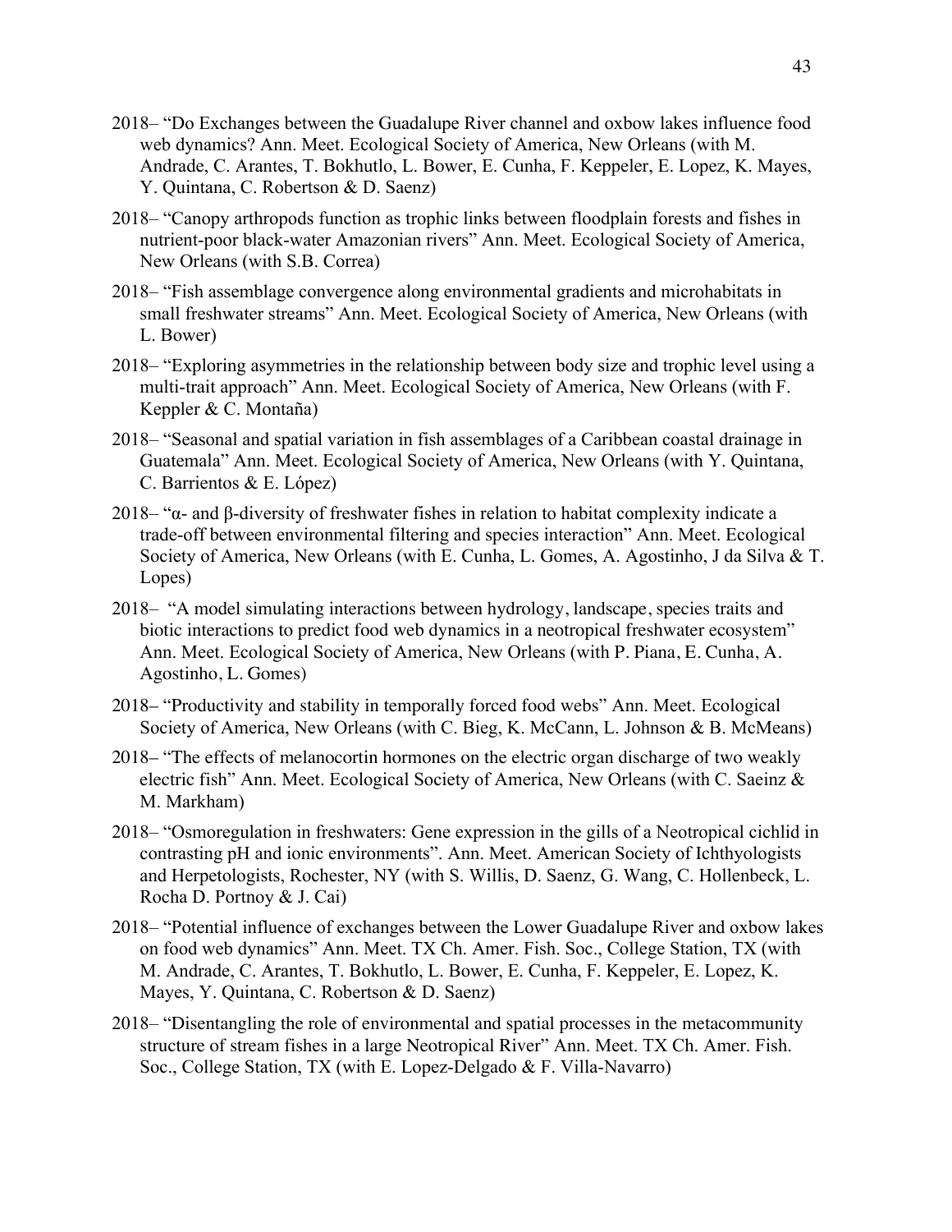2018– "Do Exchanges between the Guadalupe River channel and oxbow lakes influence food web dynamics? Ann. Meet. Ecological Society of America, New Orleans (with M. Andrade, C. Arantes, T. Bokhutlo, L. Bower, E. Cunha, F. Keppeler, E. Lopez, K. Mayes, Y. Quintana, C. Robertson & D. Saenz)

2018– "Canopy arthropods function as trophic links between floodplain forests and fishes in nutrient-poor black-water Amazonian rivers" Ann. Meet. Ecological Society of America, New Orleans (with S.B. Correa)

2018– "Fish assemblage convergence along environmental gradients and microhabitats in small freshwater streams" Ann. Meet. Ecological Society of America, New Orleans (with L. Bower)

2018– "Exploring asymmetries in the relationship between body size and trophic level using a multi-trait approach" Ann. Meet. Ecological Society of America, New Orleans (with F. Keppler & C. Montaña)

2018– "Seasonal and spatial variation in fish assemblages of a Caribbean coastal drainage in Guatemala" Ann. Meet. Ecological Society of America, New Orleans (with Y. Quintana, C. Barrientos & E. López)

2018– "α- and β-diversity of freshwater fishes in relation to habitat complexity indicate a trade-off between environmental filtering and species interaction" Ann. Meet. Ecological Society of America, New Orleans (with E. Cunha, L. Gomes, A. Agostinho, J da Silva & T. Lopes)

2018– "A model simulating interactions between hydrology, landscape, species traits and biotic interactions to predict food web dynamics in a neotropical freshwater ecosystem" Ann. Meet. Ecological Society of America, New Orleans (with P. Piana, E. Cunha, A. Agostinho, L. Gomes)

2018– "Productivity and stability in temporally forced food webs" Ann. Meet. Ecological Society of America, New Orleans (with C. Bieg, K. McCann, L. Johnson & B. McMeans)

2018– "The effects of melanocortin hormones on the electric organ discharge of two weakly electric fish" Ann. Meet. Ecological Society of America, New Orleans (with C. Saeinz & M. Markham)

2018– "Osmoregulation in freshwaters: Gene expression in the gills of a Neotropical cichlid in contrasting pH and ionic environments". Ann. Meet. American Society of Ichthyologists and Herpetologists, Rochester, NY (with S. Willis, D. Saenz, G. Wang, C. Hollenbeck, L. Rocha D. Portnoy & J. Cai)

2018– "Potential influence of exchanges between the Lower Guadalupe River and oxbow lakes on food web dynamics" Ann. Meet. TX Ch. Amer. Fish. Soc., College Station, TX (with M. Andrade, C. Arantes, T. Bokhutlo, L. Bower, E. Cunha, F. Keppeler, E. Lopez, K. Mayes, Y. Quintana, C. Robertson & D. Saenz)

2018– "Disentangling the role of environmental and spatial processes in the metacommunity structure of stream fishes in a large Neotropical River" Ann. Meet. TX Ch. Amer. Fish. Soc., College Station, TX (with E. Lopez-Delgado & F. Villa-Navarro)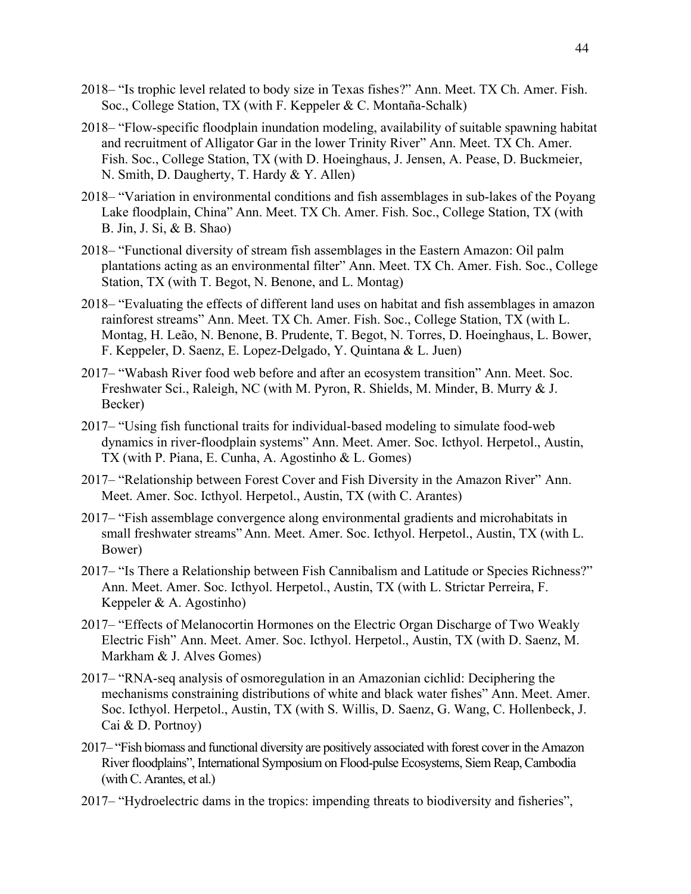2018– "Is trophic level related to body size in Texas fishes?" Ann. Meet. TX Ch. Amer. Fish. Soc., College Station, TX (with F. Keppeler & C. Montaña-Schalk)

2018– "Flow-specific floodplain inundation modeling, availability of suitable spawning habitat and recruitment of Alligator Gar in the lower Trinity River" Ann. Meet. TX Ch. Amer. Fish. Soc., College Station, TX (with D. Hoeinghaus, J. Jensen, A. Pease, D. Buckmeier, N. Smith, D. Daugherty, T. Hardy & Y. Allen)

2018– "Variation in environmental conditions and fish assemblages in sub-lakes of the Poyang Lake floodplain, China" Ann. Meet. TX Ch. Amer. Fish. Soc., College Station, TX (with B. Jin, J. Si, & B. Shao)

2018– "Functional diversity of stream fish assemblages in the Eastern Amazon: Oil palm plantations acting as an environmental filter" Ann. Meet. TX Ch. Amer. Fish. Soc., College Station, TX (with T. Begot, N. Benone, and L. Montag)

2018– "Evaluating the effects of different land uses on habitat and fish assemblages in amazon rainforest streams" Ann. Meet. TX Ch. Amer. Fish. Soc., College Station, TX (with L. Montag, H. Leão, N. Benone, B. Prudente, T. Begot, N. Torres, D. Hoeinghaus, L. Bower, F. Keppeler, D. Saenz, E. Lopez-Delgado, Y. Quintana & L. Juen)

2017– "Wabash River food web before and after an ecosystem transition" Ann. Meet. Soc. Freshwater Sci., Raleigh, NC (with M. Pyron, R. Shields, M. Minder, B. Murry & J. Becker)

2017– "Using fish functional traits for individual-based modeling to simulate food-web dynamics in river-floodplain systems" Ann. Meet. Amer. Soc. Icthyol. Herpetol., Austin, TX (with P. Piana, E. Cunha, A. Agostinho & L. Gomes)

2017– "Relationship between Forest Cover and Fish Diversity in the Amazon River" Ann. Meet. Amer. Soc. Icthyol. Herpetol., Austin, TX (with C. Arantes)

2017– "Fish assemblage convergence along environmental gradients and microhabitats in small freshwater streams" Ann. Meet. Amer. Soc. Icthyol. Herpetol., Austin, TX (with L. Bower)

2017– "Is There a Relationship between Fish Cannibalism and Latitude or Species Richness?" Ann. Meet. Amer. Soc. Icthyol. Herpetol., Austin, TX (with L. Strictar Perreira, F. Keppeler & A. Agostinho)

2017– "Effects of Melanocortin Hormones on the Electric Organ Discharge of Two Weakly Electric Fish" Ann. Meet. Amer. Soc. Icthyol. Herpetol., Austin, TX (with D. Saenz, M. Markham & J. Alves Gomes)

2017– "RNA-seq analysis of osmoregulation in an Amazonian cichlid: Deciphering the mechanisms constraining distributions of white and black water fishes" Ann. Meet. Amer. Soc. Icthyol. Herpetol., Austin, TX (with S. Willis, D. Saenz, G. Wang, C. Hollenbeck, J. Cai & D. Portnoy)

2017– "Fish biomass and functional diversity are positively associated with forest cover in the Amazon River floodplains", International Symposium on Flood-pulse Ecosystems, Siem Reap, Cambodia (with C. Arantes, et al.)

2017– "Hydroelectric dams in the tropics: impending threats to biodiversity and fisheries",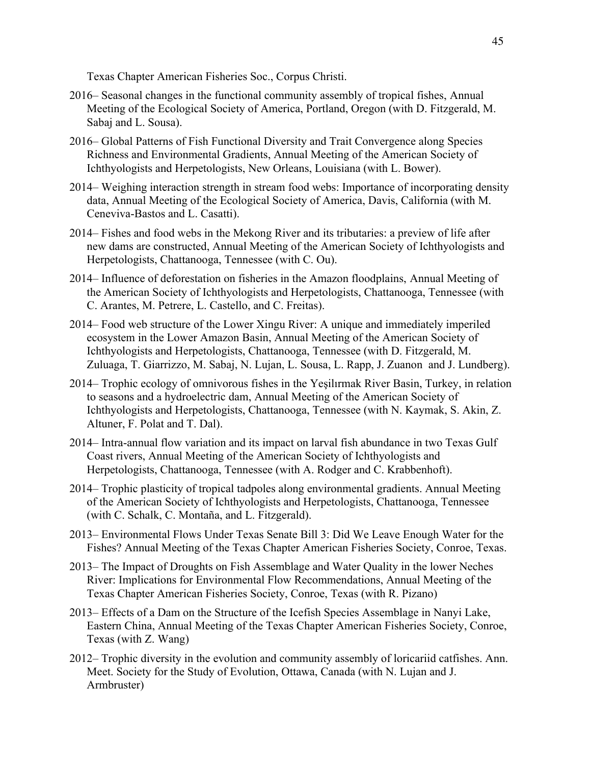Texas Chapter American Fisheries Soc., Corpus Christi.

2016– Seasonal changes in the functional community assembly of tropical fishes, Annual Meeting of the Ecological Society of America, Portland, Oregon (with D. Fitzgerald, M. Sabaj and L. Sousa).

2016– Global Patterns of Fish Functional Diversity and Trait Convergence along Species Richness and Environmental Gradients, Annual Meeting of the American Society of Ichthyologists and Herpetologists, New Orleans, Louisiana (with L. Bower).

2014– Weighing interaction strength in stream food webs: Importance of incorporating density data, Annual Meeting of the Ecological Society of America, Davis, California (with M. Ceneviva-Bastos and L. Casatti).

2014– Fishes and food webs in the Mekong River and its tributaries: a preview of life after new dams are constructed, Annual Meeting of the American Society of Ichthyologists and Herpetologists, Chattanooga, Tennessee (with C. Ou).

2014– Influence of deforestation on fisheries in the Amazon floodplains, Annual Meeting of the American Society of Ichthyologists and Herpetologists, Chattanooga, Tennessee (with C. Arantes, M. Petrere, L. Castello, and C. Freitas).

2014– Food web structure of the Lower Xingu River: A unique and immediately imperiled ecosystem in the Lower Amazon Basin, Annual Meeting of the American Society of Ichthyologists and Herpetologists, Chattanooga, Tennessee (with D. Fitzgerald, M. Zuluaga, T. Giarrizzo, M. Sabaj, N. Lujan, L. Sousa, L. Rapp, J. Zuanon and J. Lundberg).

2014– Trophic ecology of omnivorous fishes in the Yeşilırmak River Basin, Turkey, in relation to seasons and a hydroelectric dam, Annual Meeting of the American Society of Ichthyologists and Herpetologists, Chattanooga, Tennessee (with N. Kaymak, S. Akin, Z. Altuner, F. Polat and T. Dal).

2014– Intra-annual flow variation and its impact on larval fish abundance in two Texas Gulf Coast rivers, Annual Meeting of the American Society of Ichthyologists and Herpetologists, Chattanooga, Tennessee (with A. Rodger and C. Krabbenhoft).

2014– Trophic plasticity of tropical tadpoles along environmental gradients. Annual Meeting of the American Society of Ichthyologists and Herpetologists, Chattanooga, Tennessee (with C. Schalk, C. Montaña, and L. Fitzgerald).

2013– Environmental Flows Under Texas Senate Bill 3: Did We Leave Enough Water for the Fishes? Annual Meeting of the Texas Chapter American Fisheries Society, Conroe, Texas.

2013– The Impact of Droughts on Fish Assemblage and Water Quality in the lower Neches River: Implications for Environmental Flow Recommendations, Annual Meeting of the Texas Chapter American Fisheries Society, Conroe, Texas (with R. Pizano)

2013– Effects of a Dam on the Structure of the Icefish Species Assemblage in Nanyi Lake, Eastern China, Annual Meeting of the Texas Chapter American Fisheries Society, Conroe, Texas (with Z. Wang)

2012– Trophic diversity in the evolution and community assembly of loricariid catfishes. Ann. Meet. Society for the Study of Evolution, Ottawa, Canada (with N. Lujan and J. Armbruster)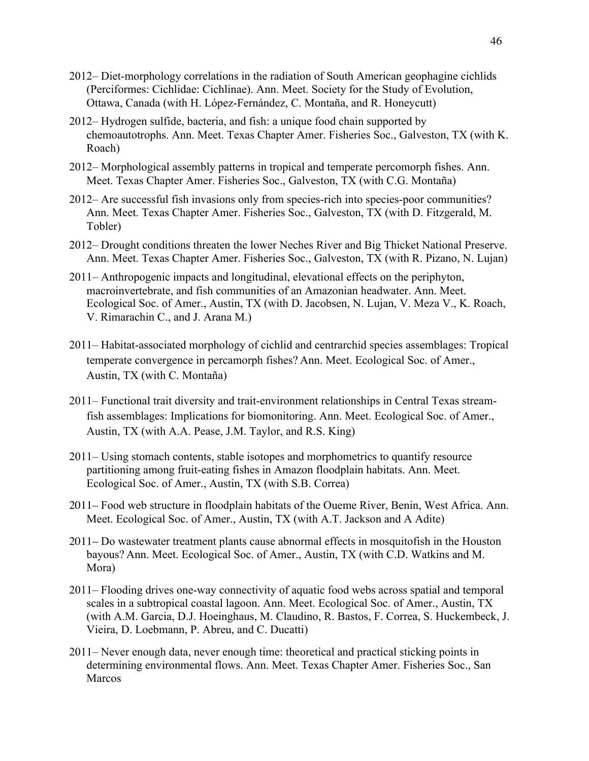2012– Diet-morphology correlations in the radiation of South American geophagine cichlids (Perciformes: Cichlidae: Cichlinae). Ann. Meet. Society for the Study of Evolution, Ottawa, Canada (with H. López-Fernández, C. Montaña, and R. Honeycutt)

2012– Hydrogen sulfide, bacteria, and fish: a unique food chain supported by chemoautotrophs. Ann. Meet. Texas Chapter Amer. Fisheries Soc., Galveston, TX (with K. Roach)

2012– Morphological assembly patterns in tropical and temperate percomorph fishes. Ann. Meet. Texas Chapter Amer. Fisheries Soc., Galveston, TX (with C.G. Montaña)

2012– Are successful fish invasions only from species-rich into species-poor communities? Ann. Meet. Texas Chapter Amer. Fisheries Soc., Galveston, TX (with D. Fitzgerald, M. Tobler)

2012– Drought conditions threaten the lower Neches River and Big Thicket National Preserve. Ann. Meet. Texas Chapter Amer. Fisheries Soc., Galveston, TX (with R. Pizano, N. Lujan)

2011– Anthropogenic impacts and longitudinal, elevational effects on the periphyton, macroinvertebrate, and fish communities of an Amazonian headwater. Ann. Meet. Ecological Soc. of Amer., Austin, TX (with D. Jacobsen, N. Lujan, V. Meza V., K. Roach, V. Rimarachin C., and J. Arana M.)

2011– Habitat-associated morphology of cichlid and centrarchid species assemblages: Tropical temperate convergence in percamorph fishes? Ann. Meet. Ecological Soc. of Amer., Austin, TX (with C. Montaña)

2011– Functional trait diversity and trait-environment relationships in Central Texas stream-fish assemblages: Implications for biomonitoring. Ann. Meet. Ecological Soc. of Amer., Austin, TX (with A.A. Pease, J.M. Taylor, and R.S. King)

2011– Using stomach contents, stable isotopes and morphometrics to quantify resource partitioning among fruit-eating fishes in Amazon floodplain habitats. Ann. Meet. Ecological Soc. of Amer., Austin, TX (with S.B. Correa)

2011– Food web structure in floodplain habitats of the Oueme River, Benin, West Africa. Ann. Meet. Ecological Soc. of Amer., Austin, TX (with A.T. Jackson and A Adite)

2011– Do wastewater treatment plants cause abnormal effects in mosquitofish in the Houston bayous? Ann. Meet. Ecological Soc. of Amer., Austin, TX (with C.D. Watkins and M. Mora)

2011– Flooding drives one-way connectivity of aquatic food webs across spatial and temporal scales in a subtropical coastal lagoon. Ann. Meet. Ecological Soc. of Amer., Austin, TX (with A.M. Garcia, D.J. Hoeinghaus, M. Claudino, R. Bastos, F. Correa, S. Huckembeck, J. Vieira, D. Loebmann, P. Abreu, and C. Ducatti)

2011– Never enough data, never enough time: theoretical and practical sticking points in determining environmental flows. Ann. Meet. Texas Chapter Amer. Fisheries Soc., San Marcos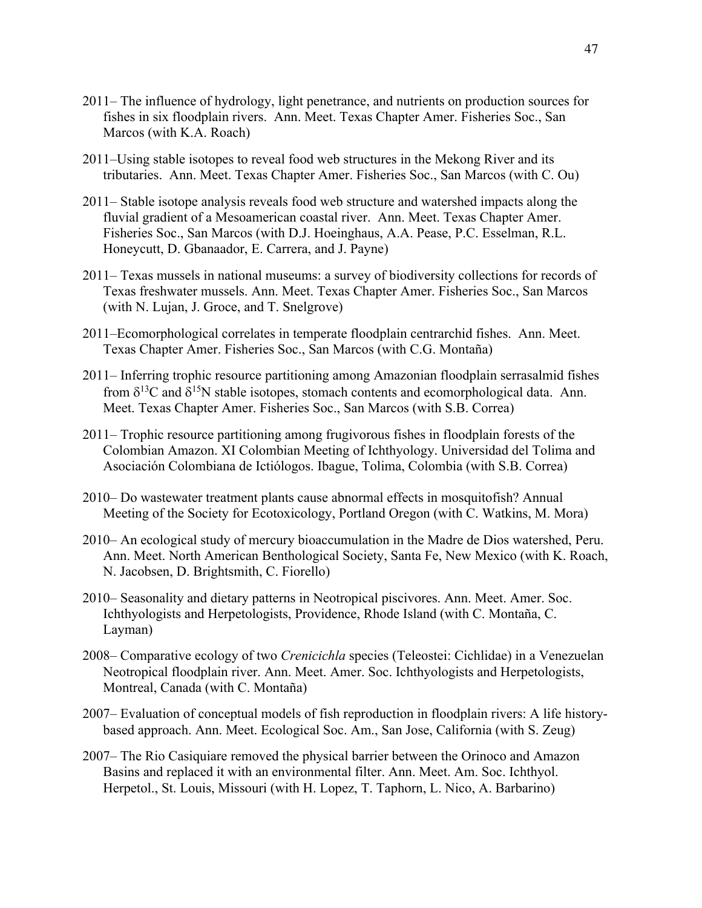2011– The influence of hydrology, light penetrance, and nutrients on production sources for fishes in six floodplain rivers. Ann. Meet. Texas Chapter Amer. Fisheries Soc., San Marcos (with K.A. Roach)

2011–Using stable isotopes to reveal food web structures in the Mekong River and its tributaries. Ann. Meet. Texas Chapter Amer. Fisheries Soc., San Marcos (with C. Ou)

2011– Stable isotope analysis reveals food web structure and watershed impacts along the fluvial gradient of a Mesoamerican coastal river. Ann. Meet. Texas Chapter Amer. Fisheries Soc., San Marcos (with D.J. Hoeinghaus, A.A. Pease, P.C. Esselman, R.L. Honeycutt, D. Gbanaador, E. Carrera, and J. Payne)

2011– Texas mussels in national museums: a survey of biodiversity collections for records of Texas freshwater mussels. Ann. Meet. Texas Chapter Amer. Fisheries Soc., San Marcos (with N. Lujan, J. Groce, and T. Snelgrove)

2011–Ecomorphological correlates in temperate floodplain centrarchid fishes. Ann. Meet. Texas Chapter Amer. Fisheries Soc., San Marcos (with C.G. Montaña)

2011– Inferring trophic resource partitioning among Amazonian floodplain serrasalmid fishes from $\delta^{13}C$ and $\delta^{15}N$ stable isotopes, stomach contents and ecomorphological data. Ann. Meet. Texas Chapter Amer. Fisheries Soc., San Marcos (with S.B. Correa)

2011– Trophic resource partitioning among frugivorous fishes in floodplain forests of the Colombian Amazon. XI Colombian Meeting of Ichthyology. Universidad del Tolima and Asociación Colombiana de Ictiólogos. Ibague, Tolima, Colombia (with S.B. Correa)

2010– Do wastewater treatment plants cause abnormal effects in mosquitofish? Annual Meeting of the Society for Ecotoxicology, Portland Oregon (with C. Watkins, M. Mora)

2010– An ecological study of mercury bioaccumulation in the Madre de Dios watershed, Peru. Ann. Meet. North American Benthological Society, Santa Fe, New Mexico (with K. Roach, N. Jacobsen, D. Brightsmith, C. Fiorello)

2010– Seasonality and dietary patterns in Neotropical piscivores. Ann. Meet. Amer. Soc. Ichthyologists and Herpetologists, Providence, Rhode Island (with C. Montaña, C. Layman)

2008– Comparative ecology of two *Crenicichla* species (Teleostei: Cichlidae) in a Venezuelan Neotropical floodplain river. Ann. Meet. Amer. Soc. Ichthyologists and Herpetologists, Montreal, Canada (with C. Montaña)

2007– Evaluation of conceptual models of fish reproduction in floodplain rivers: A life history-based approach. Ann. Meet. Ecological Soc. Am., San Jose, California (with S. Zeug)

2007– The Rio Casiquiare removed the physical barrier between the Orinoco and Amazon Basins and replaced it with an environmental filter. Ann. Meet. Am. Soc. Ichthyol. Herpetol., St. Louis, Missouri (with H. Lopez, T. Taphorn, L. Nico, A. Barbarino)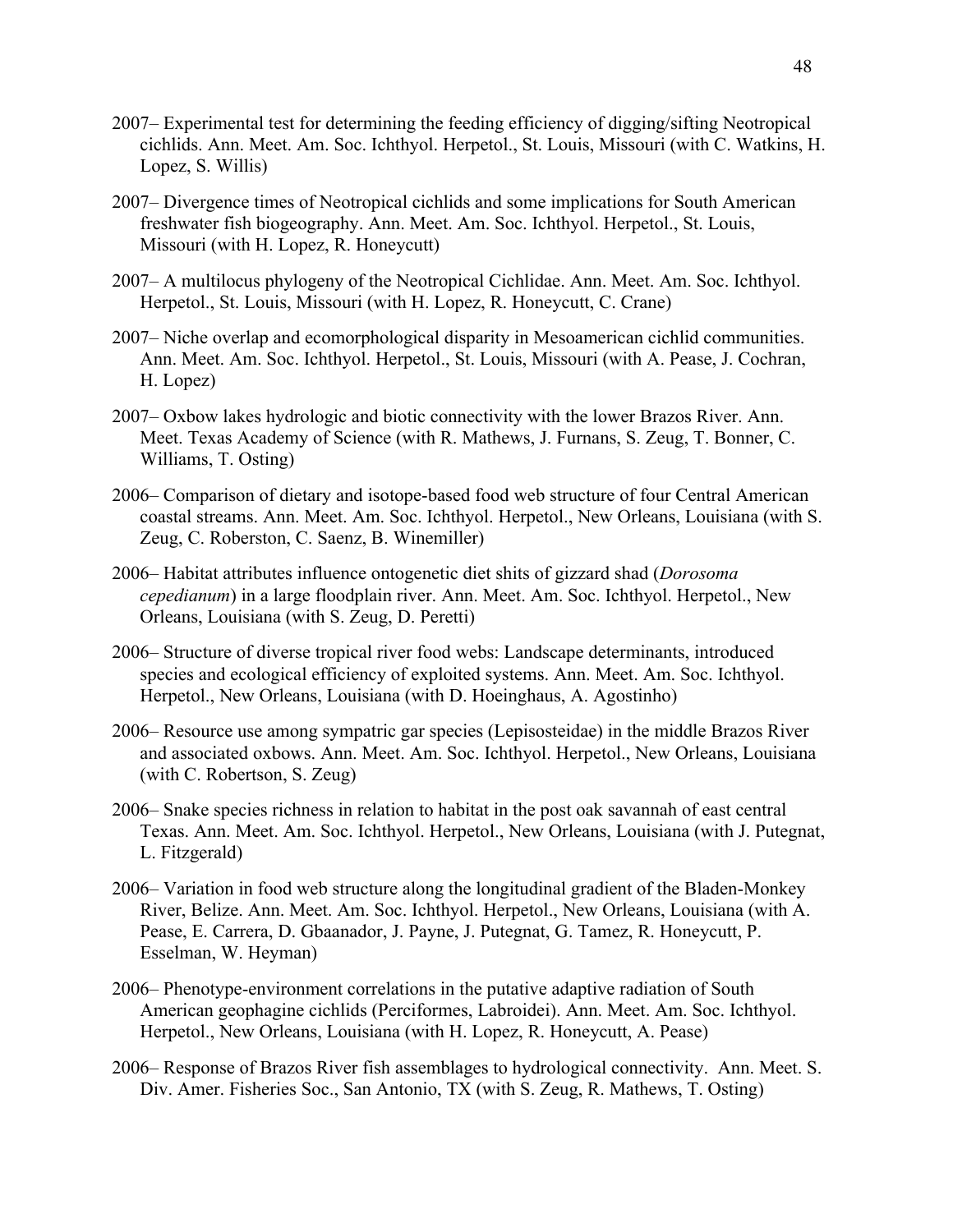2007– Experimental test for determining the feeding efficiency of digging/sifting Neotropical cichlids. Ann. Meet. Am. Soc. Ichthyol. Herpetol., St. Louis, Missouri (with C. Watkins, H. Lopez, S. Willis)

2007– Divergence times of Neotropical cichlids and some implications for South American freshwater fish biogeography. Ann. Meet. Am. Soc. Ichthyol. Herpetol., St. Louis, Missouri (with H. Lopez, R. Honeycutt)

2007– A multilocus phylogeny of the Neotropical Cichlidae. Ann. Meet. Am. Soc. Ichthyol. Herpetol., St. Louis, Missouri (with H. Lopez, R. Honeycutt, C. Crane)

2007– Niche overlap and ecomorphological disparity in Mesoamerican cichlid communities. Ann. Meet. Am. Soc. Ichthyol. Herpetol., St. Louis, Missouri (with A. Pease, J. Cochran, H. Lopez)

2007– Oxbow lakes hydrologic and biotic connectivity with the lower Brazos River. Ann. Meet. Texas Academy of Science (with R. Mathews, J. Furnans, S. Zeug, T. Bonner, C. Williams, T. Osting)

2006– Comparison of dietary and isotope-based food web structure of four Central American coastal streams. Ann. Meet. Am. Soc. Ichthyol. Herpetol., New Orleans, Louisiana (with S. Zeug, C. Roberston, C. Saenz, B. Winemiller)

2006– Habitat attributes influence ontogenetic diet shits of gizzard shad (*Dorosoma cepedianum*) in a large floodplain river. Ann. Meet. Am. Soc. Ichthyol. Herpetol., New Orleans, Louisiana (with S. Zeug, D. Peretti)

2006– Structure of diverse tropical river food webs: Landscape determinants, introduced species and ecological efficiency of exploited systems. Ann. Meet. Am. Soc. Ichthyol. Herpetol., New Orleans, Louisiana (with D. Hoeinghaus, A. Agostinho)

2006– Resource use among sympatric gar species (Lepisosteidae) in the middle Brazos River and associated oxbows. Ann. Meet. Am. Soc. Ichthyol. Herpetol., New Orleans, Louisiana (with C. Robertson, S. Zeug)

2006– Snake species richness in relation to habitat in the post oak savannah of east central Texas. Ann. Meet. Am. Soc. Ichthyol. Herpetol., New Orleans, Louisiana (with J. Putegnat, L. Fitzgerald)

2006– Variation in food web structure along the longitudinal gradient of the Bladen-Monkey River, Belize. Ann. Meet. Am. Soc. Ichthyol. Herpetol., New Orleans, Louisiana (with A. Pease, E. Carrera, D. Gbaanador, J. Payne, J. Putegnat, G. Tamez, R. Honeycutt, P. Esselman, W. Heyman)

2006– Phenotype-environment correlations in the putative adaptive radiation of South American geophagine cichlids (Perciformes, Labroidei). Ann. Meet. Am. Soc. Ichthyol. Herpetol., New Orleans, Louisiana (with H. Lopez, R. Honeycutt, A. Pease)

2006– Response of Brazos River fish assemblages to hydrological connectivity. Ann. Meet. S. Div. Amer. Fisheries Soc., San Antonio, TX (with S. Zeug, R. Mathews, T. Osting)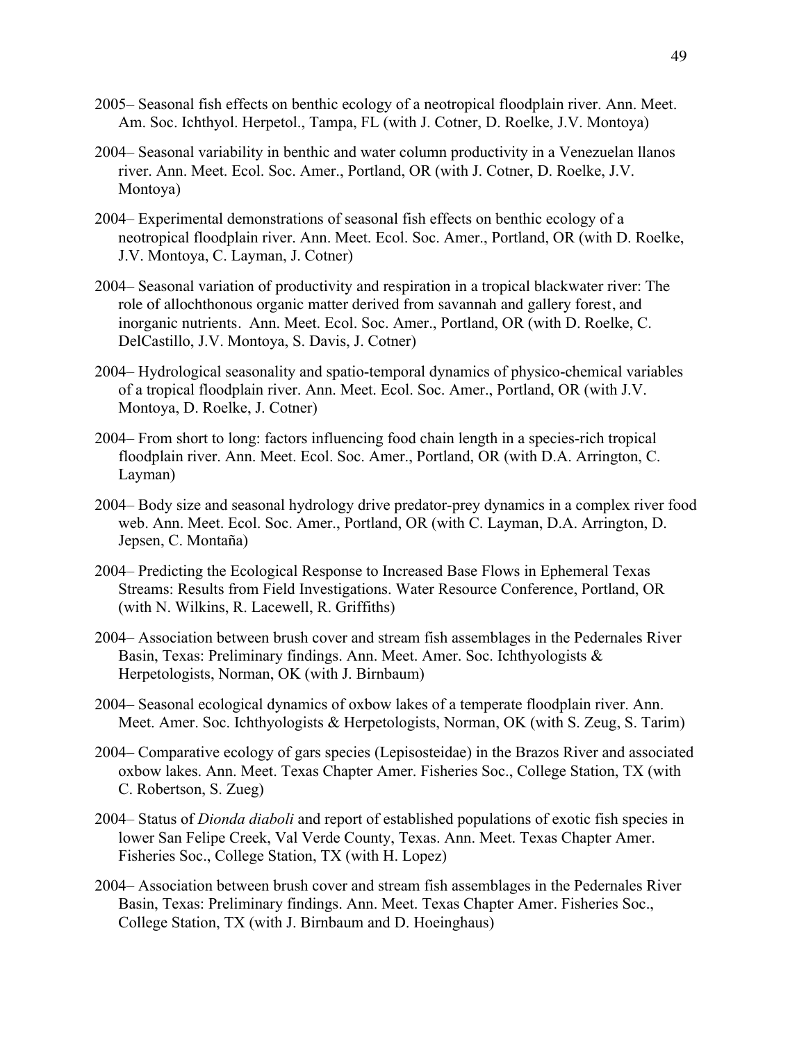2005– Seasonal fish effects on benthic ecology of a neotropical floodplain river. Ann. Meet. Am. Soc. Ichthyol. Herpetol., Tampa, FL (with J. Cotner, D. Roelke, J.V. Montoya)

2004– Seasonal variability in benthic and water column productivity in a Venezuelan llanos river. Ann. Meet. Ecol. Soc. Amer., Portland, OR (with J. Cotner, D. Roelke, J.V. Montoya)

2004– Experimental demonstrations of seasonal fish effects on benthic ecology of a neotropical floodplain river. Ann. Meet. Ecol. Soc. Amer., Portland, OR (with D. Roelke, J.V. Montoya, C. Layman, J. Cotner)

2004– Seasonal variation of productivity and respiration in a tropical blackwater river: The role of allochthonous organic matter derived from savannah and gallery forest, and inorganic nutrients. Ann. Meet. Ecol. Soc. Amer., Portland, OR (with D. Roelke, C. DelCastillo, J.V. Montoya, S. Davis, J. Cotner)

2004– Hydrological seasonality and spatio-temporal dynamics of physico-chemical variables of a tropical floodplain river. Ann. Meet. Ecol. Soc. Amer., Portland, OR (with J.V. Montoya, D. Roelke, J. Cotner)

2004– From short to long: factors influencing food chain length in a species-rich tropical floodplain river. Ann. Meet. Ecol. Soc. Amer., Portland, OR (with D.A. Arrington, C. Layman)

2004– Body size and seasonal hydrology drive predator-prey dynamics in a complex river food web. Ann. Meet. Ecol. Soc. Amer., Portland, OR (with C. Layman, D.A. Arrington, D. Jepsen, C. Montaña)

2004– Predicting the Ecological Response to Increased Base Flows in Ephemeral Texas Streams: Results from Field Investigations. Water Resource Conference, Portland, OR (with N. Wilkins, R. Lacewell, R. Griffiths)

2004– Association between brush cover and stream fish assemblages in the Pedernales River Basin, Texas: Preliminary findings. Ann. Meet. Amer. Soc. Ichthyologists & Herpetologists, Norman, OK (with J. Birnbaum)

2004– Seasonal ecological dynamics of oxbow lakes of a temperate floodplain river. Ann. Meet. Amer. Soc. Ichthyologists & Herpetologists, Norman, OK (with S. Zeug, S. Tarim)

2004– Comparative ecology of gars species (Lepisosteidae) in the Brazos River and associated oxbow lakes. Ann. Meet. Texas Chapter Amer. Fisheries Soc., College Station, TX (with C. Robertson, S. Zueg)

2004– Status of *Dionda diaboli* and report of established populations of exotic fish species in lower San Felipe Creek, Val Verde County, Texas. Ann. Meet. Texas Chapter Amer. Fisheries Soc., College Station, TX (with H. Lopez)

2004– Association between brush cover and stream fish assemblages in the Pedernales River Basin, Texas: Preliminary findings. Ann. Meet. Texas Chapter Amer. Fisheries Soc., College Station, TX (with J. Birnbaum and D. Hoeinghaus)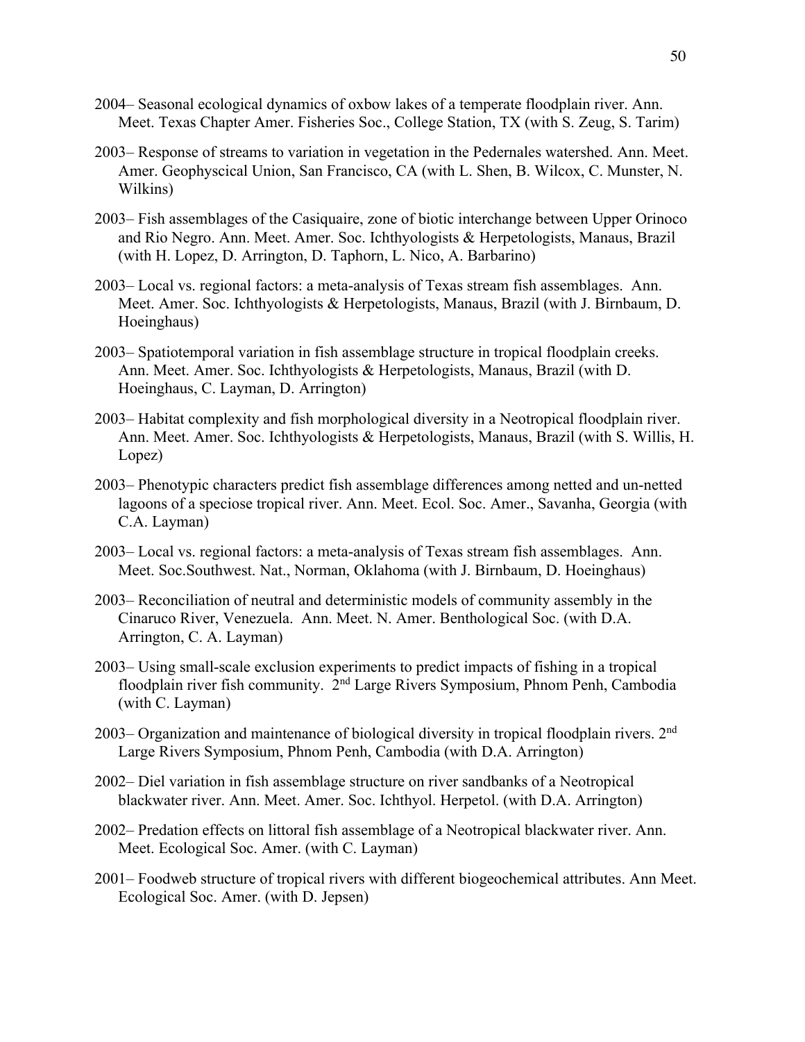2004– Seasonal ecological dynamics of oxbow lakes of a temperate floodplain river. Ann. Meet. Texas Chapter Amer. Fisheries Soc., College Station, TX (with S. Zeug, S. Tarim)

2003– Response of streams to variation in vegetation in the Pedernales watershed. Ann. Meet. Amer. Geophyscical Union, San Francisco, CA (with L. Shen, B. Wilcox, C. Munster, N. Wilkins)

2003– Fish assemblages of the Casiquaire, zone of biotic interchange between Upper Orinoco and Rio Negro. Ann. Meet. Amer. Soc. Ichthyologists & Herpetologists, Manaus, Brazil (with H. Lopez, D. Arrington, D. Taphorn, L. Nico, A. Barbarino)

2003– Local vs. regional factors: a meta-analysis of Texas stream fish assemblages. Ann. Meet. Amer. Soc. Ichthyologists & Herpetologists, Manaus, Brazil (with J. Birnbaum, D. Hoeinghaus)

2003– Spatiotemporal variation in fish assemblage structure in tropical floodplain creeks. Ann. Meet. Amer. Soc. Ichthyologists & Herpetologists, Manaus, Brazil (with D. Hoeinghaus, C. Layman, D. Arrington)

2003– Habitat complexity and fish morphological diversity in a Neotropical floodplain river. Ann. Meet. Amer. Soc. Ichthyologists & Herpetologists, Manaus, Brazil (with S. Willis, H. Lopez)

2003– Phenotypic characters predict fish assemblage differences among netted and un-netted lagoons of a speciose tropical river. Ann. Meet. Ecol. Soc. Amer., Savanha, Georgia (with C.A. Layman)

2003– Local vs. regional factors: a meta-analysis of Texas stream fish assemblages. Ann. Meet. Soc.Southwest. Nat., Norman, Oklahoma (with J. Birnbaum, D. Hoeinghaus)

2003– Reconciliation of neutral and deterministic models of community assembly in the Cinaruco River, Venezuela. Ann. Meet. N. Amer. Benthological Soc. (with D.A. Arrington, C. A. Layman)

2003– Using small-scale exclusion experiments to predict impacts of fishing in a tropical floodplain river fish community. 2nd Large Rivers Symposium, Phnom Penh, Cambodia (with C. Layman)

2003– Organization and maintenance of biological diversity in tropical floodplain rivers. 2nd Large Rivers Symposium, Phnom Penh, Cambodia (with D.A. Arrington)

2002– Diel variation in fish assemblage structure on river sandbanks of a Neotropical blackwater river. Ann. Meet. Amer. Soc. Ichthyol. Herpetol. (with D.A. Arrington)

2002– Predation effects on littoral fish assemblage of a Neotropical blackwater river. Ann. Meet. Ecological Soc. Amer. (with C. Layman)

2001– Foodweb structure of tropical rivers with different biogeochemical attributes. Ann Meet. Ecological Soc. Amer. (with D. Jepsen)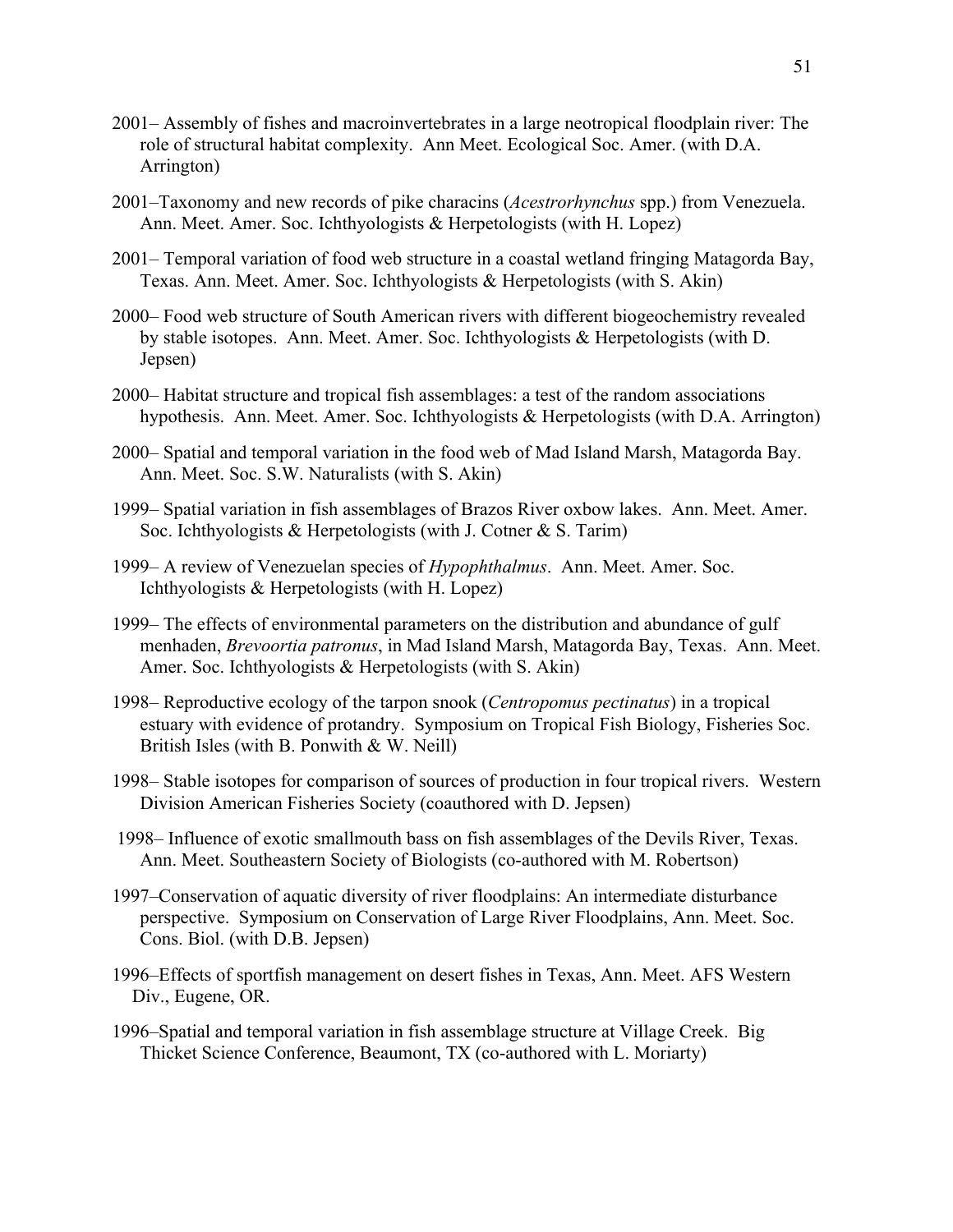2001– Assembly of fishes and macroinvertebrates in a large neotropical floodplain river: The role of structural habitat complexity. Ann Meet. Ecological Soc. Amer. (with D.A. Arrington)

2001–Taxonomy and new records of pike characins (*Acestrorhynchus* spp.) from Venezuela. Ann. Meet. Amer. Soc. Ichthyologists & Herpetologists (with H. Lopez)

2001– Temporal variation of food web structure in a coastal wetland fringing Matagorda Bay, Texas. Ann. Meet. Amer. Soc. Ichthyologists & Herpetologists (with S. Akin)

2000– Food web structure of South American rivers with different biogeochemistry revealed by stable isotopes. Ann. Meet. Amer. Soc. Ichthyologists & Herpetologists (with D. Jepsen)

2000– Habitat structure and tropical fish assemblages: a test of the random associations hypothesis. Ann. Meet. Amer. Soc. Ichthyologists & Herpetologists (with D.A. Arrington)

2000– Spatial and temporal variation in the food web of Mad Island Marsh, Matagorda Bay. Ann. Meet. Soc. S.W. Naturalists (with S. Akin)

1999– Spatial variation in fish assemblages of Brazos River oxbow lakes. Ann. Meet. Amer. Soc. Ichthyologists & Herpetologists (with J. Cotner & S. Tarim)

1999– A review of Venezuelan species of *Hypophthalmus*. Ann. Meet. Amer. Soc. Ichthyologists & Herpetologists (with H. Lopez)

1999– The effects of environmental parameters on the distribution and abundance of gulf menhaden, *Brevoortia patronus*, in Mad Island Marsh, Matagorda Bay, Texas. Ann. Meet. Amer. Soc. Ichthyologists & Herpetologists (with S. Akin)

1998– Reproductive ecology of the tarpon snook (*Centropomus pectinatus*) in a tropical estuary with evidence of protandry. Symposium on Tropical Fish Biology, Fisheries Soc. British Isles (with B. Ponwith & W. Neill)

1998– Stable isotopes for comparison of sources of production in four tropical rivers. Western Division American Fisheries Society (coauthored with D. Jepsen)

1998– Influence of exotic smallmouth bass on fish assemblages of the Devils River, Texas. Ann. Meet. Southeastern Society of Biologists (co-authored with M. Robertson)

1997–Conservation of aquatic diversity of river floodplains: An intermediate disturbance perspective. Symposium on Conservation of Large River Floodplains, Ann. Meet. Soc. Cons. Biol. (with D.B. Jepsen)

1996–Effects of sportfish management on desert fishes in Texas, Ann. Meet. AFS Western Div., Eugene, OR.

1996–Spatial and temporal variation in fish assemblage structure at Village Creek. Big Thicket Science Conference, Beaumont, TX (co-authored with L. Moriarty)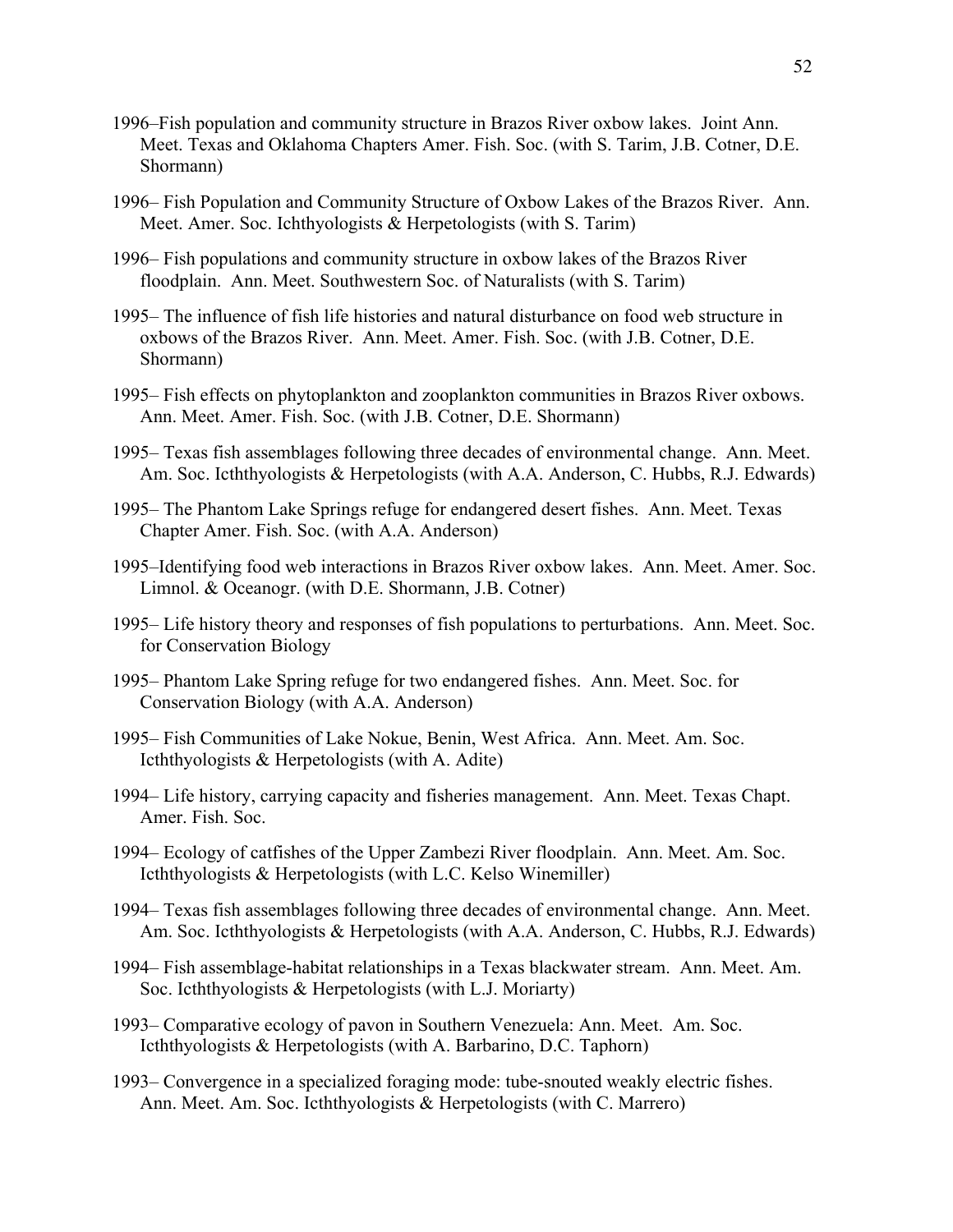1996–Fish population and community structure in Brazos River oxbow lakes. Joint Ann. Meet. Texas and Oklahoma Chapters Amer. Fish. Soc. (with S. Tarim, J.B. Cotner, D.E. Shormann)

1996– Fish Population and Community Structure of Oxbow Lakes of the Brazos River. Ann. Meet. Amer. Soc. Ichthyologists & Herpetologists (with S. Tarim)

1996– Fish populations and community structure in oxbow lakes of the Brazos River floodplain. Ann. Meet. Southwestern Soc. of Naturalists (with S. Tarim)

1995– The influence of fish life histories and natural disturbance on food web structure in oxbows of the Brazos River. Ann. Meet. Amer. Fish. Soc. (with J.B. Cotner, D.E. Shormann)

1995– Fish effects on phytoplankton and zooplankton communities in Brazos River oxbows. Ann. Meet. Amer. Fish. Soc. (with J.B. Cotner, D.E. Shormann)

1995– Texas fish assemblages following three decades of environmental change. Ann. Meet. Am. Soc. Icththyologists & Herpetologists (with A.A. Anderson, C. Hubbs, R.J. Edwards)

1995– The Phantom Lake Springs refuge for endangered desert fishes. Ann. Meet. Texas Chapter Amer. Fish. Soc. (with A.A. Anderson)

1995–Identifying food web interactions in Brazos River oxbow lakes. Ann. Meet. Amer. Soc. Limnol. & Oceanogr. (with D.E. Shormann, J.B. Cotner)

1995– Life history theory and responses of fish populations to perturbations. Ann. Meet. Soc. for Conservation Biology

1995– Phantom Lake Spring refuge for two endangered fishes. Ann. Meet. Soc. for Conservation Biology (with A.A. Anderson)

1995– Fish Communities of Lake Nokue, Benin, West Africa. Ann. Meet. Am. Soc. Icththyologists & Herpetologists (with A. Adite)

1994– Life history, carrying capacity and fisheries management. Ann. Meet. Texas Chapt. Amer. Fish. Soc.

1994– Ecology of catfishes of the Upper Zambezi River floodplain. Ann. Meet. Am. Soc. Icththyologists & Herpetologists (with L.C. Kelso Winemiller)

1994– Texas fish assemblages following three decades of environmental change. Ann. Meet. Am. Soc. Icththyologists & Herpetologists (with A.A. Anderson, C. Hubbs, R.J. Edwards)

1994– Fish assemblage-habitat relationships in a Texas blackwater stream. Ann. Meet. Am. Soc. Icththyologists & Herpetologists (with L.J. Moriarty)

1993– Comparative ecology of pavon in Southern Venezuela: Ann. Meet. Am. Soc. Icththyologists & Herpetologists (with A. Barbarino, D.C. Taphorn)

1993– Convergence in a specialized foraging mode: tube-snouted weakly electric fishes. Ann. Meet. Am. Soc. Icththyologists & Herpetologists (with C. Marrero)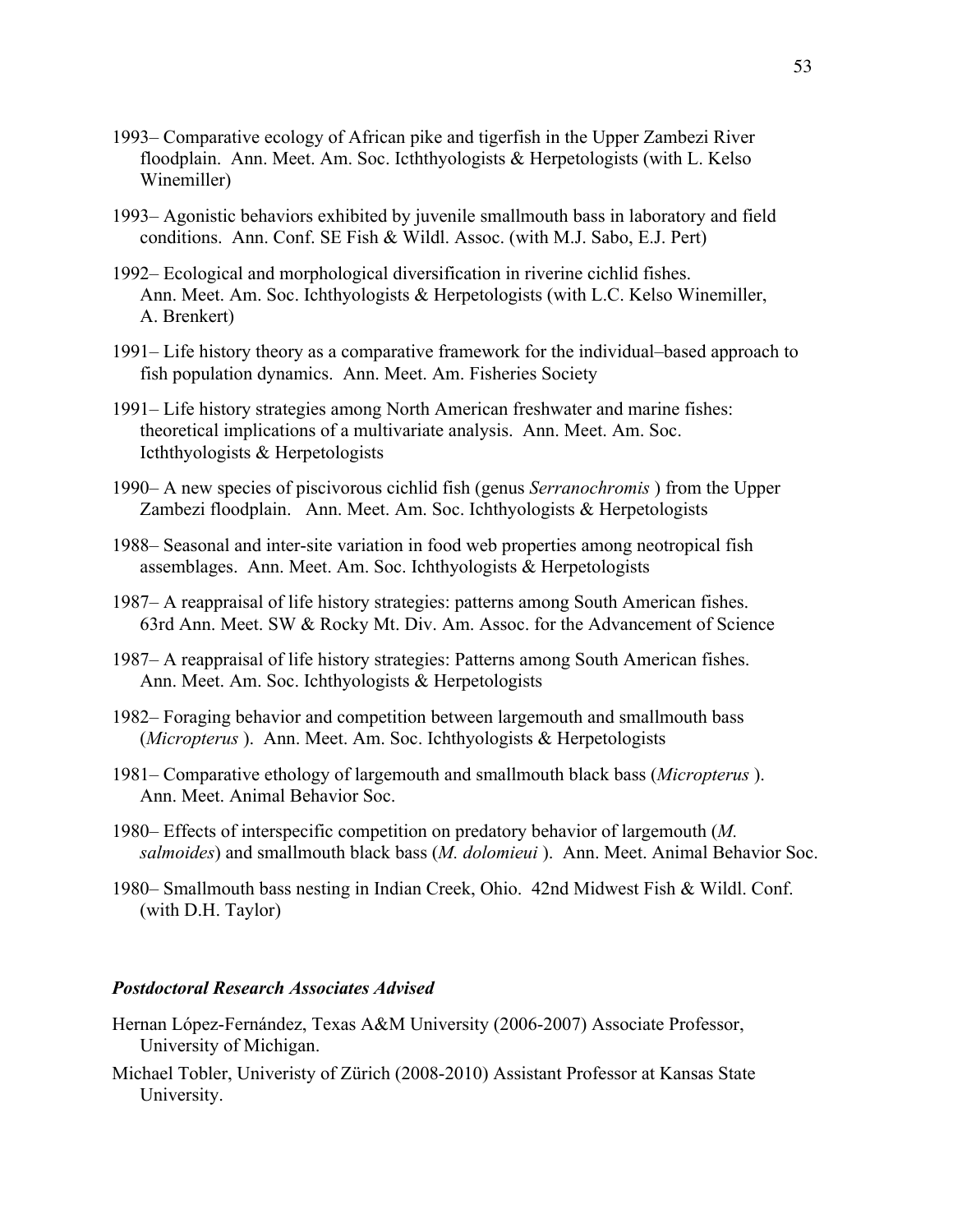1993– Comparative ecology of African pike and tigerfish in the Upper Zambezi River floodplain. Ann. Meet. Am. Soc. Icththyologists & Herpetologists (with L. Kelso Winemiller)

1993– Agonistic behaviors exhibited by juvenile smallmouth bass in laboratory and field conditions. Ann. Conf. SE Fish & Wildl. Assoc. (with M.J. Sabo, E.J. Pert)

1992– Ecological and morphological diversification in riverine cichlid fishes. Ann. Meet. Am. Soc. Ichthyologists & Herpetologists (with L.C. Kelso Winemiller, A. Brenkert)

1991– Life history theory as a comparative framework for the individual–based approach to fish population dynamics. Ann. Meet. Am. Fisheries Society

1991– Life history strategies among North American freshwater and marine fishes: theoretical implications of a multivariate analysis. Ann. Meet. Am. Soc. Icththyologists & Herpetologists

1990– A new species of piscivorous cichlid fish (genus *Serranochromis* ) from the Upper Zambezi floodplain. Ann. Meet. Am. Soc. Ichthyologists & Herpetologists

1988– Seasonal and inter-site variation in food web properties among neotropical fish assemblages. Ann. Meet. Am. Soc. Ichthyologists & Herpetologists

1987– A reappraisal of life history strategies: patterns among South American fishes. 63rd Ann. Meet. SW & Rocky Mt. Div. Am. Assoc. for the Advancement of Science

1987– A reappraisal of life history strategies: Patterns among South American fishes. Ann. Meet. Am. Soc. Ichthyologists & Herpetologists

1982– Foraging behavior and competition between largemouth and smallmouth bass (*Micropterus* ). Ann. Meet. Am. Soc. Ichthyologists & Herpetologists

1981– Comparative ethology of largemouth and smallmouth black bass (*Micropterus* ). Ann. Meet. Animal Behavior Soc.

1980– Effects of interspecific competition on predatory behavior of largemouth (*M. salmoides*) and smallmouth black bass (*M. dolomieui* ). Ann. Meet. Animal Behavior Soc.

1980– Smallmouth bass nesting in Indian Creek, Ohio. 42nd Midwest Fish & Wildl. Conf. (with D.H. Taylor)

### ***Postdoctoral Research Associates Advised***

Hernan López-Fernández, Texas A&M University (2006-2007) Associate Professor, University of Michigan.

Michael Tobler, Univeristy of Zürich (2008-2010) Assistant Professor at Kansas State University.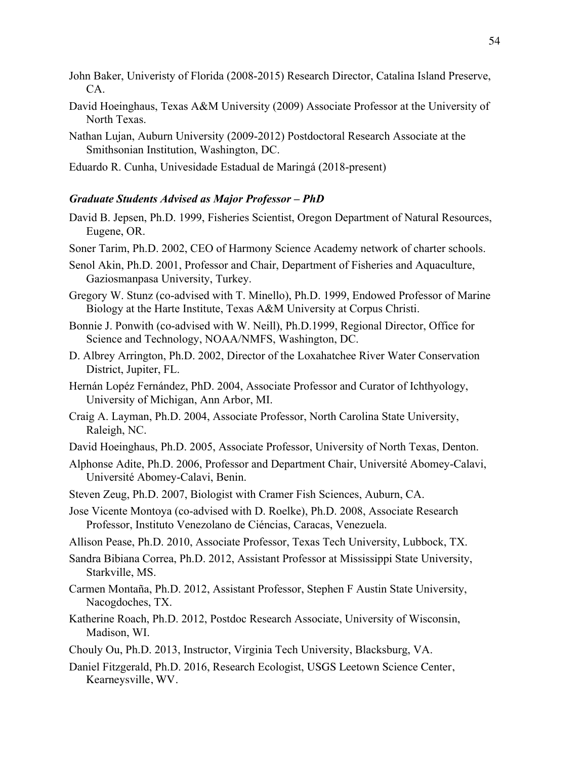John Baker, Univeristy of Florida (2008-2015) Research Director, Catalina Island Preserve, CA.

David Hoeinghaus, Texas A&M University (2009) Associate Professor at the University of North Texas.

Nathan Lujan, Auburn University (2009-2012) Postdoctoral Research Associate at the Smithsonian Institution, Washington, DC.

Eduardo R. Cunha, Univesidade Estadual de Maringá (2018-present)

### ***Graduate Students Advised as Major Professor – PhD***

David B. Jepsen, Ph.D. 1999, Fisheries Scientist, Oregon Department of Natural Resources, Eugene, OR.

Soner Tarim, Ph.D. 2002, CEO of Harmony Science Academy network of charter schools.

Senol Akin, Ph.D. 2001, Professor and Chair, Department of Fisheries and Aquaculture, Gaziosmanpasa University, Turkey.

Gregory W. Stunz (co-advised with T. Minello), Ph.D. 1999, Endowed Professor of Marine Biology at the Harte Institute, Texas A&M University at Corpus Christi.

Bonnie J. Ponwith (co-advised with W. Neill), Ph.D.1999, Regional Director, Office for Science and Technology, NOAA/NMFS, Washington, DC.

D. Albrey Arrington, Ph.D. 2002, Director of the Loxahatchee River Water Conservation District, Jupiter, FL.

Hernán Lopéz Fernández, PhD. 2004, Associate Professor and Curator of Ichthyology, University of Michigan, Ann Arbor, MI.

Craig A. Layman, Ph.D. 2004, Associate Professor, North Carolina State University, Raleigh, NC.

David Hoeinghaus, Ph.D. 2005, Associate Professor, University of North Texas, Denton.

Alphonse Adite, Ph.D. 2006, Professor and Department Chair, Université Abomey-Calavi, Université Abomey-Calavi, Benin.

Steven Zeug, Ph.D. 2007, Biologist with Cramer Fish Sciences, Auburn, CA.

Jose Vicente Montoya (co-advised with D. Roelke), Ph.D. 2008, Associate Research Professor, Instituto Venezolano de Ciéncias, Caracas, Venezuela.

Allison Pease, Ph.D. 2010, Associate Professor, Texas Tech University, Lubbock, TX.

Sandra Bibiana Correa, Ph.D. 2012, Assistant Professor at Mississippi State University, Starkville, MS.

Carmen Montaña, Ph.D. 2012, Assistant Professor, Stephen F Austin State University, Nacogdoches, TX.

Katherine Roach, Ph.D. 2012, Postdoc Research Associate, University of Wisconsin, Madison, WI.

Chouly Ou, Ph.D. 2013, Instructor, Virginia Tech University, Blacksburg, VA.

Daniel Fitzgerald, Ph.D. 2016, Research Ecologist, USGS Leetown Science Center, Kearneysville, WV.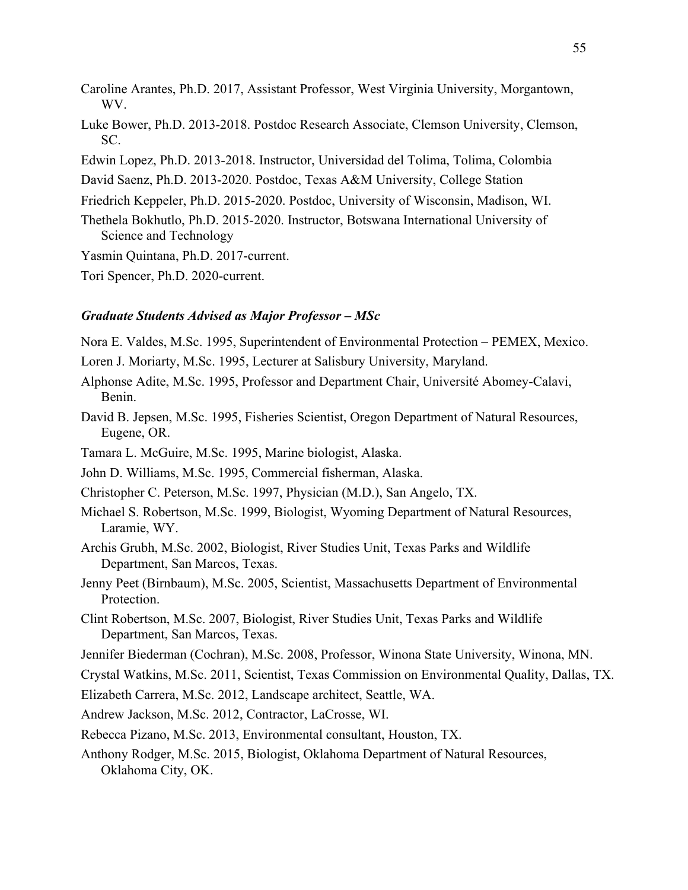Caroline Arantes, Ph.D. 2017, Assistant Professor, West Virginia University, Morgantown, WV.

Luke Bower, Ph.D. 2013-2018. Postdoc Research Associate, Clemson University, Clemson, SC.

Edwin Lopez, Ph.D. 2013-2018. Instructor, Universidad del Tolima, Tolima, Colombia

David Saenz, Ph.D. 2013-2020. Postdoc, Texas A&M University, College Station

Friedrich Keppeler, Ph.D. 2015-2020. Postdoc, University of Wisconsin, Madison, WI.

Thethela Bokhutlo, Ph.D. 2015-2020. Instructor, Botswana International University of Science and Technology

Yasmin Quintana, Ph.D. 2017-current.

Tori Spencer, Ph.D. 2020-current.

### *Graduate Students Advised as Major Professor – MSc*

Nora E. Valdes, M.Sc. 1995, Superintendent of Environmental Protection – PEMEX, Mexico.

Loren J. Moriarty, M.Sc. 1995, Lecturer at Salisbury University, Maryland.

Alphonse Adite, M.Sc. 1995, Professor and Department Chair, Université Abomey-Calavi, Benin.

David B. Jepsen, M.Sc. 1995, Fisheries Scientist, Oregon Department of Natural Resources, Eugene, OR.

Tamara L. McGuire, M.Sc. 1995, Marine biologist, Alaska.

John D. Williams, M.Sc. 1995, Commercial fisherman, Alaska.

Christopher C. Peterson, M.Sc. 1997, Physician (M.D.), San Angelo, TX.

Michael S. Robertson, M.Sc. 1999, Biologist, Wyoming Department of Natural Resources, Laramie, WY.

Archis Grubh, M.Sc. 2002, Biologist, River Studies Unit, Texas Parks and Wildlife Department, San Marcos, Texas.

Jenny Peet (Birnbaum), M.Sc. 2005, Scientist, Massachusetts Department of Environmental Protection.

Clint Robertson, M.Sc. 2007, Biologist, River Studies Unit, Texas Parks and Wildlife Department, San Marcos, Texas.

Jennifer Biederman (Cochran), M.Sc. 2008, Professor, Winona State University, Winona, MN.

Crystal Watkins, M.Sc. 2011, Scientist, Texas Commission on Environmental Quality, Dallas, TX.

Elizabeth Carrera, M.Sc. 2012, Landscape architect, Seattle, WA.

Andrew Jackson, M.Sc. 2012, Contractor, LaCrosse, WI.

Rebecca Pizano, M.Sc. 2013, Environmental consultant, Houston, TX.

Anthony Rodger, M.Sc. 2015, Biologist, Oklahoma Department of Natural Resources, Oklahoma City, OK.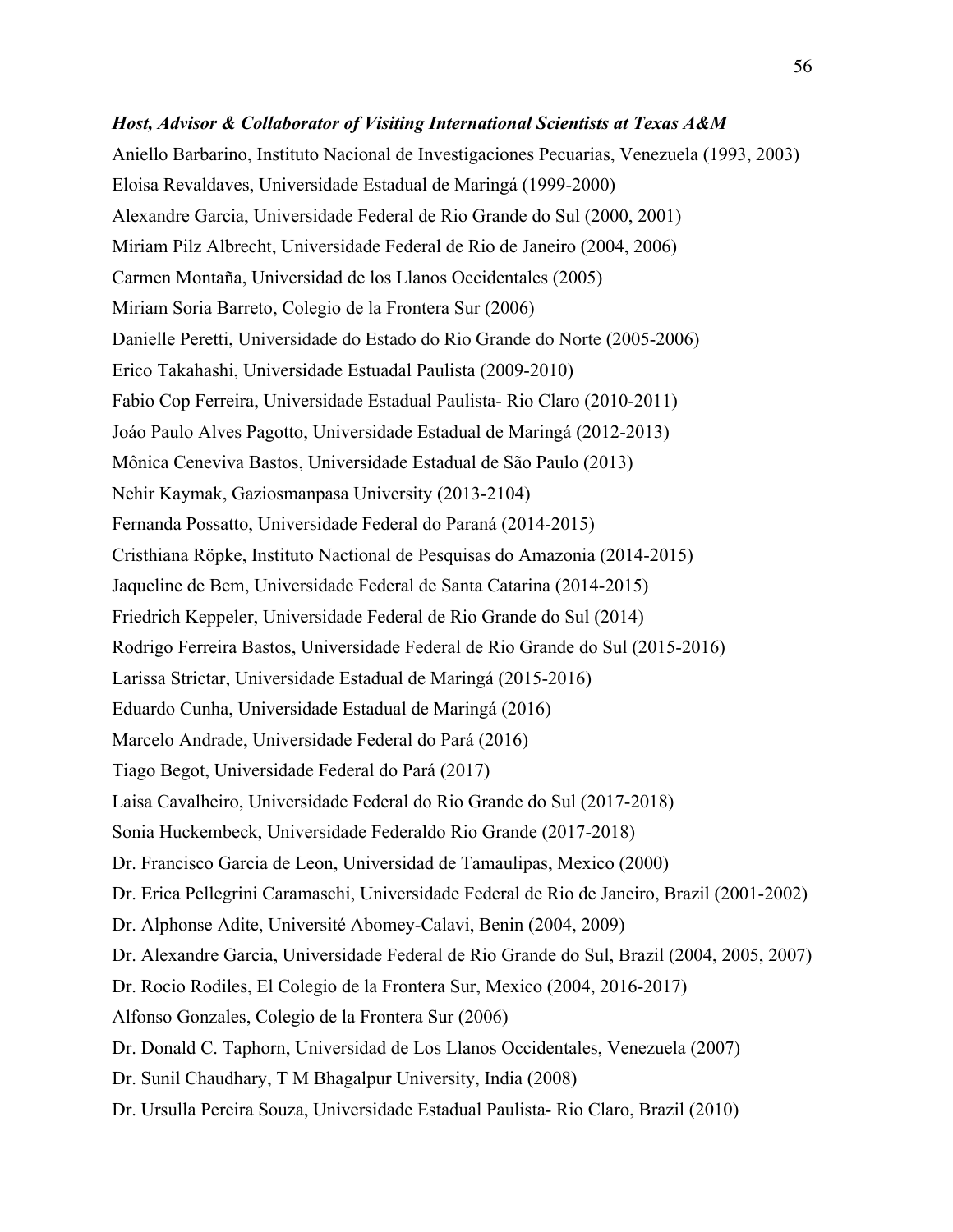***Host, Advisor & Collaborator of Visiting International Scientists at Texas A&M***

Aniello Barbarino, Instituto Nacional de Investigaciones Pecuarias, Venezuela (1993, 2003)

Eloisa Revaldaves, Universidade Estadual de Maringá (1999-2000)

Alexandre Garcia, Universidade Federal de Rio Grande do Sul (2000, 2001)

Miriam Pilz Albrecht, Universidade Federal de Rio de Janeiro (2004, 2006)

Carmen Montaña, Universidad de los Llanos Occidentales (2005)

Miriam Soria Barreto, Colegio de la Frontera Sur (2006)

Danielle Peretti, Universidade do Estado do Rio Grande do Norte (2005-2006)

Erico Takahashi, Universidade Estuadal Paulista (2009-2010)

Fabio Cop Ferreira, Universidade Estadual Paulista- Rio Claro (2010-2011)

Joáo Paulo Alves Pagotto, Universidade Estadual de Maringá (2012-2013)

Mônica Ceneviva Bastos, Universidade Estadual de São Paulo (2013)

Nehir Kaymak, Gaziosmanpasa University (2013-2104)

Fernanda Possatto, Universidade Federal do Paraná (2014-2015)

Cristhiana Röpke, Instituto Nactional de Pesquisas do Amazonia (2014-2015)

Jaqueline de Bem, Universidade Federal de Santa Catarina (2014-2015)

Friedrich Keppeler, Universidade Federal de Rio Grande do Sul (2014)

Rodrigo Ferreira Bastos, Universidade Federal de Rio Grande do Sul (2015-2016)

Larissa Strictar, Universidade Estadual de Maringá (2015-2016)

Eduardo Cunha, Universidade Estadual de Maringá (2016)

Marcelo Andrade, Universidade Federal do Pará (2016)

Tiago Begot, Universidade Federal do Pará (2017)

Laisa Cavalheiro, Universidade Federal do Rio Grande do Sul (2017-2018)

Sonia Huckembeck, Universidade Federaldo Rio Grande (2017-2018)

Dr. Francisco Garcia de Leon, Universidad de Tamaulipas, Mexico (2000)

Dr. Erica Pellegrini Caramaschi, Universidade Federal de Rio de Janeiro, Brazil (2001-2002)

Dr. Alphonse Adite, Université Abomey-Calavi, Benin (2004, 2009)

Dr. Alexandre Garcia, Universidade Federal de Rio Grande do Sul, Brazil (2004, 2005, 2007)

Dr. Rocio Rodiles, El Colegio de la Frontera Sur, Mexico (2004, 2016-2017)

Alfonso Gonzales, Colegio de la Frontera Sur (2006)

Dr. Donald C. Taphorn, Universidad de Los Llanos Occidentales, Venezuela (2007)

Dr. Sunil Chaudhary, T M Bhagalpur University, India (2008)

Dr. Ursulla Pereira Souza, Universidade Estadual Paulista- Rio Claro, Brazil (2010)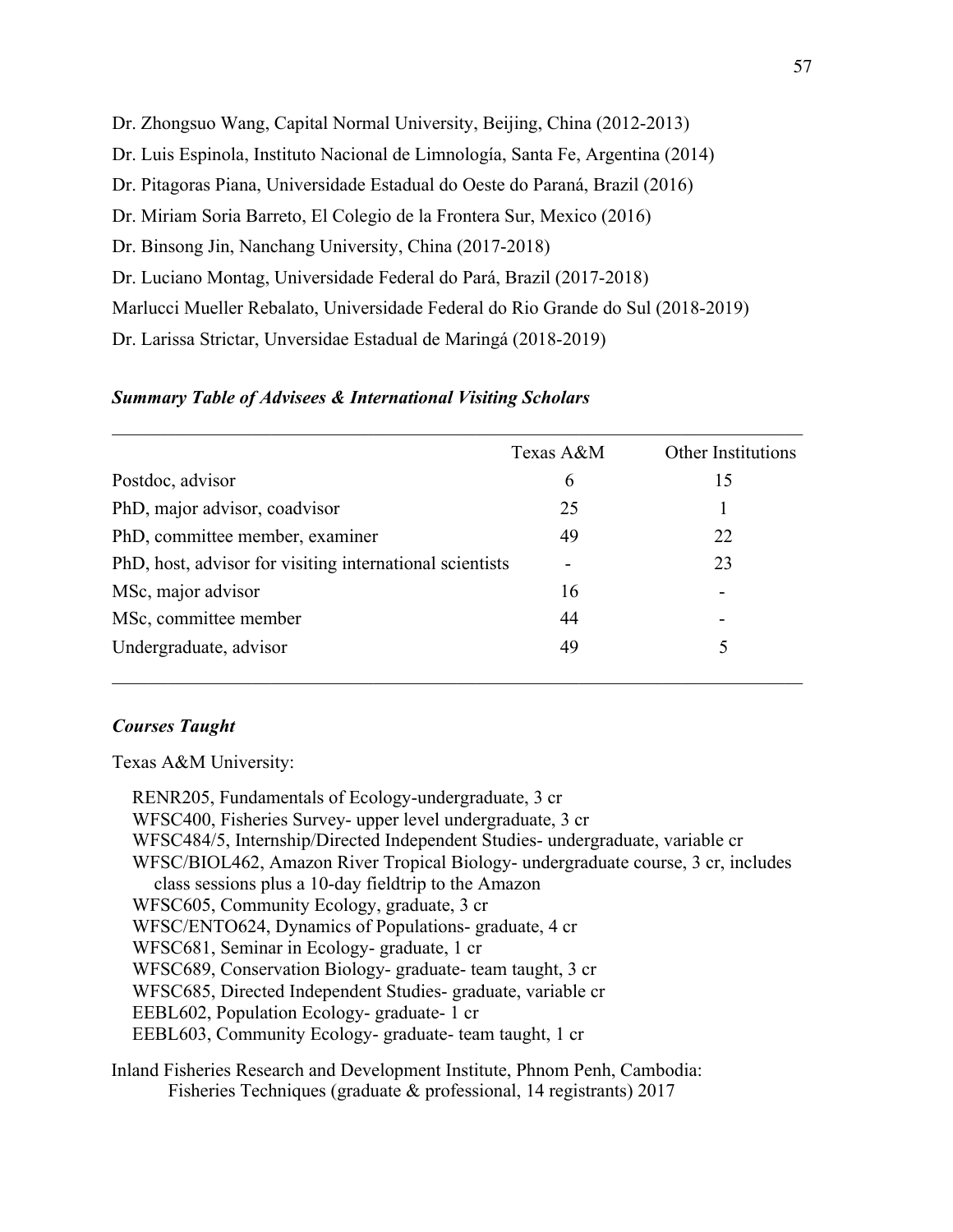Dr. Zhongsuo Wang, Capital Normal University, Beijing, China (2012-2013)

Dr. Luis Espinola, Instituto Nacional de Limnología, Santa Fe, Argentina (2014)

Dr. Pitagoras Piana, Universidade Estadual do Oeste do Paraná, Brazil (2016)

Dr. Miriam Soria Barreto, El Colegio de la Frontera Sur, Mexico (2016)

Dr. Binsong Jin, Nanchang University, China (2017-2018)

Dr. Luciano Montag, Universidade Federal do Pará, Brazil (2017-2018)

Marlucci Mueller Rebalato, Universidade Federal do Rio Grande do Sul (2018-2019)

Dr. Larissa Strictar, Unversidae Estadual de Maringá (2018-2019)

### ***Summary Table of Advisees & International Visiting Scholars***

| | Texas A&M | Other Institutions |
|---|---|---|
| Postdoc, advisor | 6 | 15 |
| PhD, major advisor, coadvisor | 25 | 1 |
| PhD, committee member, examiner | 49 | 22 |
| PhD, host, advisor for visiting international scientists | - | 23 |
| MSc, major advisor | 16 | - |
| MSc, committee member | 44 | - |
| Undergraduate, advisor | 49 | 5 |

### ***Courses Taught***

Texas A&M University:

RENR205, Fundamentals of Ecology-undergraduate, 3 cr
WFSC400, Fisheries Survey- upper level undergraduate, 3 cr
WFSC484/5, Internship/Directed Independent Studies- undergraduate, variable cr
WFSC/BIOL462, Amazon River Tropical Biology- undergraduate course, 3 cr, includes class sessions plus a 10-day fieldtrip to the Amazon
WFSC605, Community Ecology, graduate, 3 cr
WFSC/ENTO624, Dynamics of Populations- graduate, 4 cr
WFSC681, Seminar in Ecology- graduate, 1 cr
WFSC689, Conservation Biology- graduate- team taught, 3 cr
WFSC685, Directed Independent Studies- graduate, variable cr
EEBL602, Population Ecology- graduate- 1 cr
EEBL603, Community Ecology- graduate- team taught, 1 cr

Inland Fisheries Research and Development Institute, Phnom Penh, Cambodia:
Fisheries Techniques (graduate & professional, 14 registrants) 2017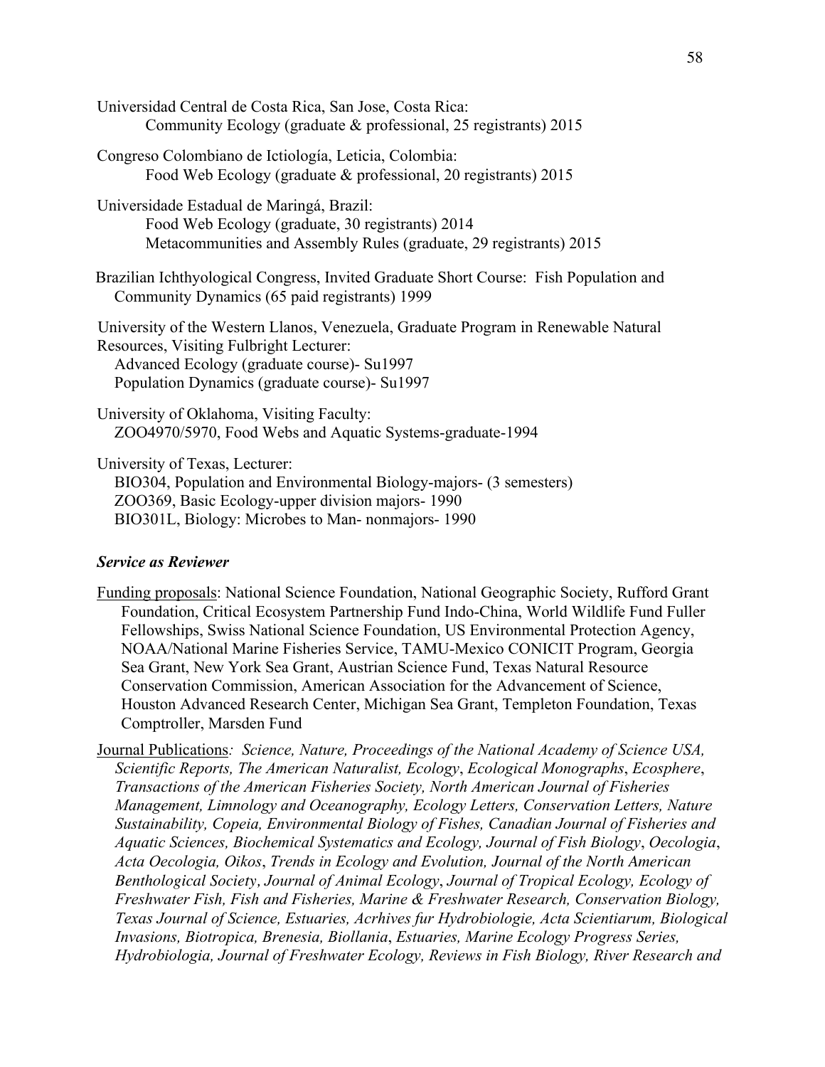Universidad Central de Costa Rica, San Jose, Costa Rica:
Community Ecology (graduate & professional, 25 registrants) 2015

Congreso Colombiano de Ictiología, Leticia, Colombia:
Food Web Ecology (graduate & professional, 20 registrants) 2015

Universidade Estadual de Maringá, Brazil:
Food Web Ecology (graduate, 30 registrants) 2014
Metacommunities and Assembly Rules (graduate, 29 registrants) 2015

Brazilian Ichthyological Congress, Invited Graduate Short Course: Fish Population and Community Dynamics (65 paid registrants) 1999

University of the Western Llanos, Venezuela, Graduate Program in Renewable Natural Resources, Visiting Fulbright Lecturer:
Advanced Ecology (graduate course)- Su1997
Population Dynamics (graduate course)- Su1997

University of Oklahoma, Visiting Faculty:
ZOO4970/5970, Food Webs and Aquatic Systems-graduate-1994

University of Texas, Lecturer:
BIO304, Population and Environmental Biology-majors- (3 semesters)
ZOO369, Basic Ecology-upper division majors- 1990
BIO301L, Biology: Microbes to Man- nonmajors- 1990

***Service as Reviewer***

Funding proposals: National Science Foundation, National Geographic Society, Rufford Grant Foundation, Critical Ecosystem Partnership Fund Indo-China, World Wildlife Fund Fuller Fellowships, Swiss National Science Foundation, US Environmental Protection Agency, NOAA/National Marine Fisheries Service, TAMU-Mexico CONICIT Program, Georgia Sea Grant, New York Sea Grant, Austrian Science Fund, Texas Natural Resource Conservation Commission, American Association for the Advancement of Science, Houston Advanced Research Center, Michigan Sea Grant, Templeton Foundation, Texas Comptroller, Marsden Fund

Journal Publications*: Science, Nature, Proceedings of the National Academy of Science USA, Scientific Reports, The American Naturalist, Ecology*, *Ecological Monographs*, *Ecosphere*, *Transactions of the American Fisheries Society, North American Journal of Fisheries Management, Limnology and Oceanography, Ecology Letters, Conservation Letters, Nature Sustainability, Copeia, Environmental Biology of Fishes, Canadian Journal of Fisheries and Aquatic Sciences, Biochemical Systematics and Ecology, Journal of Fish Biology*, *Oecologia*, *Acta Oecologia, Oikos*, *Trends in Ecology and Evolution, Journal of the North American Benthological Society*, *Journal of Animal Ecology*, *Journal of Tropical Ecology, Ecology of Freshwater Fish, Fish and Fisheries, Marine & Freshwater Research, Conservation Biology, Texas Journal of Science, Estuaries, Acrhives fur Hydrobiologie, Acta Scientiarum, Biological Invasions, Biotropica, Brenesia, Biollania*, *Estuaries, Marine Ecology Progress Series, Hydrobiologia, Journal of Freshwater Ecology, Reviews in Fish Biology, River Research and*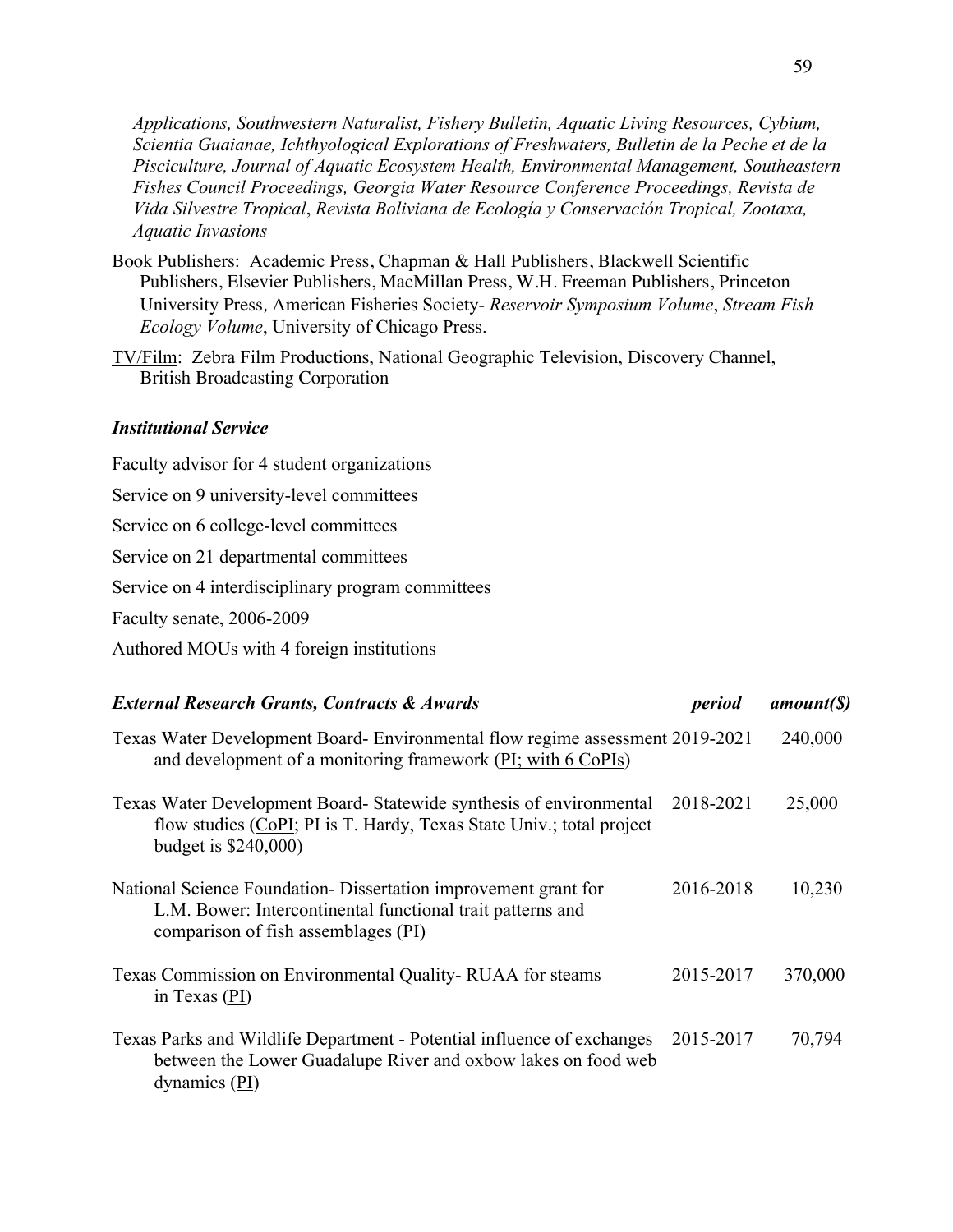*Applications, Southwestern Naturalist, Fishery Bulletin, Aquatic Living Resources, Cybium, Scientia Guaianae, Ichthyological Explorations of Freshwaters, Bulletin de la Peche et de la Pisciculture, Journal of Aquatic Ecosystem Health, Environmental Management, Southeastern Fishes Council Proceedings, Georgia Water Resource Conference Proceedings, Revista de Vida Silvestre Tropical*, *Revista Boliviana de Ecología y Conservación Tropical, Zootaxa, Aquatic Invasions*

<u>Book Publishers</u>: Academic Press, Chapman & Hall Publishers, Blackwell Scientific Publishers, Elsevier Publishers, MacMillan Press, W.H. Freeman Publishers, Princeton University Press, American Fisheries Society- *Reservoir Symposium Volume*, *Stream Fish Ecology Volume*, University of Chicago Press.

<u>TV/Film</u>: Zebra Film Productions, National Geographic Television, Discovery Channel, British Broadcasting Corporation

### *Institutional Service*

Faculty advisor for 4 student organizations

Service on 9 university-level committees

Service on 6 college-level committees

Service on 21 departmental committees

Service on 4 interdisciplinary program committees

Faculty senate, 2006-2009

Authored MOUs with 4 foreign institutions

| ***External Research Grants, Contracts & Awards*** | ***period*** | ***amount($)*** |
|---|---|---|
| Texas Water Development Board- Environmental flow regime assessment and development of a monitoring framework (<u>PI; with 6 CoPIs</u>) | 2019-2021 | 240,000 |
| Texas Water Development Board- Statewide synthesis of environmental flow studies (<u>CoPI</u>; PI is T. Hardy, Texas State Univ.; total project budget is $240,000) | 2018-2021 | 25,000 |
| National Science Foundation- Dissertation improvement grant for L.M. Bower: Intercontinental functional trait patterns and comparison of fish assemblages (<u>PI</u>) | 2016-2018 | 10,230 |
| Texas Commission on Environmental Quality- RUAA for steams in Texas (<u>PI</u>) | 2015-2017 | 370,000 |
| Texas Parks and Wildlife Department - Potential influence of exchanges between the Lower Guadalupe River and oxbow lakes on food web dynamics (<u>PI</u>) | 2015-2017 | 70,794 |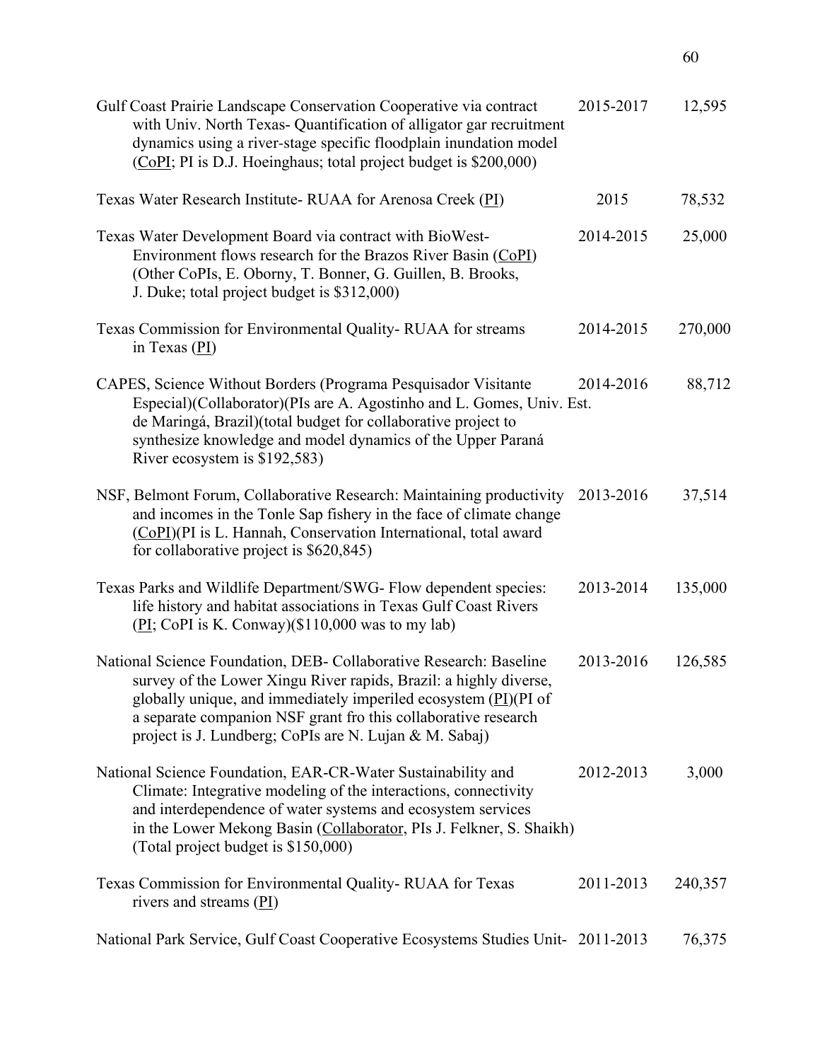| | | |
|---|---|---|
| Gulf Coast Prairie Landscape Conservation Cooperative via contract with Univ. North Texas- Quantification of alligator gar recruitment dynamics using a river-stage specific floodplain inundation model (CoPI; PI is D.J. Hoeinghaus; total project budget is $200,000) | 2015-2017 | 12,595 |
| Texas Water Research Institute- RUAA for Arenosa Creek (PI) | 2015 | 78,532 |
| Texas Water Development Board via contract with BioWest- Environment flows research for the Brazos River Basin (CoPI) (Other CoPIs, E. Oborny, T. Bonner, G. Guillen, B. Brooks, J. Duke; total project budget is $312,000) | 2014-2015 | 25,000 |
| Texas Commission for Environmental Quality- RUAA for streams in Texas (PI) | 2014-2015 | 270,000 |
| CAPES, Science Without Borders (Programa Pesquisador Visitante Especial)(Collaborator)(PIs are A. Agostinho and L. Gomes, Univ. Est. de Maringá, Brazil)(total budget for collaborative project to synthesize knowledge and model dynamics of the Upper Paraná River ecosystem is $192,583) | 2014-2016 | 88,712 |
| NSF, Belmont Forum, Collaborative Research: Maintaining productivity and incomes in the Tonle Sap fishery in the face of climate change (CoPI)(PI is L. Hannah, Conservation International, total award for collaborative project is $620,845) | 2013-2016 | 37,514 |
| Texas Parks and Wildlife Department/SWG- Flow dependent species: life history and habitat associations in Texas Gulf Coast Rivers (PI; CoPI is K. Conway)($110,000 was to my lab) | 2013-2014 | 135,000 |
| National Science Foundation, DEB- Collaborative Research: Baseline survey of the Lower Xingu River rapids, Brazil: a highly diverse, globally unique, and immediately imperiled ecosystem (PI)(PI of a separate companion NSF grant fro this collaborative research project is J. Lundberg; CoPIs are N. Lujan & M. Sabaj) | 2013-2016 | 126,585 |
| National Science Foundation, EAR-CR-Water Sustainability and Climate: Integrative modeling of the interactions, connectivity and interdependence of water systems and ecosystem services in the Lower Mekong Basin (Collaborator, PIs J. Felkner, S. Shaikh) (Total project budget is $150,000) | 2012-2013 | 3,000 |
| Texas Commission for Environmental Quality- RUAA for Texas rivers and streams (PI) | 2011-2013 | 240,357 |
| National Park Service, Gulf Coast Cooperative Ecosystems Studies Unit- | 2011-2013 | 76,375 |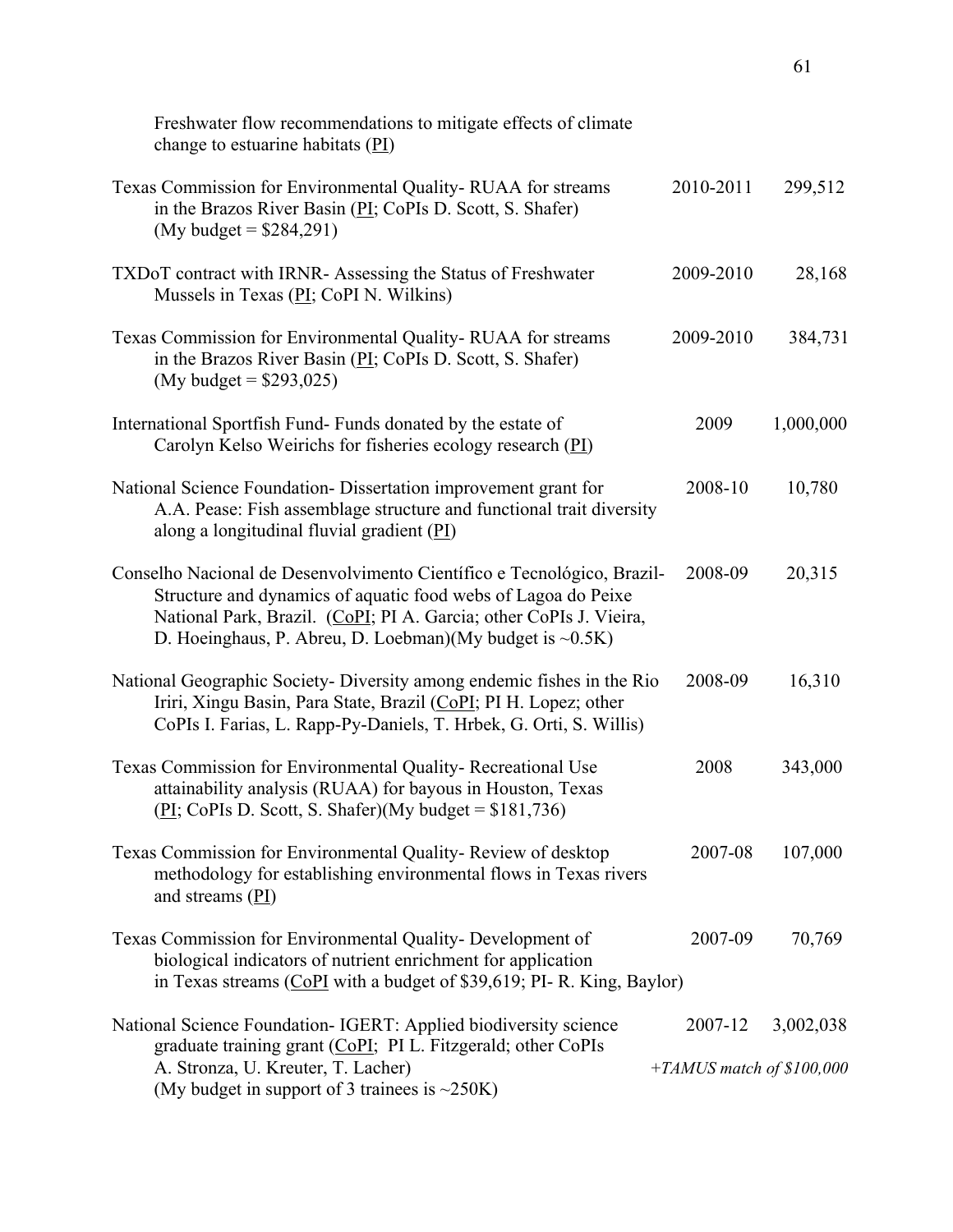Freshwater flow recommendations to mitigate effects of climate change to estuarine habitats (PI)

| Grant | Years | Amount |
|---|---|---|
| Texas Commission for Environmental Quality- RUAA for streams in the Brazos River Basin (PI; CoPIs D. Scott, S. Shafer) (My budget = $284,291) | 2010-2011 | 299,512 |
| TXDoT contract with IRNR- Assessing the Status of Freshwater Mussels in Texas (PI; CoPI N. Wilkins) | 2009-2010 | 28,168 |
| Texas Commission for Environmental Quality- RUAA for streams in the Brazos River Basin (PI; CoPIs D. Scott, S. Shafer) (My budget = $293,025) | 2009-2010 | 384,731 |
| International Sportfish Fund- Funds donated by the estate of Carolyn Kelso Weirichs for fisheries ecology research (PI) | 2009 | 1,000,000 |
| National Science Foundation- Dissertation improvement grant for A.A. Pease: Fish assemblage structure and functional trait diversity along a longitudinal fluvial gradient (PI) | 2008-10 | 10,780 |
| Conselho Nacional de Desenvolvimento Científico e Tecnológico, Brazil- Structure and dynamics of aquatic food webs of Lagoa do Peixe National Park, Brazil. (CoPI; PI A. Garcia; other CoPIs J. Vieira, D. Hoeinghaus, P. Abreu, D. Loebman)(My budget is ~0.5K) | 2008-09 | 20,315 |
| National Geographic Society- Diversity among endemic fishes in the Rio Iriri, Xingu Basin, Para State, Brazil (CoPI; PI H. Lopez; other CoPIs I. Farias, L. Rapp-Py-Daniels, T. Hrbek, G. Orti, S. Willis) | 2008-09 | 16,310 |
| Texas Commission for Environmental Quality- Recreational Use attainability analysis (RUAA) for bayous in Houston, Texas (PI; CoPIs D. Scott, S. Shafer)(My budget = $181,736) | 2008 | 343,000 |
| Texas Commission for Environmental Quality- Review of desktop methodology for establishing environmental flows in Texas rivers and streams (PI) | 2007-08 | 107,000 |
| Texas Commission for Environmental Quality- Development of biological indicators of nutrient enrichment for application in Texas streams (CoPI with a budget of $39,619; PI- R. King, Baylor) | 2007-09 | 70,769 |
| National Science Foundation- IGERT: Applied biodiversity science graduate training grant (CoPI; PI L. Fitzgerald; other CoPIs A. Stronza, U. Kreuter, T. Lacher) (My budget in support of 3 trainees is ~250K) | 2007-12 | 3,002,038 *+TAMUS match of $100,000* |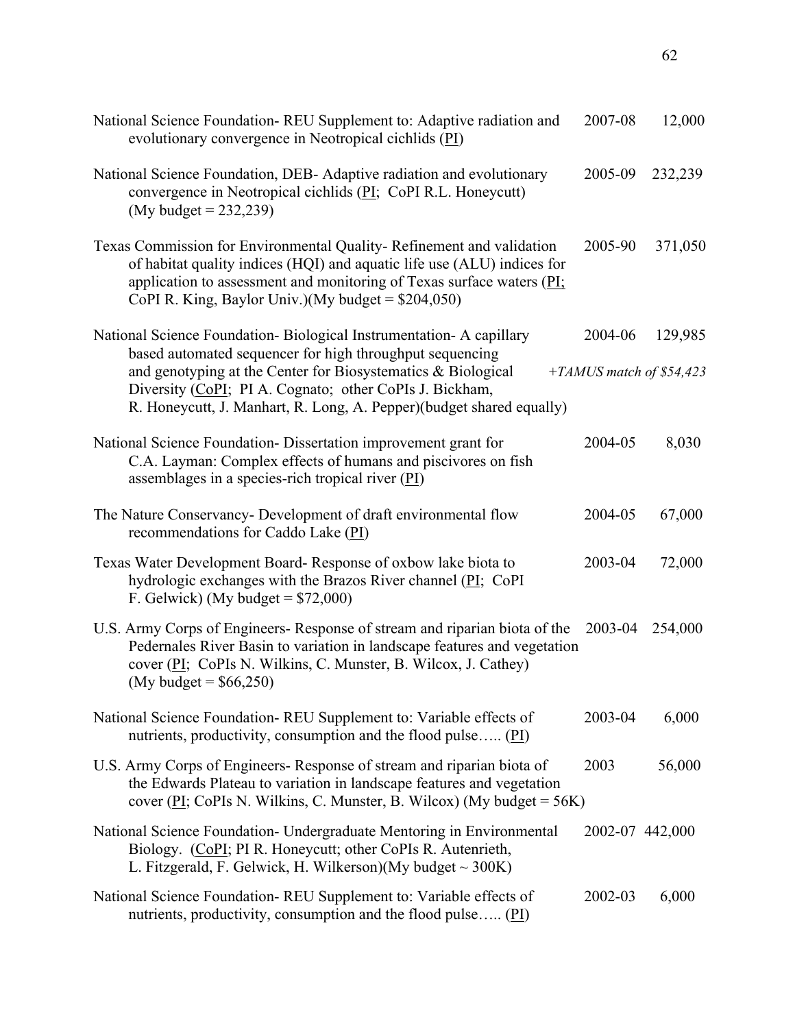National Science Foundation- REU Supplement to: Adaptive radiation and evolutionary convergence in Neotropical cichlids (PI) 2007-08 12,000

National Science Foundation, DEB- Adaptive radiation and evolutionary convergence in Neotropical cichlids (PI; CoPI R.L. Honeycutt) (My budget = 232,239) 2005-09 232,239

Texas Commission for Environmental Quality- Refinement and validation of habitat quality indices (HQI) and aquatic life use (ALU) indices for application to assessment and monitoring of Texas surface waters (PI; CoPI R. King, Baylor Univ.)(My budget = $204,050) 2005-90 371,050

National Science Foundation- Biological Instrumentation- A capillary based automated sequencer for high throughput sequencing and genotyping at the Center for Biosystematics & Biological Diversity (CoPI; PI A. Cognato; other CoPIs J. Bickham, R. Honeycutt, J. Manhart, R. Long, A. Pepper)(budget shared equally) 2004-06 129,985 *+TAMUS match of $54,423*

National Science Foundation- Dissertation improvement grant for C.A. Layman: Complex effects of humans and piscivores on fish assemblages in a species-rich tropical river (PI) 2004-05 8,030

The Nature Conservancy- Development of draft environmental flow recommendations for Caddo Lake (PI) 2004-05 67,000

Texas Water Development Board- Response of oxbow lake biota to hydrologic exchanges with the Brazos River channel (PI; CoPI F. Gelwick) (My budget = $72,000) 2003-04 72,000

U.S. Army Corps of Engineers- Response of stream and riparian biota of the Pedernales River Basin to variation in landscape features and vegetation cover (PI; CoPIs N. Wilkins, C. Munster, B. Wilcox, J. Cathey) (My budget = $66,250) 2003-04 254,000

National Science Foundation- REU Supplement to: Variable effects of nutrients, productivity, consumption and the flood pulse….. (PI) 2003-04 6,000

U.S. Army Corps of Engineers- Response of stream and riparian biota of the Edwards Plateau to variation in landscape features and vegetation cover (PI; CoPIs N. Wilkins, C. Munster, B. Wilcox) (My budget = 56K) 2003 56,000

National Science Foundation- Undergraduate Mentoring in Environmental Biology. (CoPI; PI R. Honeycutt; other CoPIs R. Autenrieth, L. Fitzgerald, F. Gelwick, H. Wilkerson)(My budget ~ 300K) 2002-07 442,000

National Science Foundation- REU Supplement to: Variable effects of nutrients, productivity, consumption and the flood pulse….. (PI) 2002-03 6,000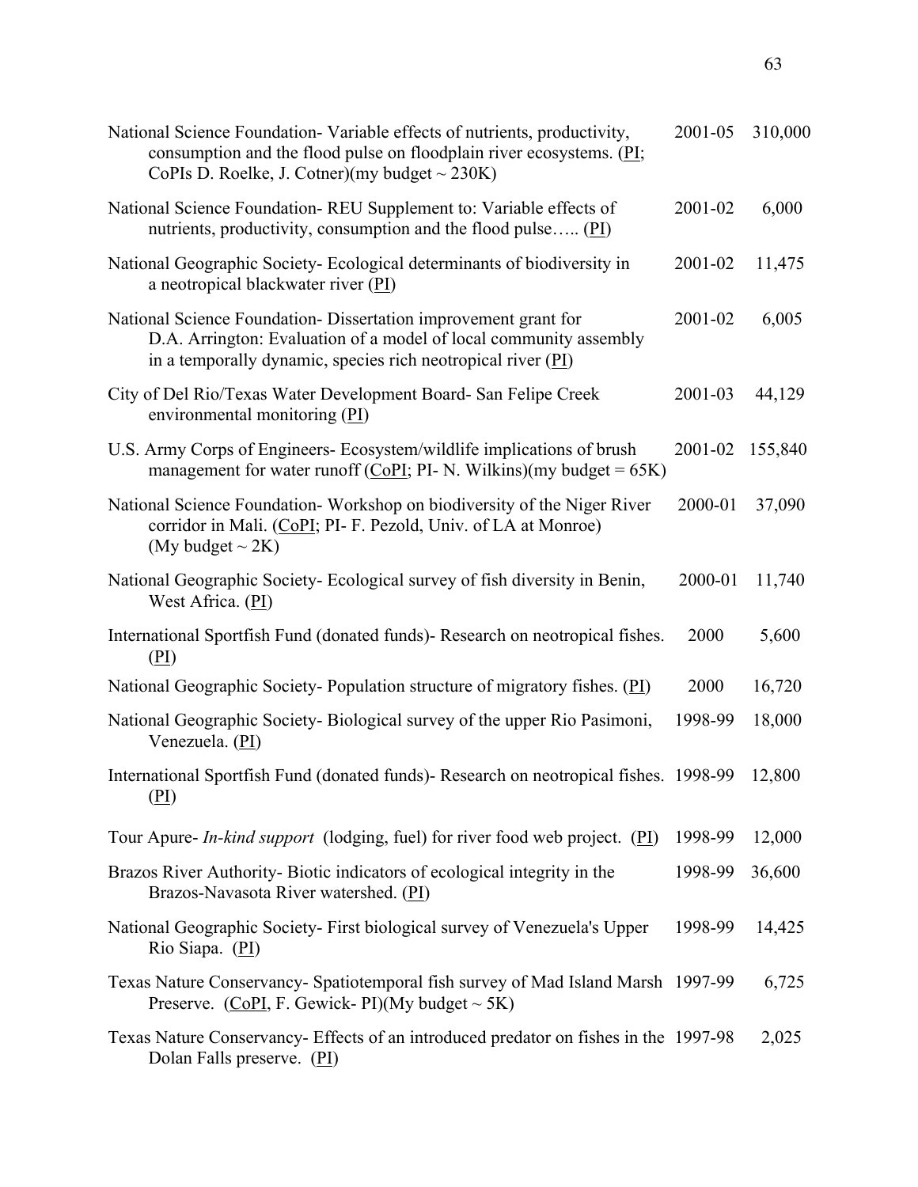| | | |
|---|---|---|
| National Science Foundation- Variable effects of nutrients, productivity, consumption and the flood pulse on floodplain river ecosystems. (PI; CoPIs D. Roelke, J. Cotner)(my budget ~ 230K) | 2001-05 | 310,000 |
| National Science Foundation- REU Supplement to: Variable effects of nutrients, productivity, consumption and the flood pulse….. (PI) | 2001-02 | 6,000 |
| National Geographic Society- Ecological determinants of biodiversity in a neotropical blackwater river (PI) | 2001-02 | 11,475 |
| National Science Foundation- Dissertation improvement grant for D.A. Arrington: Evaluation of a model of local community assembly in a temporally dynamic, species rich neotropical river (PI) | 2001-02 | 6,005 |
| City of Del Rio/Texas Water Development Board- San Felipe Creek environmental monitoring (PI) | 2001-03 | 44,129 |
| U.S. Army Corps of Engineers- Ecosystem/wildlife implications of brush management for water runoff (CoPI; PI- N. Wilkins)(my budget = 65K) | 2001-02 | 155,840 |
| National Science Foundation- Workshop on biodiversity of the Niger River corridor in Mali. (CoPI; PI- F. Pezold, Univ. of LA at Monroe) (My budget ~ 2K) | 2000-01 | 37,090 |
| National Geographic Society- Ecological survey of fish diversity in Benin, West Africa. (PI) | 2000-01 | 11,740 |
| International Sportfish Fund (donated funds)- Research on neotropical fishes. (PI) | 2000 | 5,600 |
| National Geographic Society- Population structure of migratory fishes. (PI) | 2000 | 16,720 |
| National Geographic Society- Biological survey of the upper Rio Pasimoni, Venezuela. (PI) | 1998-99 | 18,000 |
| International Sportfish Fund (donated funds)- Research on neotropical fishes. (PI) | 1998-99 | 12,800 |
| Tour Apure- *In-kind support* (lodging, fuel) for river food web project. (PI) | 1998-99 | 12,000 |
| Brazos River Authority- Biotic indicators of ecological integrity in the Brazos-Navasota River watershed. (PI) | 1998-99 | 36,600 |
| National Geographic Society- First biological survey of Venezuela's Upper Rio Siapa. (PI) | 1998-99 | 14,425 |
| Texas Nature Conservancy- Spatiotemporal fish survey of Mad Island Marsh Preserve. (CoPI, F. Gewick- PI)(My budget ~ 5K) | 1997-99 | 6,725 |
| Texas Nature Conservancy- Effects of an introduced predator on fishes in the Dolan Falls preserve. (PI) | 1997-98 | 2,025 |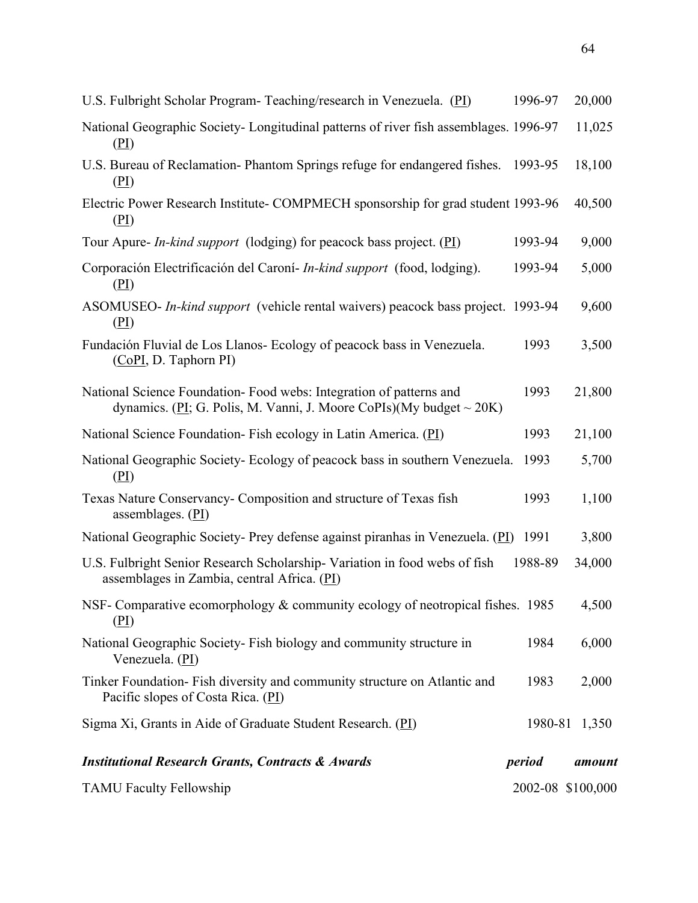| | | |
|---|---|---|
| U.S. Fulbright Scholar Program- Teaching/research in Venezuela. (PI) | 1996-97 | 20,000 |
| National Geographic Society- Longitudinal patterns of river fish assemblages. (PI) | 1996-97 | 11,025 |
| U.S. Bureau of Reclamation- Phantom Springs refuge for endangered fishes. (PI) | 1993-95 | 18,100 |
| Electric Power Research Institute- COMPMECH sponsorship for grad student (PI) | 1993-96 | 40,500 |
| Tour Apure- *In-kind support* (lodging) for peacock bass project. (PI) | 1993-94 | 9,000 |
| Corporación Electrificación del Caroní- *In-kind support* (food, lodging). (PI) | 1993-94 | 5,000 |
| ASOMUSEO- *In-kind support* (vehicle rental waivers) peacock bass project. (PI) | 1993-94 | 9,600 |
| Fundación Fluvial de Los Llanos- Ecology of peacock bass in Venezuela. (CoPI, D. Taphorn PI) | 1993 | 3,500 |
| National Science Foundation- Food webs: Integration of patterns and dynamics. (PI; G. Polis, M. Vanni, J. Moore CoPIs)(My budget ~ 20K) | 1993 | 21,800 |
| National Science Foundation- Fish ecology in Latin America. (PI) | 1993 | 21,100 |
| National Geographic Society- Ecology of peacock bass in southern Venezuela. (PI) | 1993 | 5,700 |
| Texas Nature Conservancy- Composition and structure of Texas fish assemblages. (PI) | 1993 | 1,100 |
| National Geographic Society- Prey defense against piranhas in Venezuela. (PI) | 1991 | 3,800 |
| U.S. Fulbright Senior Research Scholarship- Variation in food webs of fish assemblages in Zambia, central Africa. (PI) | 1988-89 | 34,000 |
| NSF- Comparative ecomorphology & community ecology of neotropical fishes. (PI) | 1985 | 4,500 |
| National Geographic Society- Fish biology and community structure in Venezuela. (PI) | 1984 | 6,000 |
| Tinker Foundation- Fish diversity and community structure on Atlantic and Pacific slopes of Costa Rica. (PI) | 1983 | 2,000 |
| Sigma Xi, Grants in Aide of Graduate Student Research. (PI) | 1980-81 | 1,350 |

| ***Institutional Research Grants, Contracts & Awards*** | ***period*** | ***amount*** |
|---|---|---|
| TAMU Faculty Fellowship | 2002-08 | $100,000 |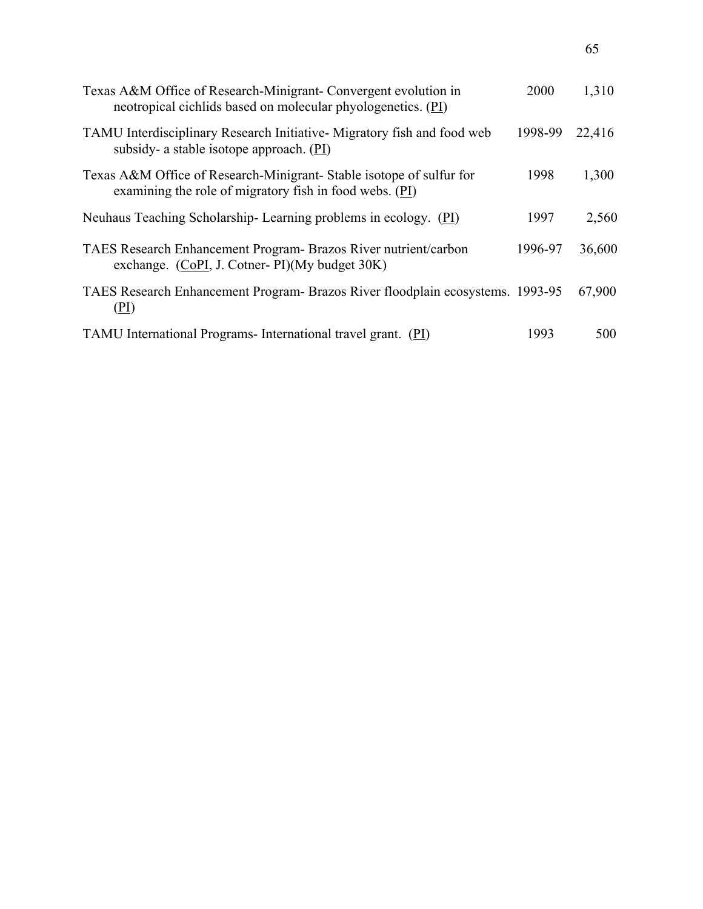| | | |
|---|---|---|
| Texas A&M Office of Research-Minigrant- Convergent evolution in neotropical cichlids based on molecular phyologenetics. (PI) | 2000 | 1,310 |
| TAMU Interdisciplinary Research Initiative- Migratory fish and food web subsidy- a stable isotope approach. (PI) | 1998-99 | 22,416 |
| Texas A&M Office of Research-Minigrant- Stable isotope of sulfur for examining the role of migratory fish in food webs. (PI) | 1998 | 1,300 |
| Neuhaus Teaching Scholarship- Learning problems in ecology. (PI) | 1997 | 2,560 |
| TAES Research Enhancement Program- Brazos River nutrient/carbon exchange. (CoPI, J. Cotner- PI)(My budget 30K) | 1996-97 | 36,600 |
| TAES Research Enhancement Program- Brazos River floodplain ecosystems. (PI) | 1993-95 | 67,900 |
| TAMU International Programs- International travel grant. (PI) | 1993 | 500 |